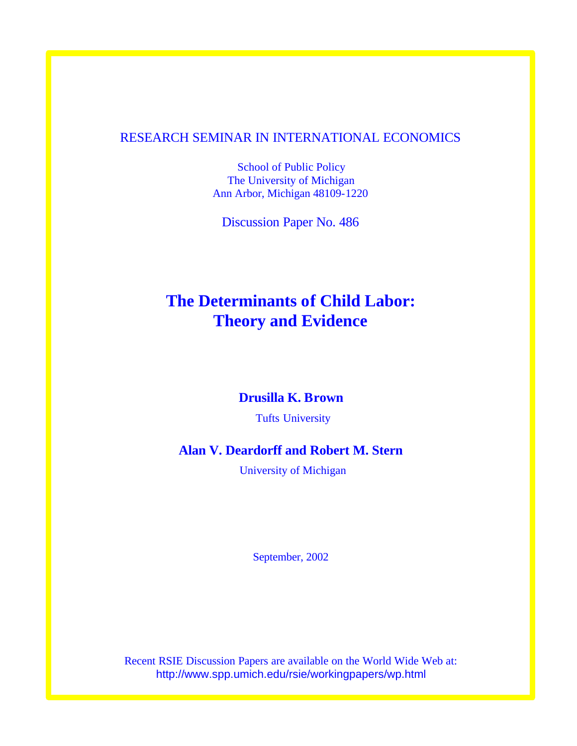RESEARCH SEMINAR IN INTERNATIONAL ECONOMICS

School of Public Policy
The University of Michigan
Ann Arbor, Michigan 48109-1220

Discussion Paper No. 486

# The Determinants of Child Labor: Theory and Evidence

**Drusilla K. Brown**

Tufts University

**Alan V. Deardorff and Robert M. Stern**

University of Michigan

September, 2002

Recent RSIE Discussion Papers are available on the World Wide Web at:
http://www.spp.umich.edu/rsie/workingpapers/wp.html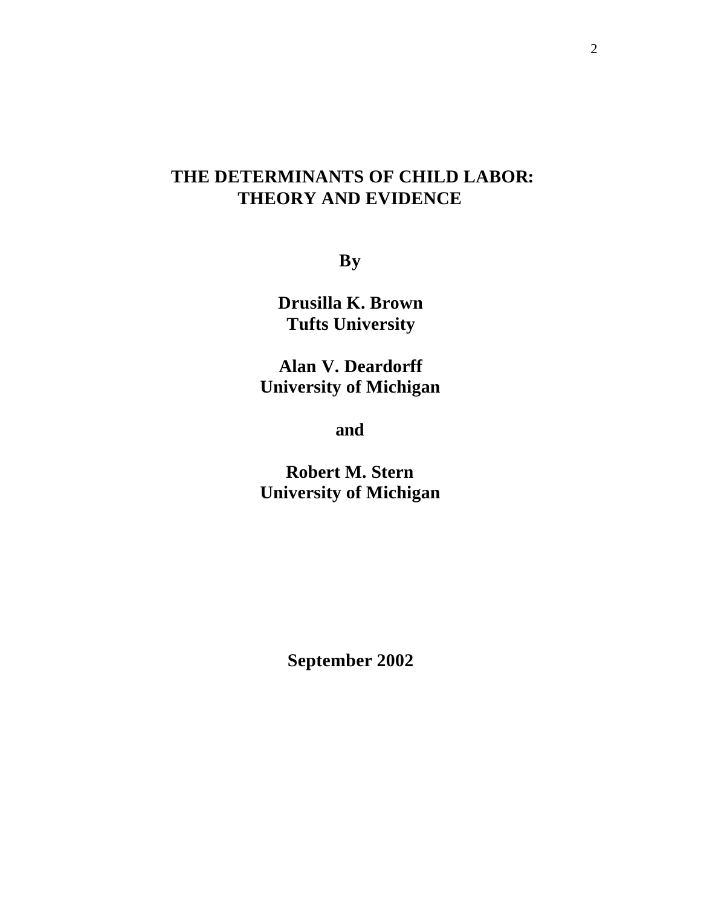# THE DETERMINANTS OF CHILD LABOR: THEORY AND EVIDENCE

**By**

**Drusilla K. Brown**
**Tufts University**

**Alan V. Deardorff**
**University of Michigan**

**and**

**Robert M. Stern**
**University of Michigan**

**September 2002**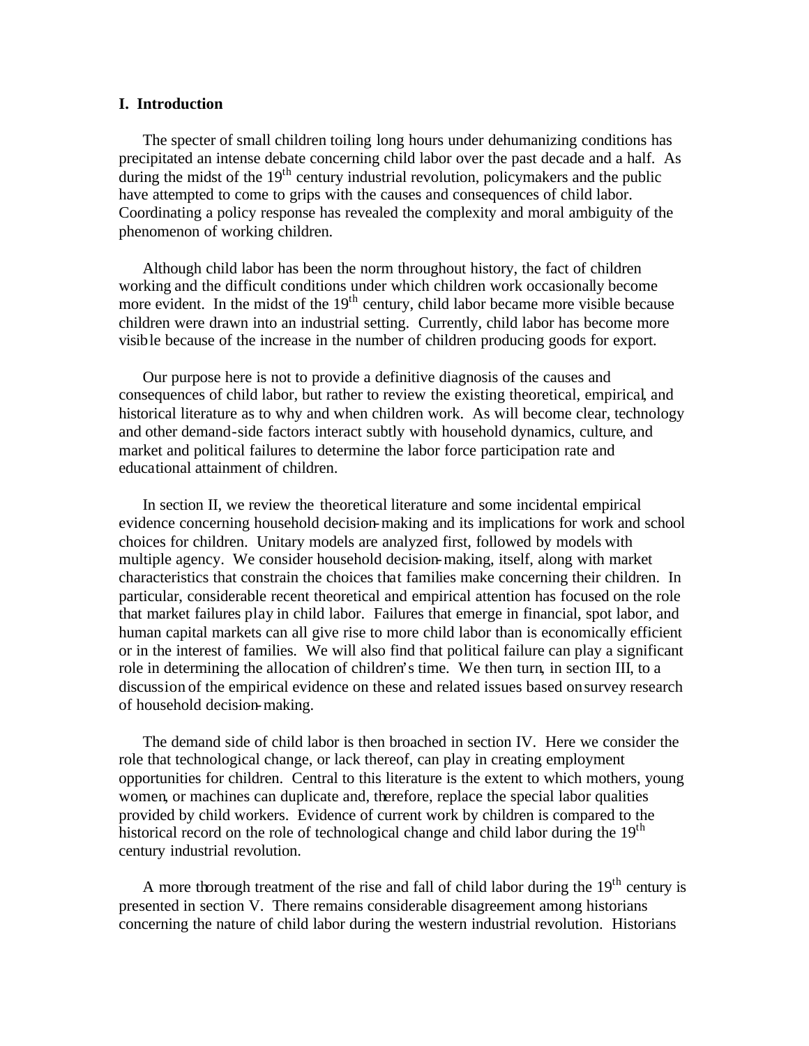## I. Introduction

The specter of small children toiling long hours under dehumanizing conditions has precipitated an intense debate concerning child labor over the past decade and a half. As during the midst of the 19th century industrial revolution, policymakers and the public have attempted to come to grips with the causes and consequences of child labor. Coordinating a policy response has revealed the complexity and moral ambiguity of the phenomenon of working children.

Although child labor has been the norm throughout history, the fact of children working and the difficult conditions under which children work occasionally become more evident. In the midst of the 19th century, child labor became more visible because children were drawn into an industrial setting. Currently, child labor has become more visible because of the increase in the number of children producing goods for export.

Our purpose here is not to provide a definitive diagnosis of the causes and consequences of child labor, but rather to review the existing theoretical, empirical, and historical literature as to why and when children work. As will become clear, technology and other demand-side factors interact subtly with household dynamics, culture, and market and political failures to determine the labor force participation rate and educational attainment of children.

In section II, we review the theoretical literature and some incidental empirical evidence concerning household decision-making and its implications for work and school choices for children. Unitary models are analyzed first, followed by models with multiple agency. We consider household decision-making, itself, along with market characteristics that constrain the choices that families make concerning their children. In particular, considerable recent theoretical and empirical attention has focused on the role that market failures play in child labor. Failures that emerge in financial, spot labor, and human capital markets can all give rise to more child labor than is economically efficient or in the interest of families. We will also find that political failure can play a significant role in determining the allocation of children's time. We then turn, in section III, to a discussion of the empirical evidence on these and related issues based on survey research of household decision-making.

The demand side of child labor is then broached in section IV. Here we consider the role that technological change, or lack thereof, can play in creating employment opportunities for children. Central to this literature is the extent to which mothers, young women, or machines can duplicate and, therefore, replace the special labor qualities provided by child workers. Evidence of current work by children is compared to the historical record on the role of technological change and child labor during the 19th century industrial revolution.

A more thorough treatment of the rise and fall of child labor during the 19th century is presented in section V. There remains considerable disagreement among historians concerning the nature of child labor during the western industrial revolution. Historians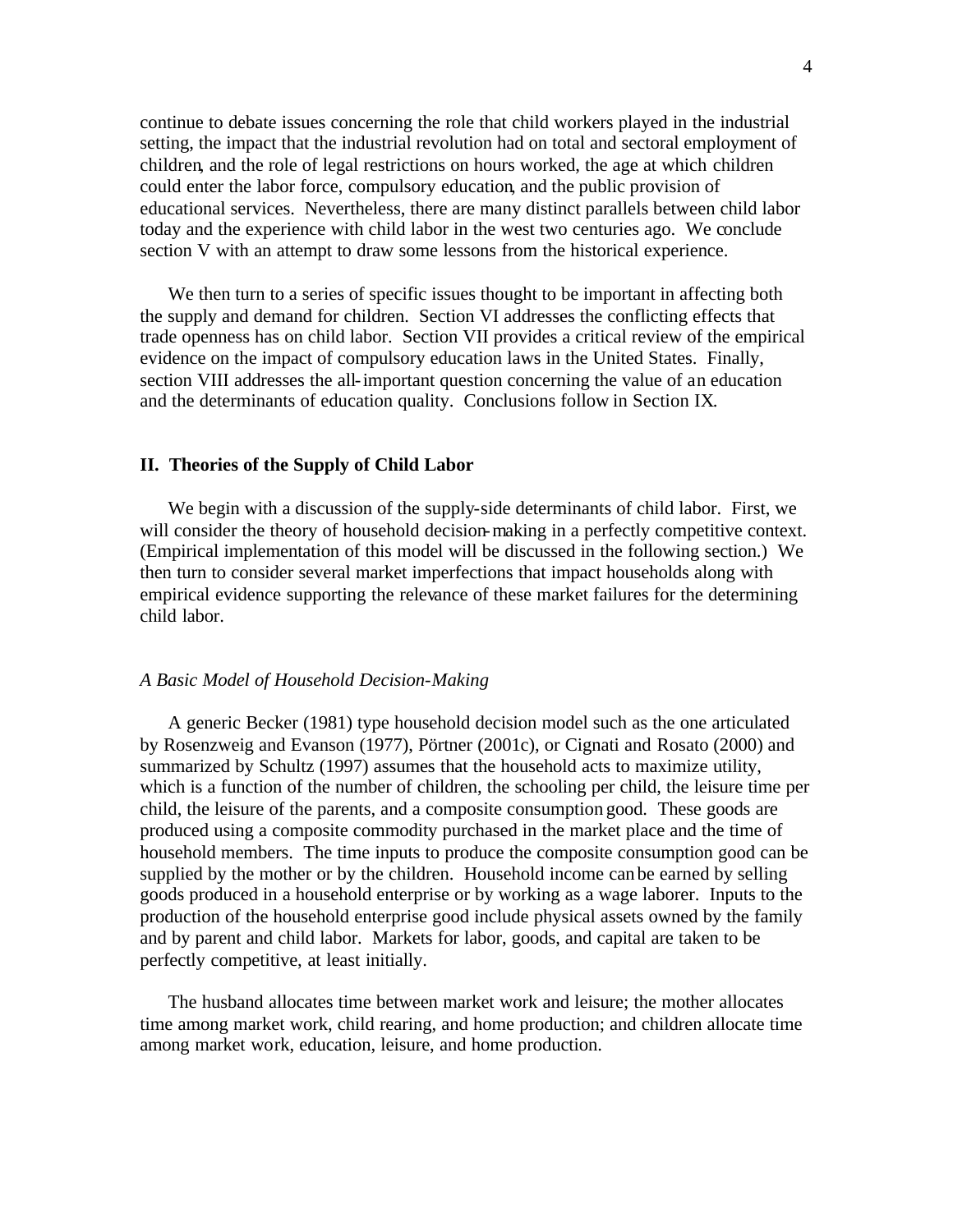continue to debate issues concerning the role that child workers played in the industrial setting, the impact that the industrial revolution had on total and sectoral employment of children, and the role of legal restrictions on hours worked, the age at which children could enter the labor force, compulsory education, and the public provision of educational services. Nevertheless, there are many distinct parallels between child labor today and the experience with child labor in the west two centuries ago. We conclude section V with an attempt to draw some lessons from the historical experience.

We then turn to a series of specific issues thought to be important in affecting both the supply and demand for children. Section VI addresses the conflicting effects that trade openness has on child labor. Section VII provides a critical review of the empirical evidence on the impact of compulsory education laws in the United States. Finally, section VIII addresses the all-important question concerning the value of an education and the determinants of education quality. Conclusions follow in Section IX.

## II. Theories of the Supply of Child Labor

We begin with a discussion of the supply-side determinants of child labor. First, we will consider the theory of household decision-making in a perfectly competitive context. (Empirical implementation of this model will be discussed in the following section.) We then turn to consider several market imperfections that impact households along with empirical evidence supporting the relevance of these market failures for the determining child labor.

### *A Basic Model of Household Decision-Making*

A generic Becker (1981) type household decision model such as the one articulated by Rosenzweig and Evanson (1977), Pörtner (2001c), or Cignati and Rosato (2000) and summarized by Schultz (1997) assumes that the household acts to maximize utility, which is a function of the number of children, the schooling per child, the leisure time per child, the leisure of the parents, and a composite consumption good. These goods are produced using a composite commodity purchased in the market place and the time of household members. The time inputs to produce the composite consumption good can be supplied by the mother or by the children. Household income can be earned by selling goods produced in a household enterprise or by working as a wage laborer. Inputs to the production of the household enterprise good include physical assets owned by the family and by parent and child labor. Markets for labor, goods, and capital are taken to be perfectly competitive, at least initially.

The husband allocates time between market work and leisure; the mother allocates time among market work, child rearing, and home production; and children allocate time among market work, education, leisure, and home production.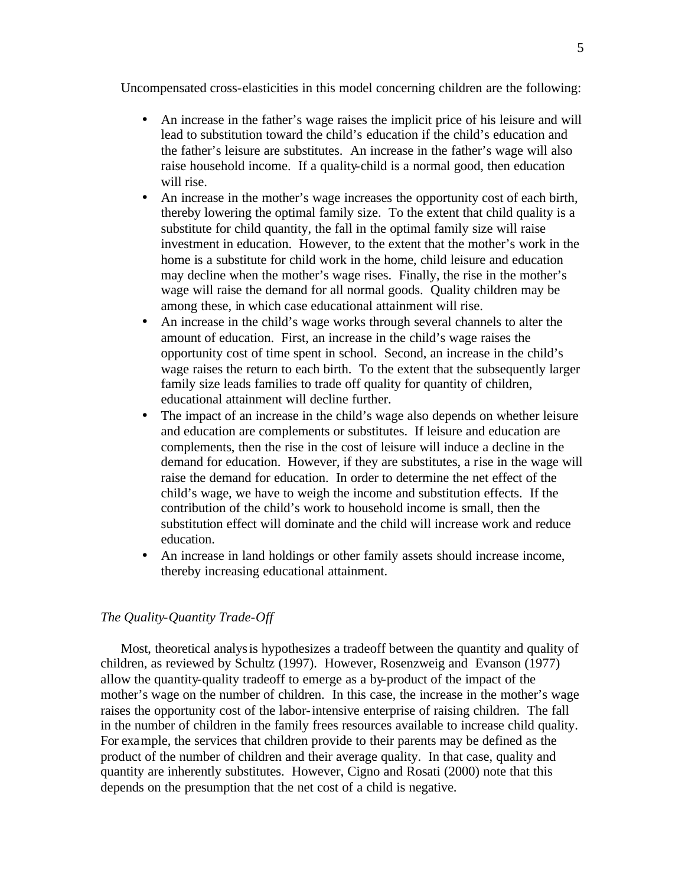Uncompensated cross-elasticities in this model concerning children are the following:

- An increase in the father's wage raises the implicit price of his leisure and will lead to substitution toward the child's education if the child's education and the father's leisure are substitutes. An increase in the father's wage will also raise household income. If a quality-child is a normal good, then education will rise.
- An increase in the mother's wage increases the opportunity cost of each birth, thereby lowering the optimal family size. To the extent that child quality is a substitute for child quantity, the fall in the optimal family size will raise investment in education. However, to the extent that the mother's work in the home is a substitute for child work in the home, child leisure and education may decline when the mother's wage rises. Finally, the rise in the mother's wage will raise the demand for all normal goods. Quality children may be among these, in which case educational attainment will rise.
- An increase in the child's wage works through several channels to alter the amount of education. First, an increase in the child's wage raises the opportunity cost of time spent in school. Second, an increase in the child's wage raises the return to each birth. To the extent that the subsequently larger family size leads families to trade off quality for quantity of children, educational attainment will decline further.
- The impact of an increase in the child's wage also depends on whether leisure and education are complements or substitutes. If leisure and education are complements, then the rise in the cost of leisure will induce a decline in the demand for education. However, if they are substitutes, a rise in the wage will raise the demand for education. In order to determine the net effect of the child's wage, we have to weigh the income and substitution effects. If the contribution of the child's work to household income is small, then the substitution effect will dominate and the child will increase work and reduce education.
- An increase in land holdings or other family assets should increase income, thereby increasing educational attainment.

*The Quality-Quantity Trade-Off*

Most, theoretical analysis hypothesizes a tradeoff between the quantity and quality of children, as reviewed by Schultz (1997). However, Rosenzweig and Evanson (1977) allow the quantity-quality tradeoff to emerge as a by-product of the impact of the mother's wage on the number of children. In this case, the increase in the mother's wage raises the opportunity cost of the labor-intensive enterprise of raising children. The fall in the number of children in the family frees resources available to increase child quality. For example, the services that children provide to their parents may be defined as the product of the number of children and their average quality. In that case, quality and quantity are inherently substitutes. However, Cigno and Rosati (2000) note that this depends on the presumption that the net cost of a child is negative.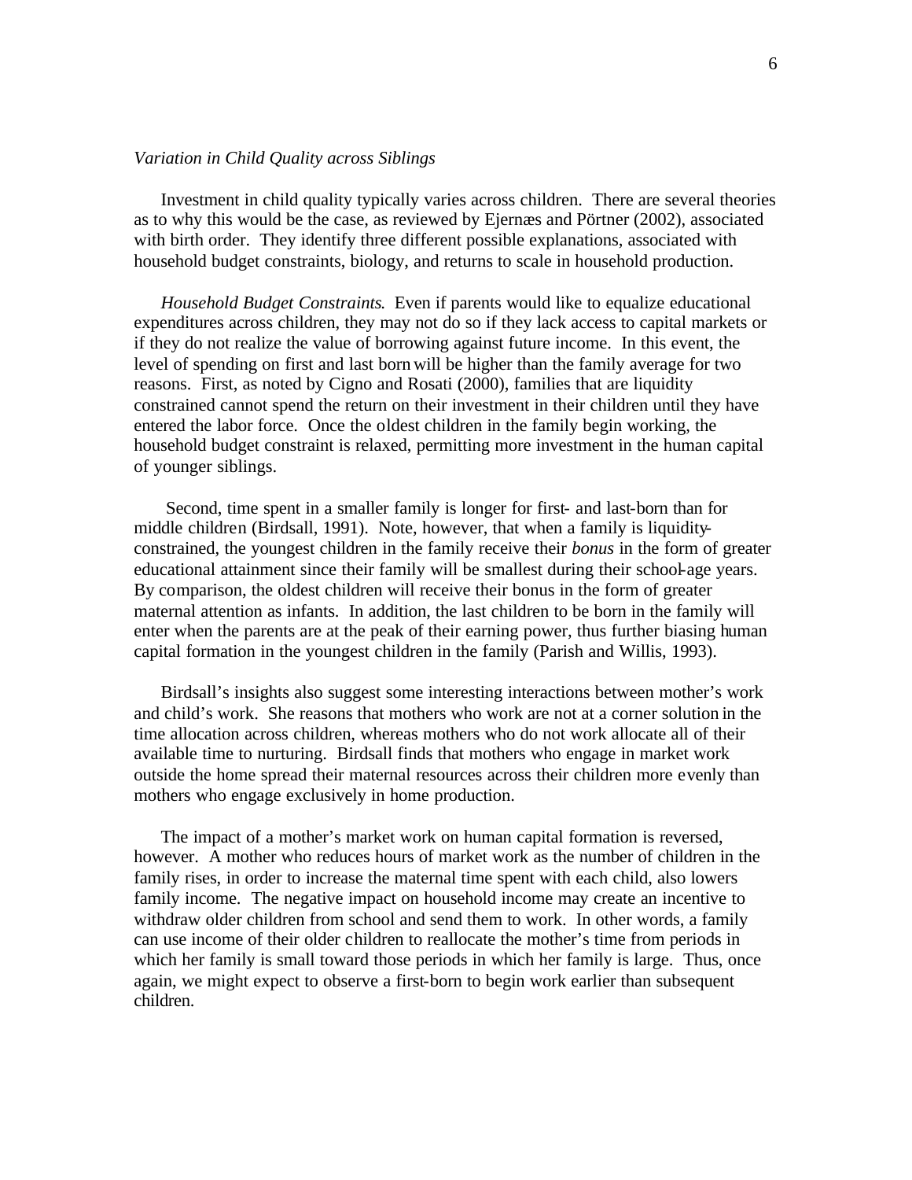*Variation in Child Quality across Siblings*

Investment in child quality typically varies across children. There are several theories as to why this would be the case, as reviewed by Ejernæs and Pörtner (2002), associated with birth order. They identify three different possible explanations, associated with household budget constraints, biology, and returns to scale in household production.

*Household Budget Constraints*. Even if parents would like to equalize educational expenditures across children, they may not do so if they lack access to capital markets or if they do not realize the value of borrowing against future income. In this event, the level of spending on first and last born will be higher than the family average for two reasons. First, as noted by Cigno and Rosati (2000), families that are liquidity constrained cannot spend the return on their investment in their children until they have entered the labor force. Once the oldest children in the family begin working, the household budget constraint is relaxed, permitting more investment in the human capital of younger siblings.

Second, time spent in a smaller family is longer for first- and last-born than for middle children (Birdsall, 1991). Note, however, that when a family is liquidity-constrained, the youngest children in the family receive their *bonus* in the form of greater educational attainment since their family will be smallest during their school-age years. By comparison, the oldest children will receive their bonus in the form of greater maternal attention as infants. In addition, the last children to be born in the family will enter when the parents are at the peak of their earning power, thus further biasing human capital formation in the youngest children in the family (Parish and Willis, 1993).

Birdsall's insights also suggest some interesting interactions between mother's work and child's work. She reasons that mothers who work are not at a corner solution in the time allocation across children, whereas mothers who do not work allocate all of their available time to nurturing. Birdsall finds that mothers who engage in market work outside the home spread their maternal resources across their children more evenly than mothers who engage exclusively in home production.

The impact of a mother's market work on human capital formation is reversed, however. A mother who reduces hours of market work as the number of children in the family rises, in order to increase the maternal time spent with each child, also lowers family income. The negative impact on household income may create an incentive to withdraw older children from school and send them to work. In other words, a family can use income of their older children to reallocate the mother's time from periods in which her family is small toward those periods in which her family is large. Thus, once again, we might expect to observe a first-born to begin work earlier than subsequent children.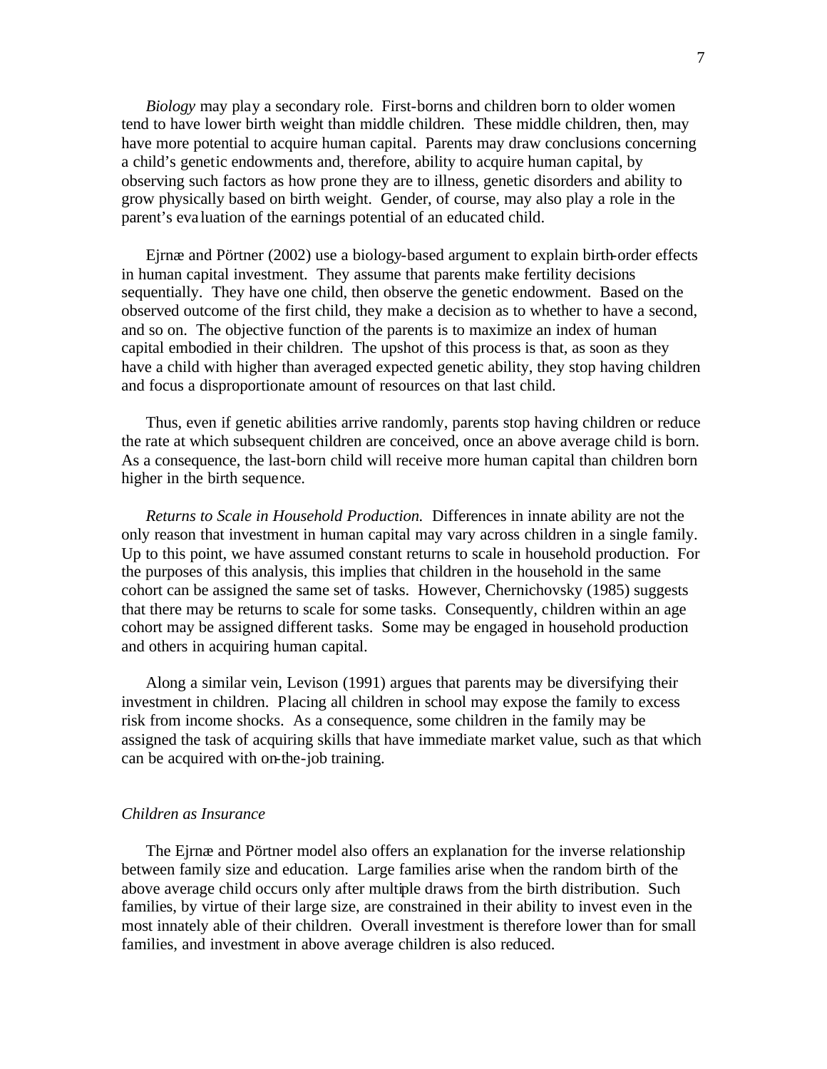*Biology* may play a secondary role. First-borns and children born to older women tend to have lower birth weight than middle children. These middle children, then, may have more potential to acquire human capital. Parents may draw conclusions concerning a child's genetic endowments and, therefore, ability to acquire human capital, by observing such factors as how prone they are to illness, genetic disorders and ability to grow physically based on birth weight. Gender, of course, may also play a role in the parent's evaluation of the earnings potential of an educated child.

Ejrnæ and Pörtner (2002) use a biology-based argument to explain birth-order effects in human capital investment. They assume that parents make fertility decisions sequentially. They have one child, then observe the genetic endowment. Based on the observed outcome of the first child, they make a decision as to whether to have a second, and so on. The objective function of the parents is to maximize an index of human capital embodied in their children. The upshot of this process is that, as soon as they have a child with higher than averaged expected genetic ability, they stop having children and focus a disproportionate amount of resources on that last child.

Thus, even if genetic abilities arrive randomly, parents stop having children or reduce the rate at which subsequent children are conceived, once an above average child is born. As a consequence, the last-born child will receive more human capital than children born higher in the birth sequence.

*Returns to Scale in Household Production.* Differences in innate ability are not the only reason that investment in human capital may vary across children in a single family. Up to this point, we have assumed constant returns to scale in household production. For the purposes of this analysis, this implies that children in the household in the same cohort can be assigned the same set of tasks. However, Chernichovsky (1985) suggests that there may be returns to scale for some tasks. Consequently, children within an age cohort may be assigned different tasks. Some may be engaged in household production and others in acquiring human capital.

Along a similar vein, Levison (1991) argues that parents may be diversifying their investment in children. Placing all children in school may expose the family to excess risk from income shocks. As a consequence, some children in the family may be assigned the task of acquiring skills that have immediate market value, such as that which can be acquired with on-the-job training.

*Children as Insurance*

The Ejrnæ and Pörtner model also offers an explanation for the inverse relationship between family size and education. Large families arise when the random birth of the above average child occurs only after multiple draws from the birth distribution. Such families, by virtue of their large size, are constrained in their ability to invest even in the most innately able of their children. Overall investment is therefore lower than for small families, and investment in above average children is also reduced.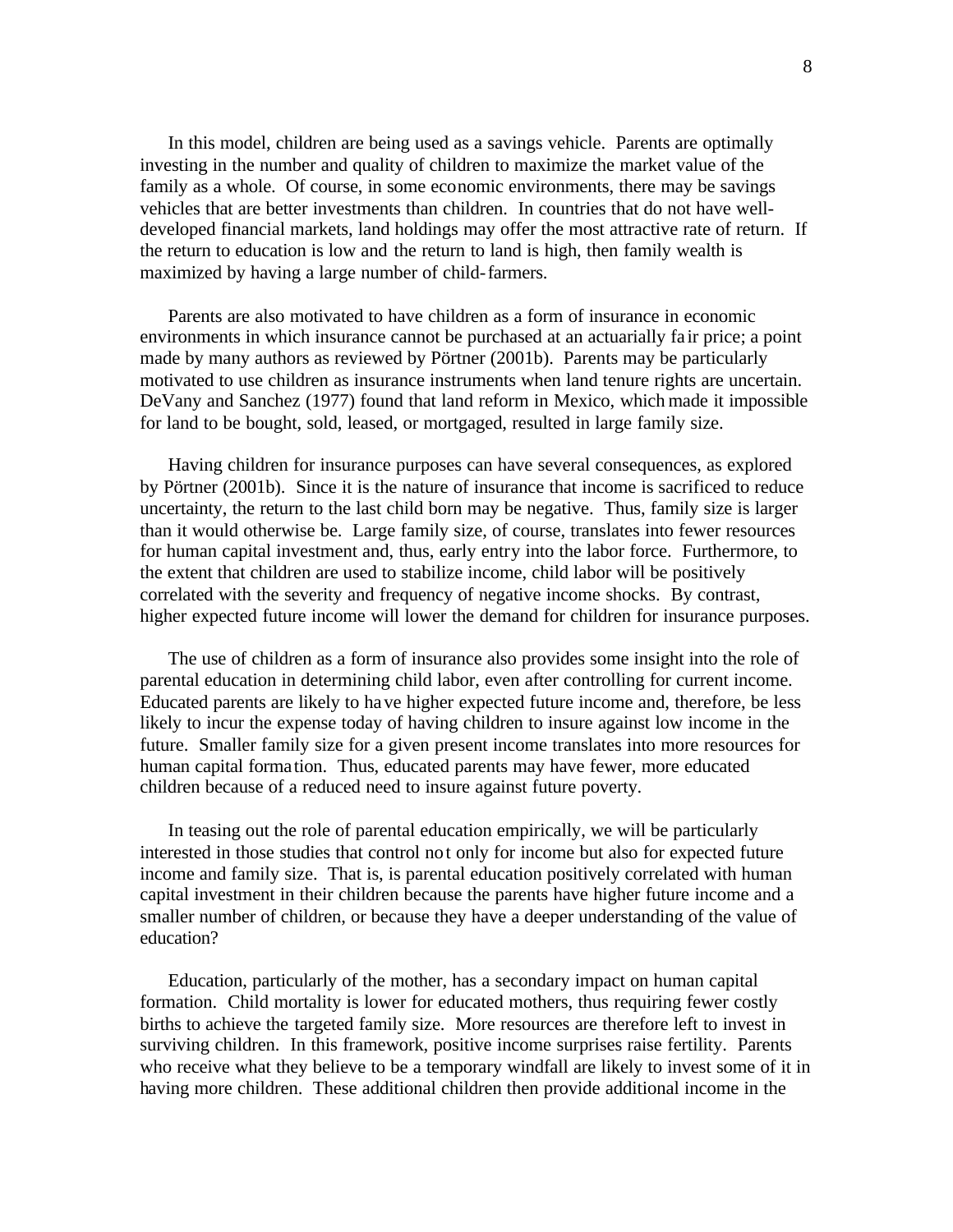In this model, children are being used as a savings vehicle. Parents are optimally investing in the number and quality of children to maximize the market value of the family as a whole. Of course, in some economic environments, there may be savings vehicles that are better investments than children. In countries that do not have well-developed financial markets, land holdings may offer the most attractive rate of return. If the return to education is low and the return to land is high, then family wealth is maximized by having a large number of child-farmers.

Parents are also motivated to have children as a form of insurance in economic environments in which insurance cannot be purchased at an actuarially fair price; a point made by many authors as reviewed by Pörtner (2001b). Parents may be particularly motivated to use children as insurance instruments when land tenure rights are uncertain. DeVany and Sanchez (1977) found that land reform in Mexico, which made it impossible for land to be bought, sold, leased, or mortgaged, resulted in large family size.

Having children for insurance purposes can have several consequences, as explored by Pörtner (2001b). Since it is the nature of insurance that income is sacrificed to reduce uncertainty, the return to the last child born may be negative. Thus, family size is larger than it would otherwise be. Large family size, of course, translates into fewer resources for human capital investment and, thus, early entry into the labor force. Furthermore, to the extent that children are used to stabilize income, child labor will be positively correlated with the severity and frequency of negative income shocks. By contrast, higher expected future income will lower the demand for children for insurance purposes.

The use of children as a form of insurance also provides some insight into the role of parental education in determining child labor, even after controlling for current income. Educated parents are likely to have higher expected future income and, therefore, be less likely to incur the expense today of having children to insure against low income in the future. Smaller family size for a given present income translates into more resources for human capital formation. Thus, educated parents may have fewer, more educated children because of a reduced need to insure against future poverty.

In teasing out the role of parental education empirically, we will be particularly interested in those studies that control not only for income but also for expected future income and family size. That is, is parental education positively correlated with human capital investment in their children because the parents have higher future income and a smaller number of children, or because they have a deeper understanding of the value of education?

Education, particularly of the mother, has a secondary impact on human capital formation. Child mortality is lower for educated mothers, thus requiring fewer costly births to achieve the targeted family size. More resources are therefore left to invest in surviving children. In this framework, positive income surprises raise fertility. Parents who receive what they believe to be a temporary windfall are likely to invest some of it in having more children. These additional children then provide additional income in the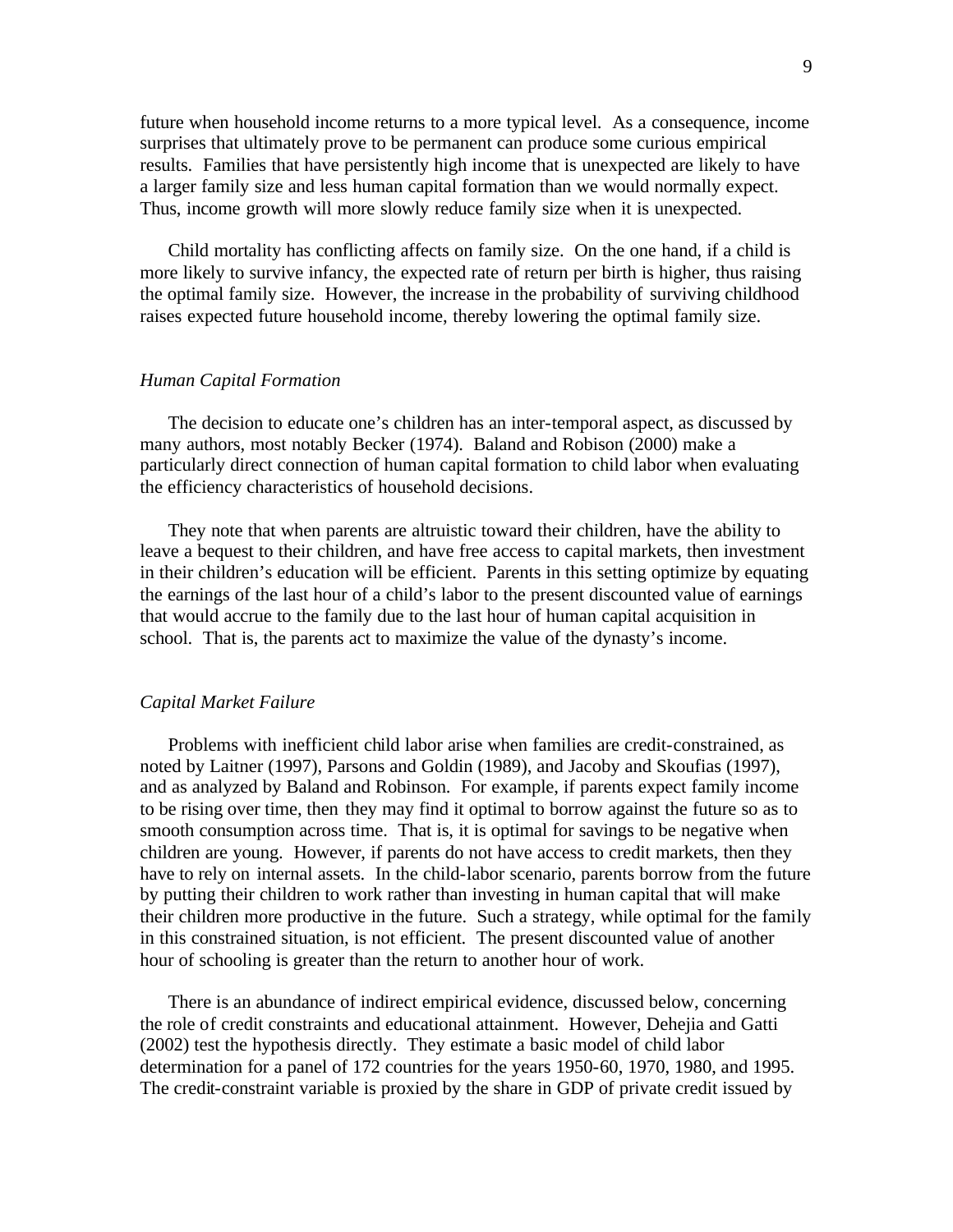future when household income returns to a more typical level. As a consequence, income surprises that ultimately prove to be permanent can produce some curious empirical results. Families that have persistently high income that is unexpected are likely to have a larger family size and less human capital formation than we would normally expect. Thus, income growth will more slowly reduce family size when it is unexpected.

Child mortality has conflicting affects on family size. On the one hand, if a child is more likely to survive infancy, the expected rate of return per birth is higher, thus raising the optimal family size. However, the increase in the probability of surviving childhood raises expected future household income, thereby lowering the optimal family size.

### *Human Capital Formation*

The decision to educate one's children has an inter-temporal aspect, as discussed by many authors, most notably Becker (1974). Baland and Robison (2000) make a particularly direct connection of human capital formation to child labor when evaluating the efficiency characteristics of household decisions.

They note that when parents are altruistic toward their children, have the ability to leave a bequest to their children, and have free access to capital markets, then investment in their children's education will be efficient. Parents in this setting optimize by equating the earnings of the last hour of a child's labor to the present discounted value of earnings that would accrue to the family due to the last hour of human capital acquisition in school. That is, the parents act to maximize the value of the dynasty's income.

### *Capital Market Failure*

Problems with inefficient child labor arise when families are credit-constrained, as noted by Laitner (1997), Parsons and Goldin (1989), and Jacoby and Skoufias (1997), and as analyzed by Baland and Robinson. For example, if parents expect family income to be rising over time, then they may find it optimal to borrow against the future so as to smooth consumption across time. That is, it is optimal for savings to be negative when children are young. However, if parents do not have access to credit markets, then they have to rely on internal assets. In the child-labor scenario, parents borrow from the future by putting their children to work rather than investing in human capital that will make their children more productive in the future. Such a strategy, while optimal for the family in this constrained situation, is not efficient. The present discounted value of another hour of schooling is greater than the return to another hour of work.

There is an abundance of indirect empirical evidence, discussed below, concerning the role of credit constraints and educational attainment. However, Dehejia and Gatti (2002) test the hypothesis directly. They estimate a basic model of child labor determination for a panel of 172 countries for the years 1950-60, 1970, 1980, and 1995. The credit-constraint variable is proxied by the share in GDP of private credit issued by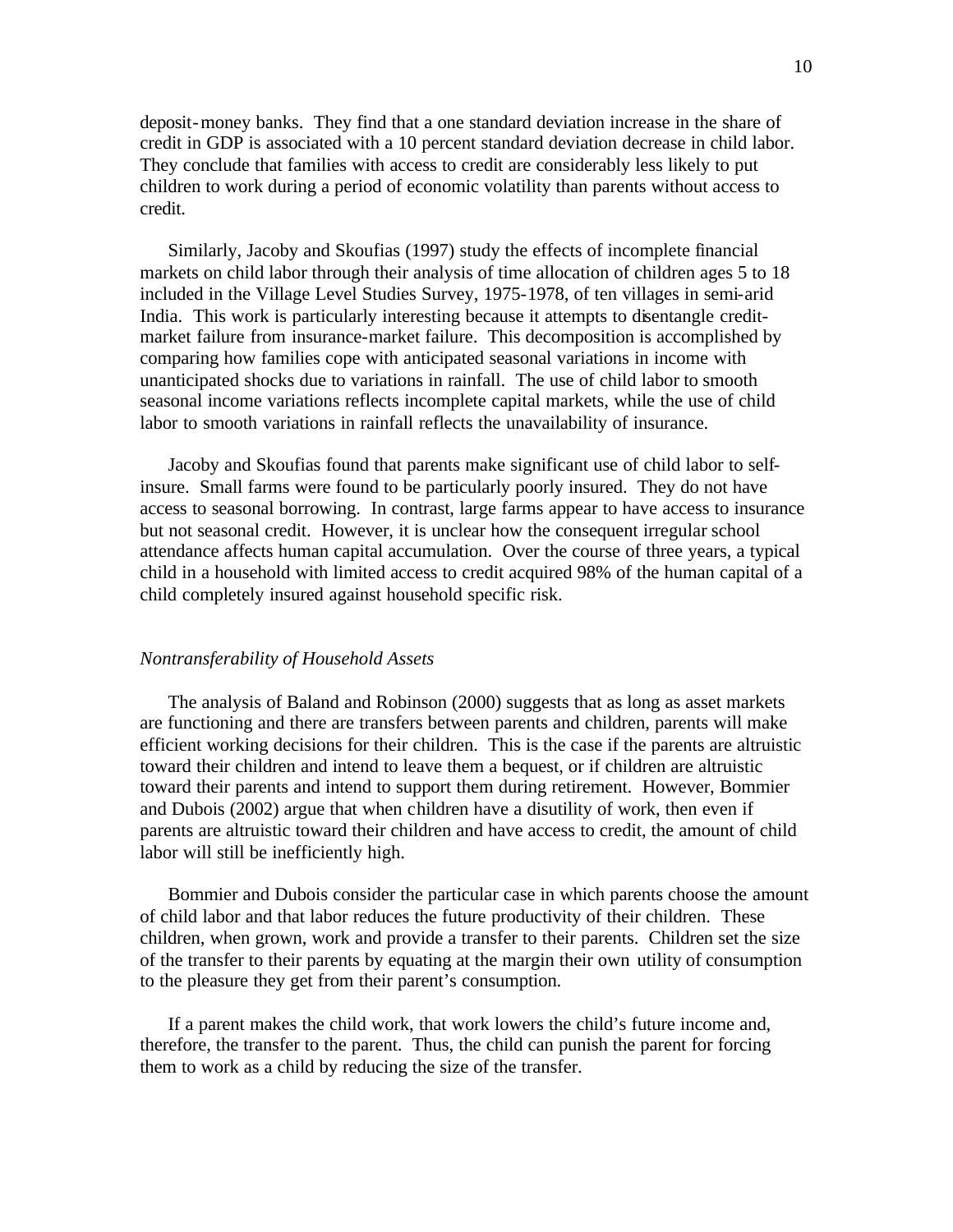deposit-money banks. They find that a one standard deviation increase in the share of credit in GDP is associated with a 10 percent standard deviation decrease in child labor. They conclude that families with access to credit are considerably less likely to put children to work during a period of economic volatility than parents without access to credit.

Similarly, Jacoby and Skoufias (1997) study the effects of incomplete financial markets on child labor through their analysis of time allocation of children ages 5 to 18 included in the Village Level Studies Survey, 1975-1978, of ten villages in semi-arid India. This work is particularly interesting because it attempts to disentangle credit-market failure from insurance-market failure. This decomposition is accomplished by comparing how families cope with anticipated seasonal variations in income with unanticipated shocks due to variations in rainfall. The use of child labor to smooth seasonal income variations reflects incomplete capital markets, while the use of child labor to smooth variations in rainfall reflects the unavailability of insurance.

Jacoby and Skoufias found that parents make significant use of child labor to self-insure. Small farms were found to be particularly poorly insured. They do not have access to seasonal borrowing. In contrast, large farms appear to have access to insurance but not seasonal credit. However, it is unclear how the consequent irregular school attendance affects human capital accumulation. Over the course of three years, a typical child in a household with limited access to credit acquired 98% of the human capital of a child completely insured against household specific risk.

*Nontransferability of Household Assets*

The analysis of Baland and Robinson (2000) suggests that as long as asset markets are functioning and there are transfers between parents and children, parents will make efficient working decisions for their children. This is the case if the parents are altruistic toward their children and intend to leave them a bequest, or if children are altruistic toward their parents and intend to support them during retirement. However, Bommier and Dubois (2002) argue that when children have a disutility of work, then even if parents are altruistic toward their children and have access to credit, the amount of child labor will still be inefficiently high.

Bommier and Dubois consider the particular case in which parents choose the amount of child labor and that labor reduces the future productivity of their children. These children, when grown, work and provide a transfer to their parents. Children set the size of the transfer to their parents by equating at the margin their own utility of consumption to the pleasure they get from their parent's consumption.

If a parent makes the child work, that work lowers the child's future income and, therefore, the transfer to the parent. Thus, the child can punish the parent for forcing them to work as a child by reducing the size of the transfer.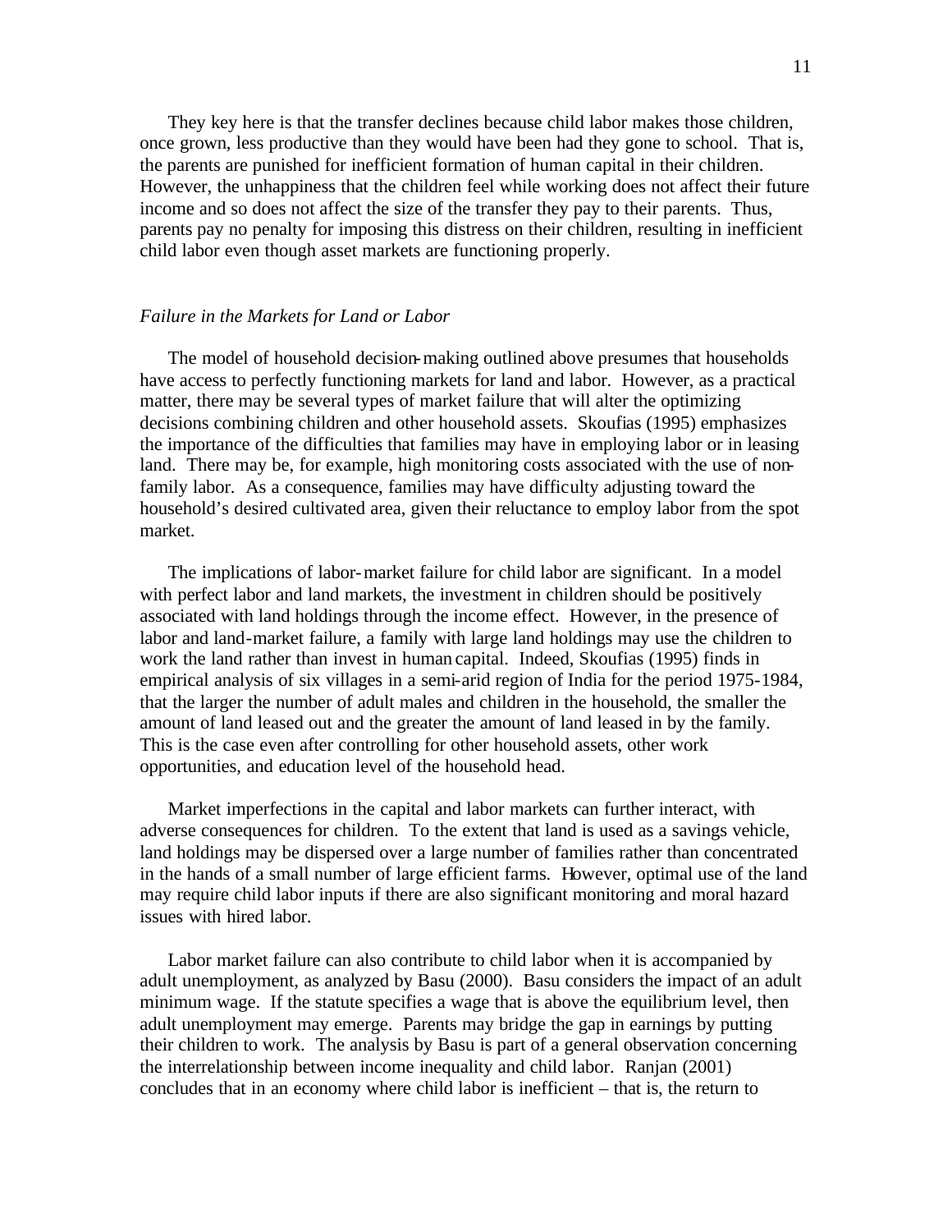They key here is that the transfer declines because child labor makes those children, once grown, less productive than they would have been had they gone to school. That is, the parents are punished for inefficient formation of human capital in their children. However, the unhappiness that the children feel while working does not affect their future income and so does not affect the size of the transfer they pay to their parents. Thus, parents pay no penalty for imposing this distress on their children, resulting in inefficient child labor even though asset markets are functioning properly.

*Failure in the Markets for Land or Labor*

The model of household decision-making outlined above presumes that households have access to perfectly functioning markets for land and labor. However, as a practical matter, there may be several types of market failure that will alter the optimizing decisions combining children and other household assets. Skoufias (1995) emphasizes the importance of the difficulties that families may have in employing labor or in leasing land. There may be, for example, high monitoring costs associated with the use of non-family labor. As a consequence, families may have difficulty adjusting toward the household's desired cultivated area, given their reluctance to employ labor from the spot market.

The implications of labor-market failure for child labor are significant. In a model with perfect labor and land markets, the investment in children should be positively associated with land holdings through the income effect. However, in the presence of labor and land-market failure, a family with large land holdings may use the children to work the land rather than invest in human capital. Indeed, Skoufias (1995) finds in empirical analysis of six villages in a semi-arid region of India for the period 1975-1984, that the larger the number of adult males and children in the household, the smaller the amount of land leased out and the greater the amount of land leased in by the family. This is the case even after controlling for other household assets, other work opportunities, and education level of the household head.

Market imperfections in the capital and labor markets can further interact, with adverse consequences for children. To the extent that land is used as a savings vehicle, land holdings may be dispersed over a large number of families rather than concentrated in the hands of a small number of large efficient farms. However, optimal use of the land may require child labor inputs if there are also significant monitoring and moral hazard issues with hired labor.

Labor market failure can also contribute to child labor when it is accompanied by adult unemployment, as analyzed by Basu (2000). Basu considers the impact of an adult minimum wage. If the statute specifies a wage that is above the equilibrium level, then adult unemployment may emerge. Parents may bridge the gap in earnings by putting their children to work. The analysis by Basu is part of a general observation concerning the interrelationship between income inequality and child labor. Ranjan (2001) concludes that in an economy where child labor is inefficient – that is, the return to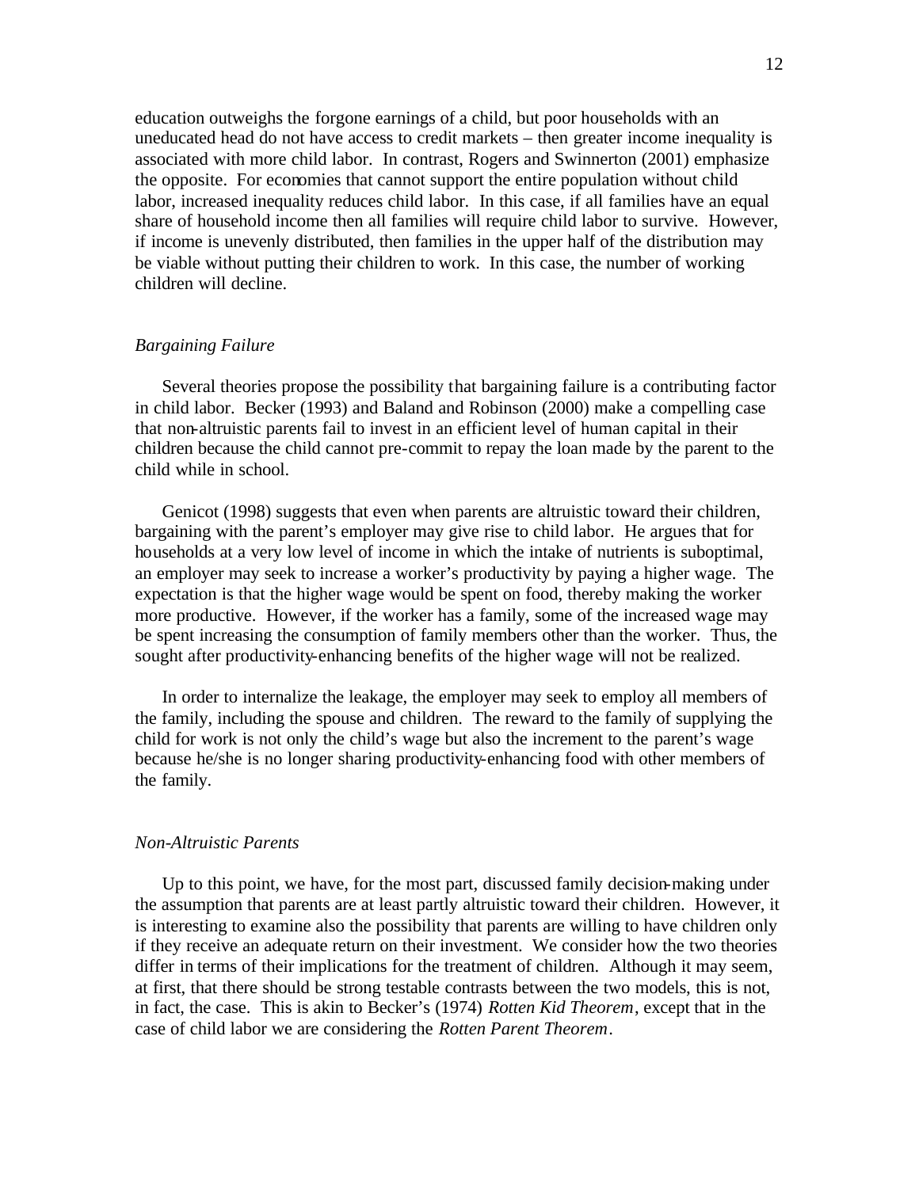education outweighs the forgone earnings of a child, but poor households with an uneducated head do not have access to credit markets – then greater income inequality is associated with more child labor. In contrast, Rogers and Swinnerton (2001) emphasize the opposite. For economies that cannot support the entire population without child labor, increased inequality reduces child labor. In this case, if all families have an equal share of household income then all families will require child labor to survive. However, if income is unevenly distributed, then families in the upper half of the distribution may be viable without putting their children to work. In this case, the number of working children will decline.

### *Bargaining Failure*

Several theories propose the possibility that bargaining failure is a contributing factor in child labor. Becker (1993) and Baland and Robinson (2000) make a compelling case that non-altruistic parents fail to invest in an efficient level of human capital in their children because the child cannot pre-commit to repay the loan made by the parent to the child while in school.

Genicot (1998) suggests that even when parents are altruistic toward their children, bargaining with the parent's employer may give rise to child labor. He argues that for households at a very low level of income in which the intake of nutrients is suboptimal, an employer may seek to increase a worker's productivity by paying a higher wage. The expectation is that the higher wage would be spent on food, thereby making the worker more productive. However, if the worker has a family, some of the increased wage may be spent increasing the consumption of family members other than the worker. Thus, the sought after productivity-enhancing benefits of the higher wage will not be realized.

In order to internalize the leakage, the employer may seek to employ all members of the family, including the spouse and children. The reward to the family of supplying the child for work is not only the child's wage but also the increment to the parent's wage because he/she is no longer sharing productivity-enhancing food with other members of the family.

### *Non-Altruistic Parents*

Up to this point, we have, for the most part, discussed family decision-making under the assumption that parents are at least partly altruistic toward their children. However, it is interesting to examine also the possibility that parents are willing to have children only if they receive an adequate return on their investment. We consider how the two theories differ in terms of their implications for the treatment of children. Although it may seem, at first, that there should be strong testable contrasts between the two models, this is not, in fact, the case. This is akin to Becker's (1974) *Rotten Kid Theorem*, except that in the case of child labor we are considering the *Rotten Parent Theorem*.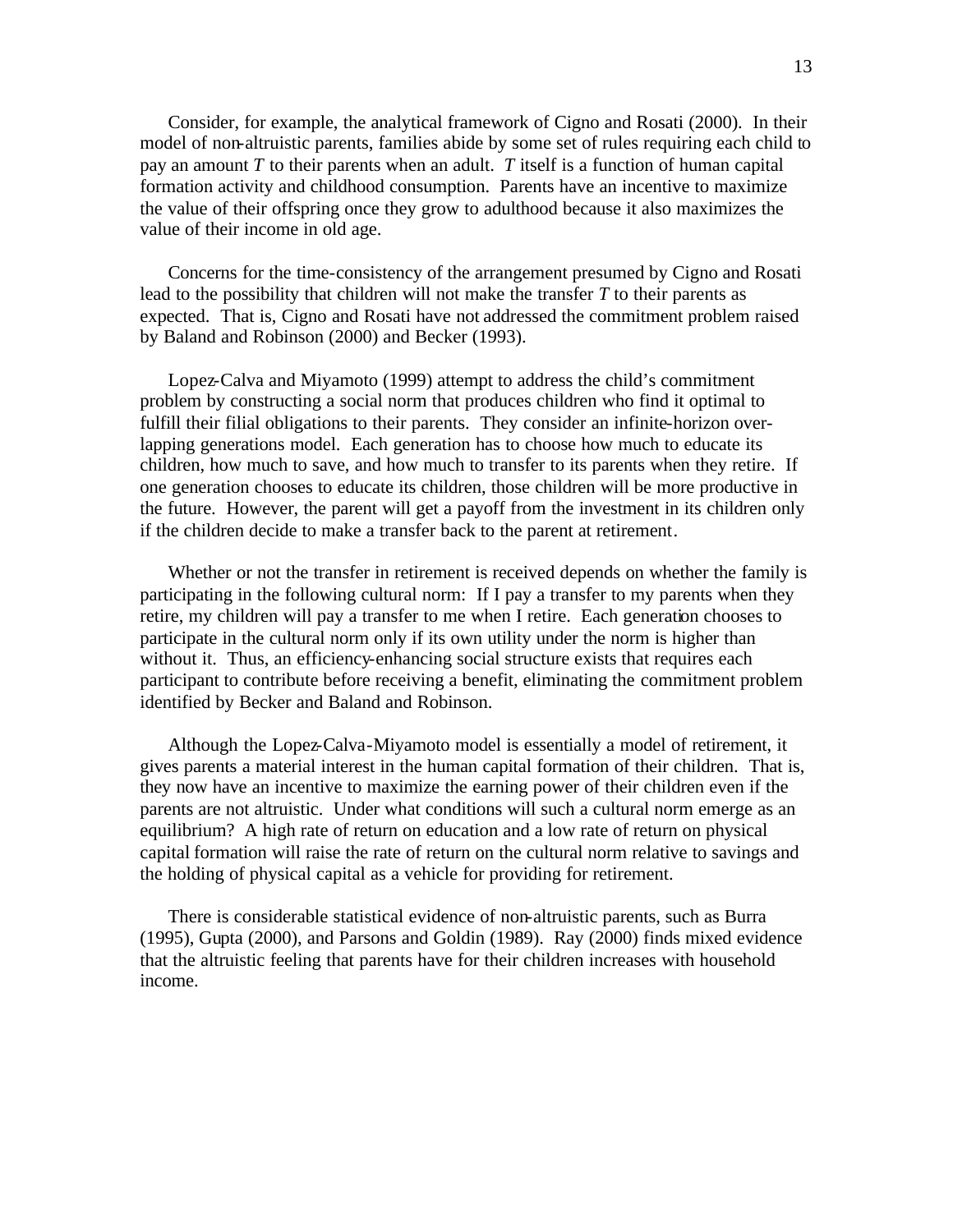Consider, for example, the analytical framework of Cigno and Rosati (2000). In their model of non-altruistic parents, families abide by some set of rules requiring each child to pay an amount $T$ to their parents when an adult. $T$ itself is a function of human capital formation activity and childhood consumption. Parents have an incentive to maximize the value of their offspring once they grow to adulthood because it also maximizes the value of their income in old age.

Concerns for the time-consistency of the arrangement presumed by Cigno and Rosati lead to the possibility that children will not make the transfer $T$ to their parents as expected. That is, Cigno and Rosati have not addressed the commitment problem raised by Baland and Robinson (2000) and Becker (1993).

Lopez-Calva and Miyamoto (1999) attempt to address the child's commitment problem by constructing a social norm that produces children who find it optimal to fulfill their filial obligations to their parents. They consider an infinite-horizon over-lapping generations model. Each generation has to choose how much to educate its children, how much to save, and how much to transfer to its parents when they retire. If one generation chooses to educate its children, those children will be more productive in the future. However, the parent will get a payoff from the investment in its children only if the children decide to make a transfer back to the parent at retirement.

Whether or not the transfer in retirement is received depends on whether the family is participating in the following cultural norm: If I pay a transfer to my parents when they retire, my children will pay a transfer to me when I retire. Each generation chooses to participate in the cultural norm only if its own utility under the norm is higher than without it. Thus, an efficiency-enhancing social structure exists that requires each participant to contribute before receiving a benefit, eliminating the commitment problem identified by Becker and Baland and Robinson.

Although the Lopez-Calva-Miyamoto model is essentially a model of retirement, it gives parents a material interest in the human capital formation of their children. That is, they now have an incentive to maximize the earning power of their children even if the parents are not altruistic. Under what conditions will such a cultural norm emerge as an equilibrium? A high rate of return on education and a low rate of return on physical capital formation will raise the rate of return on the cultural norm relative to savings and the holding of physical capital as a vehicle for providing for retirement.

There is considerable statistical evidence of non-altruistic parents, such as Burra (1995), Gupta (2000), and Parsons and Goldin (1989). Ray (2000) finds mixed evidence that the altruistic feeling that parents have for their children increases with household income.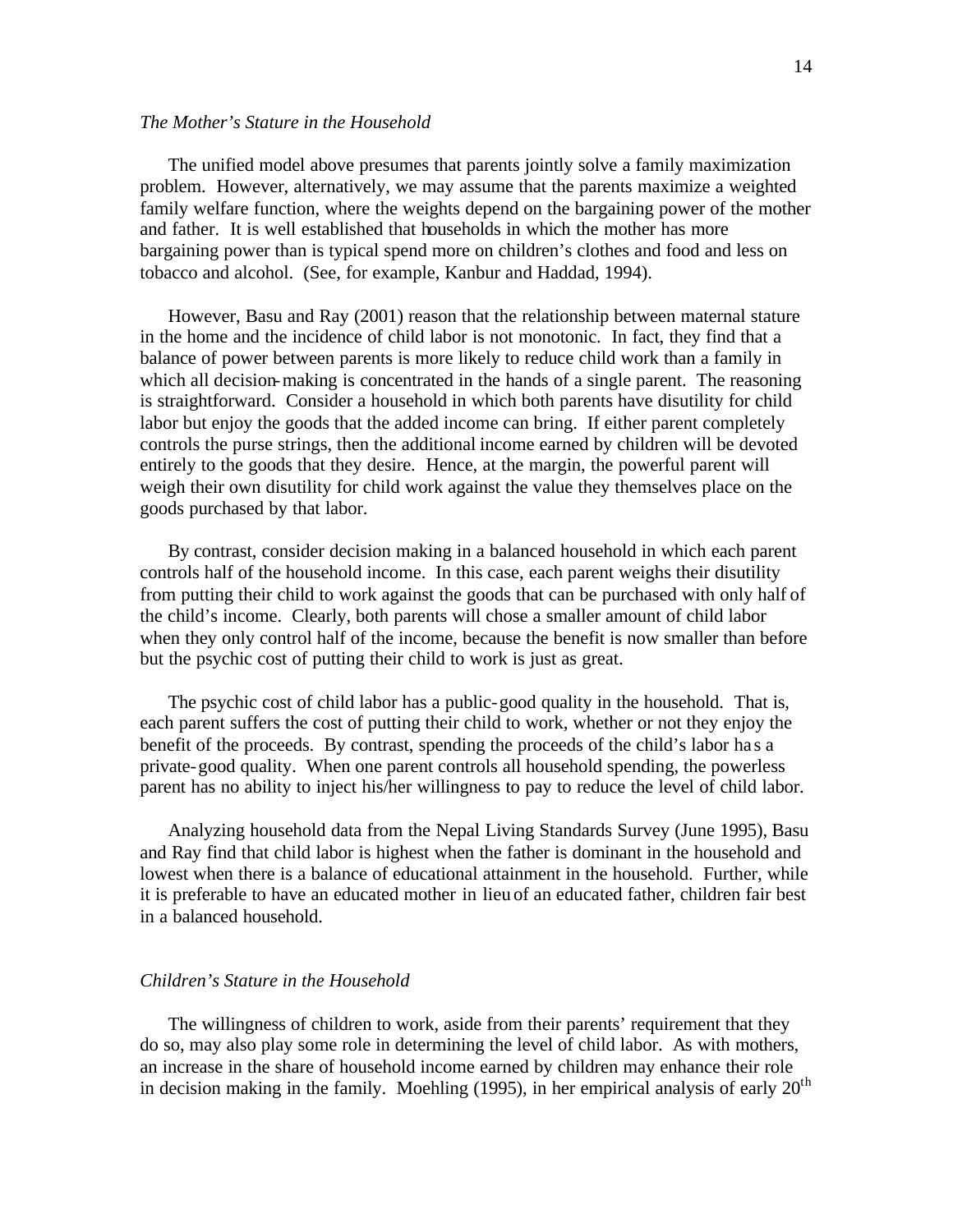### *The Mother's Stature in the Household*

The unified model above presumes that parents jointly solve a family maximization problem. However, alternatively, we may assume that the parents maximize a weighted family welfare function, where the weights depend on the bargaining power of the mother and father. It is well established that households in which the mother has more bargaining power than is typical spend more on children's clothes and food and less on tobacco and alcohol. (See, for example, Kanbur and Haddad, 1994).

However, Basu and Ray (2001) reason that the relationship between maternal stature in the home and the incidence of child labor is not monotonic. In fact, they find that a balance of power between parents is more likely to reduce child work than a family in which all decision-making is concentrated in the hands of a single parent. The reasoning is straightforward. Consider a household in which both parents have disutility for child labor but enjoy the goods that the added income can bring. If either parent completely controls the purse strings, then the additional income earned by children will be devoted entirely to the goods that they desire. Hence, at the margin, the powerful parent will weigh their own disutility for child work against the value they themselves place on the goods purchased by that labor.

By contrast, consider decision making in a balanced household in which each parent controls half of the household income. In this case, each parent weighs their disutility from putting their child to work against the goods that can be purchased with only half of the child's income. Clearly, both parents will chose a smaller amount of child labor when they only control half of the income, because the benefit is now smaller than before but the psychic cost of putting their child to work is just as great.

The psychic cost of child labor has a public-good quality in the household. That is, each parent suffers the cost of putting their child to work, whether or not they enjoy the benefit of the proceeds. By contrast, spending the proceeds of the child's labor has a private-good quality. When one parent controls all household spending, the powerless parent has no ability to inject his/her willingness to pay to reduce the level of child labor.

Analyzing household data from the Nepal Living Standards Survey (June 1995), Basu and Ray find that child labor is highest when the father is dominant in the household and lowest when there is a balance of educational attainment in the household. Further, while it is preferable to have an educated mother in lieu of an educated father, children fair best in a balanced household.

### *Children's Stature in the Household*

The willingness of children to work, aside from their parents' requirement that they do so, may also play some role in determining the level of child labor. As with mothers, an increase in the share of household income earned by children may enhance their role in decision making in the family. Moehling (1995), in her empirical analysis of early 20th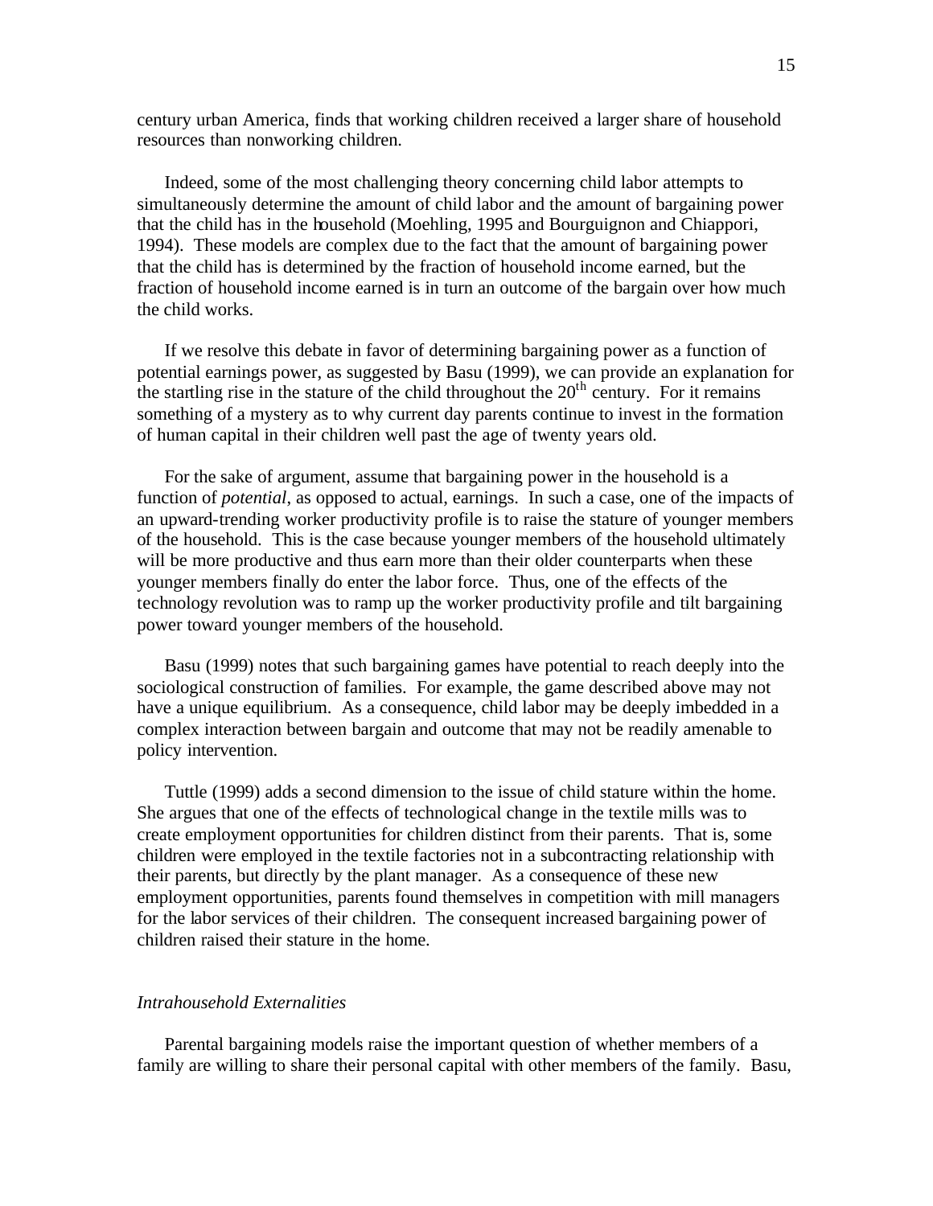century urban America, finds that working children received a larger share of household resources than nonworking children.

Indeed, some of the most challenging theory concerning child labor attempts to simultaneously determine the amount of child labor and the amount of bargaining power that the child has in the household (Moehling, 1995 and Bourguignon and Chiappori, 1994). These models are complex due to the fact that the amount of bargaining power that the child has is determined by the fraction of household income earned, but the fraction of household income earned is in turn an outcome of the bargain over how much the child works.

If we resolve this debate in favor of determining bargaining power as a function of potential earnings power, as suggested by Basu (1999), we can provide an explanation for the startling rise in the stature of the child throughout the 20th century. For it remains something of a mystery as to why current day parents continue to invest in the formation of human capital in their children well past the age of twenty years old.

For the sake of argument, assume that bargaining power in the household is a function of *potential*, as opposed to actual, earnings. In such a case, one of the impacts of an upward-trending worker productivity profile is to raise the stature of younger members of the household. This is the case because younger members of the household ultimately will be more productive and thus earn more than their older counterparts when these younger members finally do enter the labor force. Thus, one of the effects of the technology revolution was to ramp up the worker productivity profile and tilt bargaining power toward younger members of the household.

Basu (1999) notes that such bargaining games have potential to reach deeply into the sociological construction of families. For example, the game described above may not have a unique equilibrium. As a consequence, child labor may be deeply imbedded in a complex interaction between bargain and outcome that may not be readily amenable to policy intervention.

Tuttle (1999) adds a second dimension to the issue of child stature within the home. She argues that one of the effects of technological change in the textile mills was to create employment opportunities for children distinct from their parents. That is, some children were employed in the textile factories not in a subcontracting relationship with their parents, but directly by the plant manager. As a consequence of these new employment opportunities, parents found themselves in competition with mill managers for the labor services of their children. The consequent increased bargaining power of children raised their stature in the home.

*Intrahousehold Externalities*

Parental bargaining models raise the important question of whether members of a family are willing to share their personal capital with other members of the family. Basu,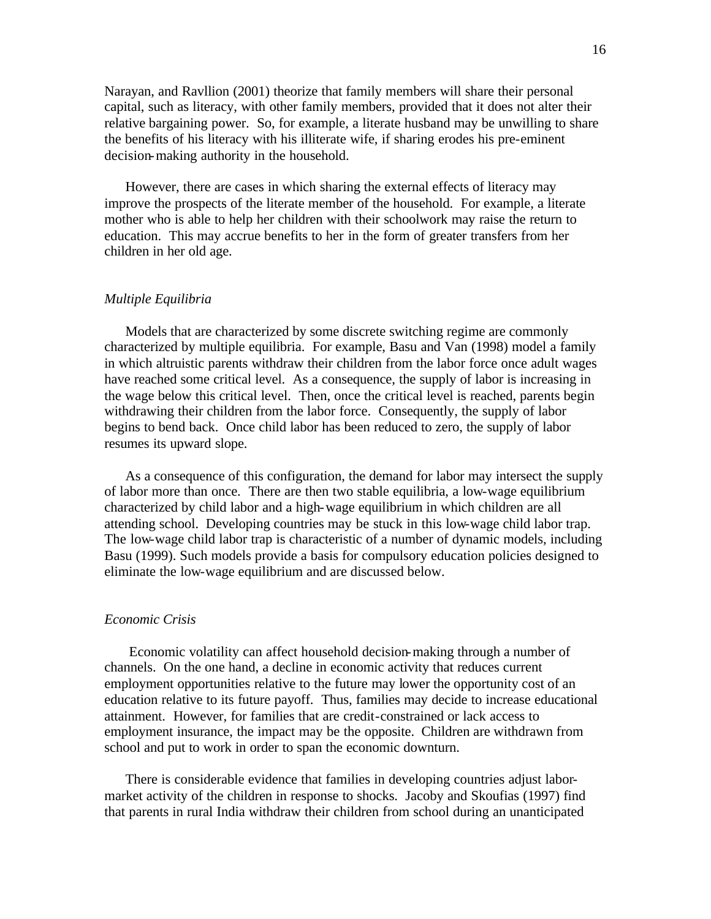Narayan, and Ravllion (2001) theorize that family members will share their personal capital, such as literacy, with other family members, provided that it does not alter their relative bargaining power. So, for example, a literate husband may be unwilling to share the benefits of his literacy with his illiterate wife, if sharing erodes his pre-eminent decision-making authority in the household.

However, there are cases in which sharing the external effects of literacy may improve the prospects of the literate member of the household. For example, a literate mother who is able to help her children with their schoolwork may raise the return to education. This may accrue benefits to her in the form of greater transfers from her children in her old age.

### *Multiple Equilibria*

Models that are characterized by some discrete switching regime are commonly characterized by multiple equilibria. For example, Basu and Van (1998) model a family in which altruistic parents withdraw their children from the labor force once adult wages have reached some critical level. As a consequence, the supply of labor is increasing in the wage below this critical level. Then, once the critical level is reached, parents begin withdrawing their children from the labor force. Consequently, the supply of labor begins to bend back. Once child labor has been reduced to zero, the supply of labor resumes its upward slope.

As a consequence of this configuration, the demand for labor may intersect the supply of labor more than once. There are then two stable equilibria, a low-wage equilibrium characterized by child labor and a high-wage equilibrium in which children are all attending school. Developing countries may be stuck in this low-wage child labor trap. The low-wage child labor trap is characteristic of a number of dynamic models, including Basu (1999). Such models provide a basis for compulsory education policies designed to eliminate the low-wage equilibrium and are discussed below.

### *Economic Crisis*

Economic volatility can affect household decision-making through a number of channels. On the one hand, a decline in economic activity that reduces current employment opportunities relative to the future may lower the opportunity cost of an education relative to its future payoff. Thus, families may decide to increase educational attainment. However, for families that are credit-constrained or lack access to employment insurance, the impact may be the opposite. Children are withdrawn from school and put to work in order to span the economic downturn.

There is considerable evidence that families in developing countries adjust labor-market activity of the children in response to shocks. Jacoby and Skoufias (1997) find that parents in rural India withdraw their children from school during an unanticipated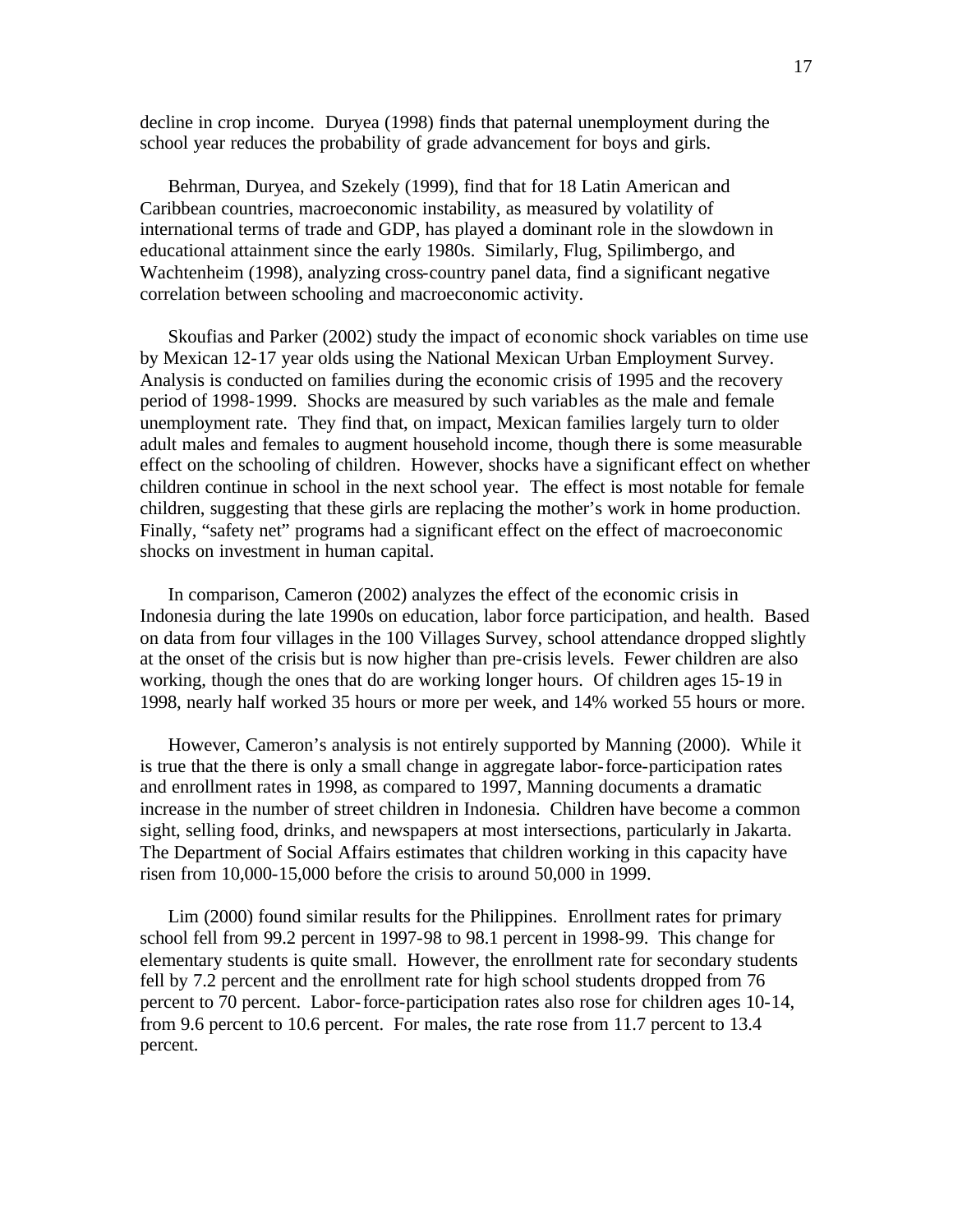decline in crop income. Duryea (1998) finds that paternal unemployment during the school year reduces the probability of grade advancement for boys and girls.

Behrman, Duryea, and Szekely (1999), find that for 18 Latin American and Caribbean countries, macroeconomic instability, as measured by volatility of international terms of trade and GDP, has played a dominant role in the slowdown in educational attainment since the early 1980s. Similarly, Flug, Spilimbergo, and Wachtenheim (1998), analyzing cross-country panel data, find a significant negative correlation between schooling and macroeconomic activity.

Skoufias and Parker (2002) study the impact of economic shock variables on time use by Mexican 12-17 year olds using the National Mexican Urban Employment Survey. Analysis is conducted on families during the economic crisis of 1995 and the recovery period of 1998-1999. Shocks are measured by such variables as the male and female unemployment rate. They find that, on impact, Mexican families largely turn to older adult males and females to augment household income, though there is some measurable effect on the schooling of children. However, shocks have a significant effect on whether children continue in school in the next school year. The effect is most notable for female children, suggesting that these girls are replacing the mother's work in home production. Finally, "safety net" programs had a significant effect on the effect of macroeconomic shocks on investment in human capital.

In comparison, Cameron (2002) analyzes the effect of the economic crisis in Indonesia during the late 1990s on education, labor force participation, and health. Based on data from four villages in the 100 Villages Survey, school attendance dropped slightly at the onset of the crisis but is now higher than pre-crisis levels. Fewer children are also working, though the ones that do are working longer hours. Of children ages 15-19 in 1998, nearly half worked 35 hours or more per week, and 14% worked 55 hours or more.

However, Cameron's analysis is not entirely supported by Manning (2000). While it is true that the there is only a small change in aggregate labor-force-participation rates and enrollment rates in 1998, as compared to 1997, Manning documents a dramatic increase in the number of street children in Indonesia. Children have become a common sight, selling food, drinks, and newspapers at most intersections, particularly in Jakarta. The Department of Social Affairs estimates that children working in this capacity have risen from 10,000-15,000 before the crisis to around 50,000 in 1999.

Lim (2000) found similar results for the Philippines. Enrollment rates for primary school fell from 99.2 percent in 1997-98 to 98.1 percent in 1998-99. This change for elementary students is quite small. However, the enrollment rate for secondary students fell by 7.2 percent and the enrollment rate for high school students dropped from 76 percent to 70 percent. Labor-force-participation rates also rose for children ages 10-14, from 9.6 percent to 10.6 percent. For males, the rate rose from 11.7 percent to 13.4 percent.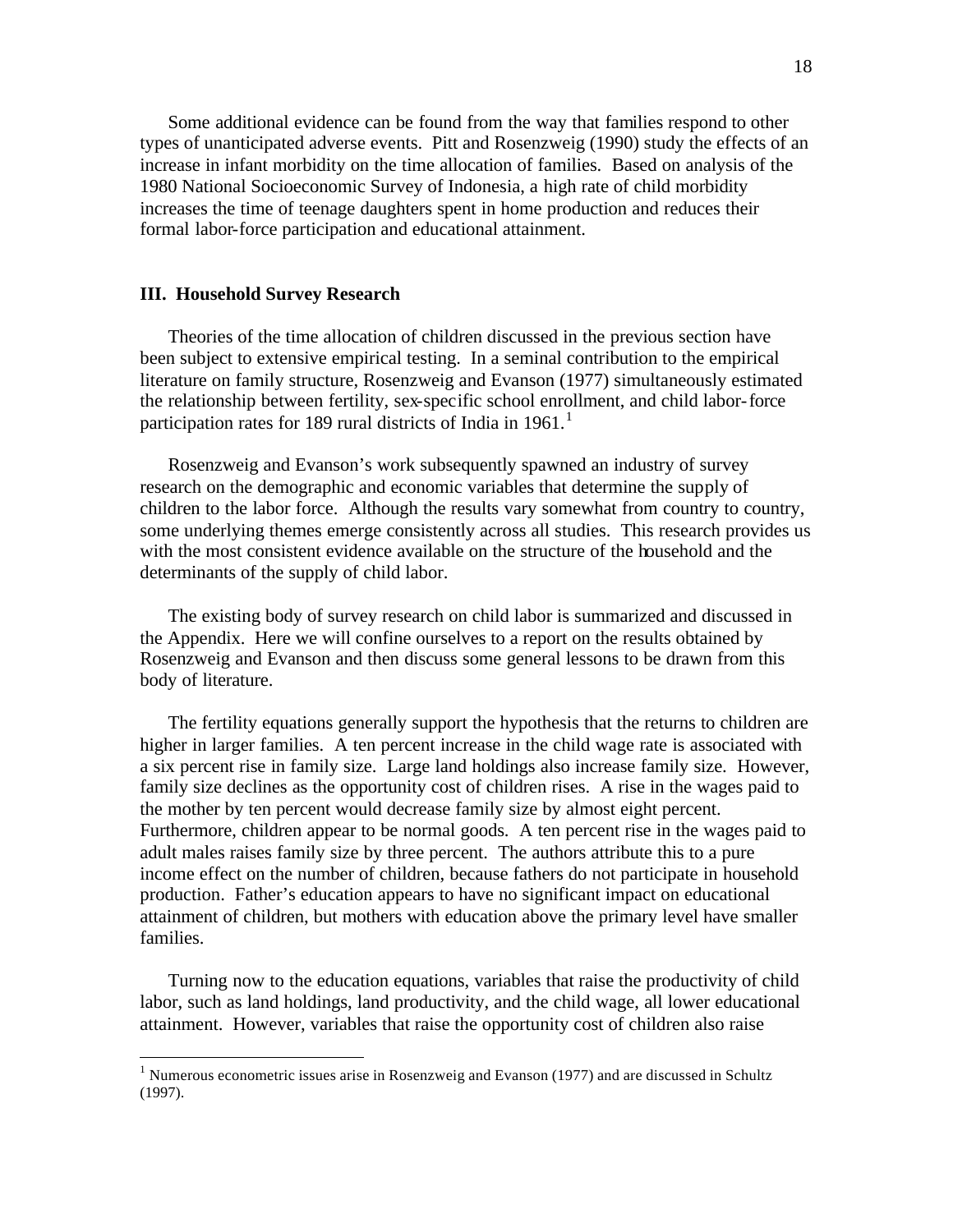Some additional evidence can be found from the way that families respond to other types of unanticipated adverse events. Pitt and Rosenzweig (1990) study the effects of an increase in infant morbidity on the time allocation of families. Based on analysis of the 1980 National Socioeconomic Survey of Indonesia, a high rate of child morbidity increases the time of teenage daughters spent in home production and reduces their formal labor-force participation and educational attainment.

### III. Household Survey Research

Theories of the time allocation of children discussed in the previous section have been subject to extensive empirical testing. In a seminal contribution to the empirical literature on family structure, Rosenzweig and Evanson (1977) simultaneously estimated the relationship between fertility, sex-specific school enrollment, and child labor-force participation rates for 189 rural districts of India in 1961.[1]

Rosenzweig and Evanson's work subsequently spawned an industry of survey research on the demographic and economic variables that determine the supply of children to the labor force. Although the results vary somewhat from country to country, some underlying themes emerge consistently across all studies. This research provides us with the most consistent evidence available on the structure of the household and the determinants of the supply of child labor.

The existing body of survey research on child labor is summarized and discussed in the Appendix. Here we will confine ourselves to a report on the results obtained by Rosenzweig and Evanson and then discuss some general lessons to be drawn from this body of literature.

The fertility equations generally support the hypothesis that the returns to children are higher in larger families. A ten percent increase in the child wage rate is associated with a six percent rise in family size. Large land holdings also increase family size. However, family size declines as the opportunity cost of children rises. A rise in the wages paid to the mother by ten percent would decrease family size by almost eight percent. Furthermore, children appear to be normal goods. A ten percent rise in the wages paid to adult males raises family size by three percent. The authors attribute this to a pure income effect on the number of children, because fathers do not participate in household production. Father's education appears to have no significant impact on educational attainment of children, but mothers with education above the primary level have smaller families.

Turning now to the education equations, variables that raise the productivity of child labor, such as land holdings, land productivity, and the child wage, all lower educational attainment. However, variables that raise the opportunity cost of children also raise

[1] Numerous econometric issues arise in Rosenzweig and Evanson (1977) and are discussed in Schultz (1997).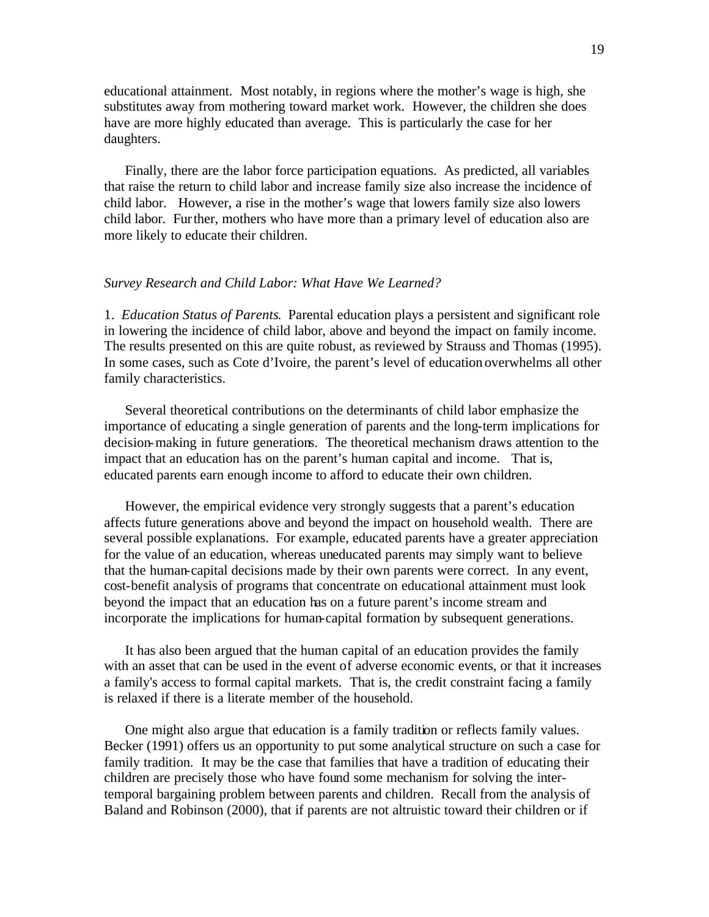educational attainment. Most notably, in regions where the mother's wage is high, she substitutes away from mothering toward market work. However, the children she does have are more highly educated than average. This is particularly the case for her daughters.

Finally, there are the labor force participation equations. As predicted, all variables that raise the return to child labor and increase family size also increase the incidence of child labor. However, a rise in the mother's wage that lowers family size also lowers child labor. Further, mothers who have more than a primary level of education also are more likely to educate their children.

*Survey Research and Child Labor: What Have We Learned?*

1. *Education Status of Parents*. Parental education plays a persistent and significant role in lowering the incidence of child labor, above and beyond the impact on family income. The results presented on this are quite robust, as reviewed by Strauss and Thomas (1995). In some cases, such as Cote d'Ivoire, the parent's level of education overwhelms all other family characteristics.

Several theoretical contributions on the determinants of child labor emphasize the importance of educating a single generation of parents and the long-term implications for decision-making in future generations. The theoretical mechanism draws attention to the impact that an education has on the parent's human capital and income. That is, educated parents earn enough income to afford to educate their own children.

However, the empirical evidence very strongly suggests that a parent's education affects future generations above and beyond the impact on household wealth. There are several possible explanations. For example, educated parents have a greater appreciation for the value of an education, whereas uneducated parents may simply want to believe that the human-capital decisions made by their own parents were correct. In any event, cost-benefit analysis of programs that concentrate on educational attainment must look beyond the impact that an education has on a future parent's income stream and incorporate the implications for human-capital formation by subsequent generations.

It has also been argued that the human capital of an education provides the family with an asset that can be used in the event of adverse economic events, or that it increases a family's access to formal capital markets. That is, the credit constraint facing a family is relaxed if there is a literate member of the household.

One might also argue that education is a family tradition or reflects family values. Becker (1991) offers us an opportunity to put some analytical structure on such a case for family tradition. It may be the case that families that have a tradition of educating their children are precisely those who have found some mechanism for solving the inter-temporal bargaining problem between parents and children. Recall from the analysis of Baland and Robinson (2000), that if parents are not altruistic toward their children or if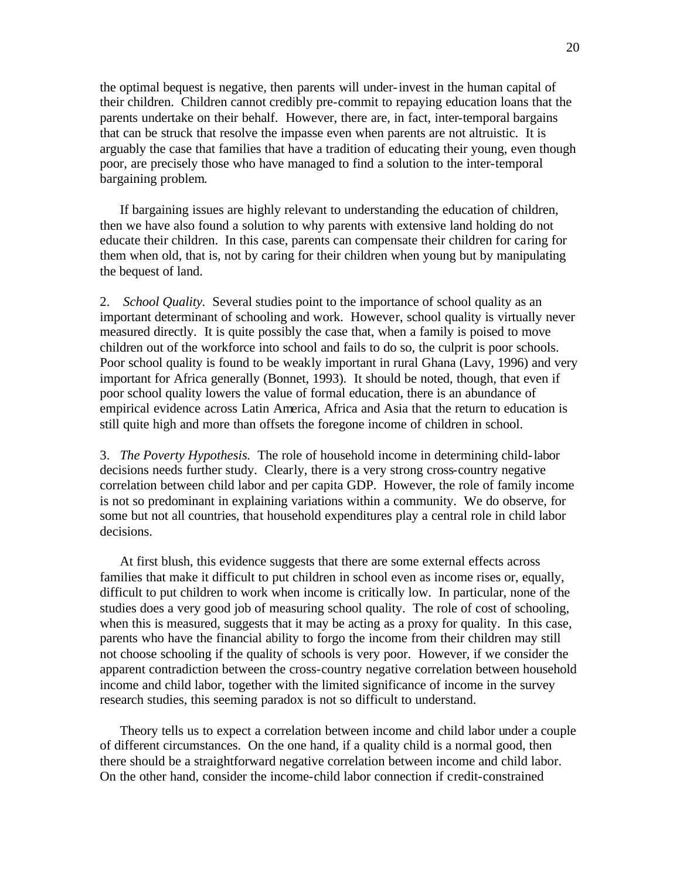the optimal bequest is negative, then parents will under-invest in the human capital of their children. Children cannot credibly pre-commit to repaying education loans that the parents undertake on their behalf. However, there are, in fact, inter-temporal bargains that can be struck that resolve the impasse even when parents are not altruistic. It is arguably the case that families that have a tradition of educating their young, even though poor, are precisely those who have managed to find a solution to the inter-temporal bargaining problem.

If bargaining issues are highly relevant to understanding the education of children, then we have also found a solution to why parents with extensive land holding do not educate their children. In this case, parents can compensate their children for caring for them when old, that is, not by caring for their children when young but by manipulating the bequest of land.

2. *School Quality.* Several studies point to the importance of school quality as an important determinant of schooling and work. However, school quality is virtually never measured directly. It is quite possibly the case that, when a family is poised to move children out of the workforce into school and fails to do so, the culprit is poor schools. Poor school quality is found to be weakly important in rural Ghana (Lavy, 1996) and very important for Africa generally (Bonnet, 1993). It should be noted, though, that even if poor school quality lowers the value of formal education, there is an abundance of empirical evidence across Latin America, Africa and Asia that the return to education is still quite high and more than offsets the foregone income of children in school.

3. *The Poverty Hypothesis.* The role of household income in determining child-labor decisions needs further study. Clearly, there is a very strong cross-country negative correlation between child labor and per capita GDP. However, the role of family income is not so predominant in explaining variations within a community. We do observe, for some but not all countries, that household expenditures play a central role in child labor decisions.

At first blush, this evidence suggests that there are some external effects across families that make it difficult to put children in school even as income rises or, equally, difficult to put children to work when income is critically low. In particular, none of the studies does a very good job of measuring school quality. The role of cost of schooling, when this is measured, suggests that it may be acting as a proxy for quality. In this case, parents who have the financial ability to forgo the income from their children may still not choose schooling if the quality of schools is very poor. However, if we consider the apparent contradiction between the cross-country negative correlation between household income and child labor, together with the limited significance of income in the survey research studies, this seeming paradox is not so difficult to understand.

Theory tells us to expect a correlation between income and child labor under a couple of different circumstances. On the one hand, if a quality child is a normal good, then there should be a straightforward negative correlation between income and child labor. On the other hand, consider the income-child labor connection if credit-constrained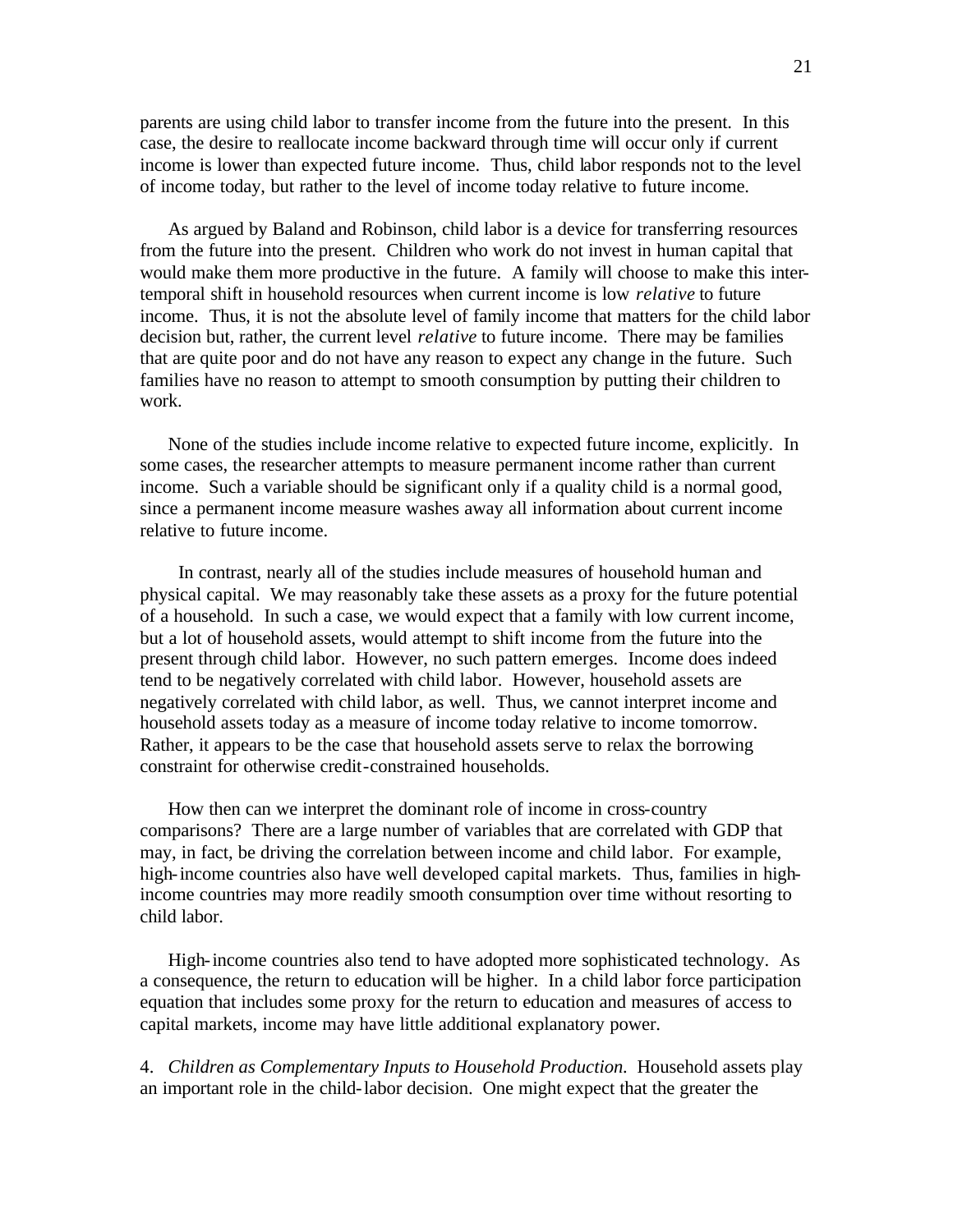parents are using child labor to transfer income from the future into the present. In this case, the desire to reallocate income backward through time will occur only if current income is lower than expected future income. Thus, child labor responds not to the level of income today, but rather to the level of income today relative to future income.

As argued by Baland and Robinson, child labor is a device for transferring resources from the future into the present. Children who work do not invest in human capital that would make them more productive in the future. A family will choose to make this inter-temporal shift in household resources when current income is low *relative* to future income. Thus, it is not the absolute level of family income that matters for the child labor decision but, rather, the current level *relative* to future income. There may be families that are quite poor and do not have any reason to expect any change in the future. Such families have no reason to attempt to smooth consumption by putting their children to work.

None of the studies include income relative to expected future income, explicitly. In some cases, the researcher attempts to measure permanent income rather than current income. Such a variable should be significant only if a quality child is a normal good, since a permanent income measure washes away all information about current income relative to future income.

In contrast, nearly all of the studies include measures of household human and physical capital. We may reasonably take these assets as a proxy for the future potential of a household. In such a case, we would expect that a family with low current income, but a lot of household assets, would attempt to shift income from the future into the present through child labor. However, no such pattern emerges. Income does indeed tend to be negatively correlated with child labor. However, household assets are negatively correlated with child labor, as well. Thus, we cannot interpret income and household assets today as a measure of income today relative to income tomorrow. Rather, it appears to be the case that household assets serve to relax the borrowing constraint for otherwise credit-constrained households.

How then can we interpret the dominant role of income in cross-country comparisons? There are a large number of variables that are correlated with GDP that may, in fact, be driving the correlation between income and child labor. For example, high-income countries also have well developed capital markets. Thus, families in high-income countries may more readily smooth consumption over time without resorting to child labor.

High-income countries also tend to have adopted more sophisticated technology. As a consequence, the return to education will be higher. In a child labor force participation equation that includes some proxy for the return to education and measures of access to capital markets, income may have little additional explanatory power.

4. *Children as Complementary Inputs to Household Production.* Household assets play an important role in the child-labor decision. One might expect that the greater the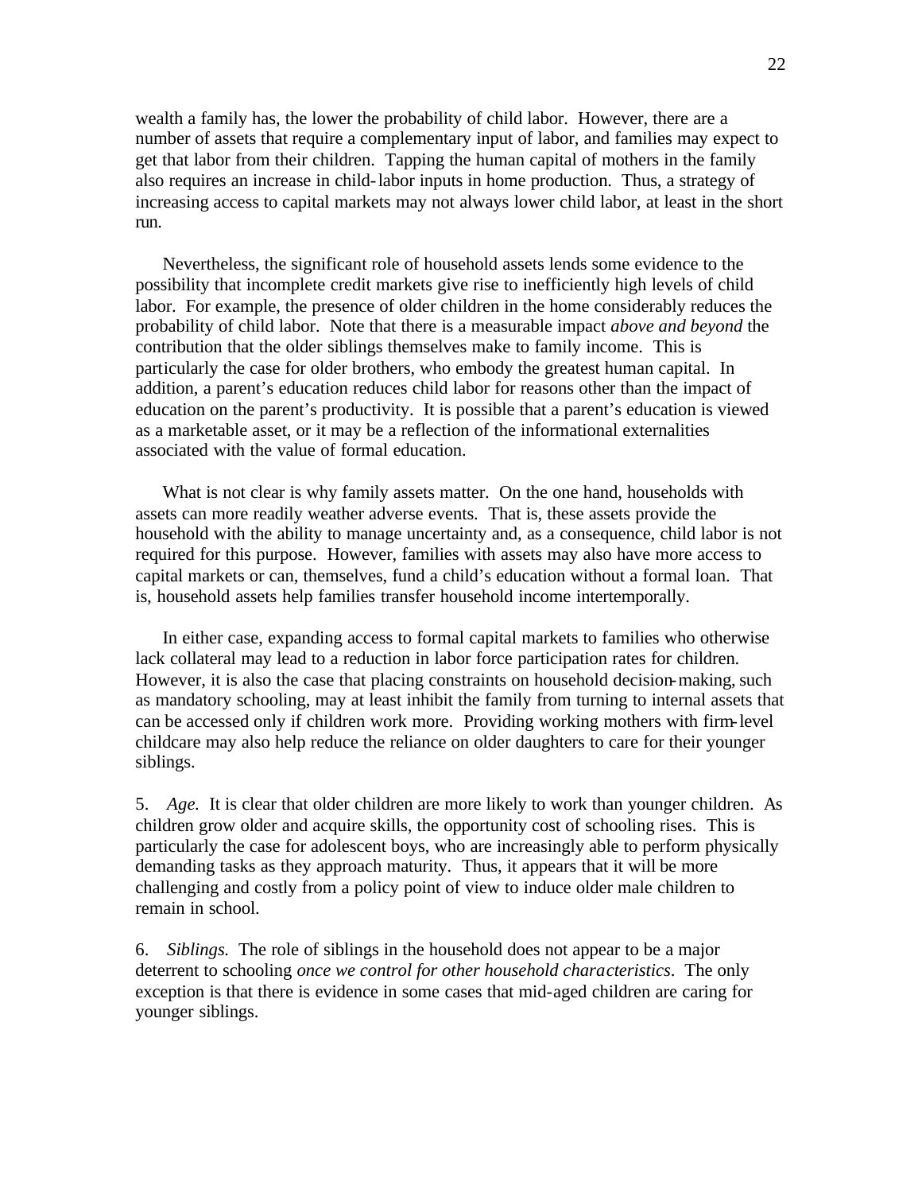wealth a family has, the lower the probability of child labor. However, there are a number of assets that require a complementary input of labor, and families may expect to get that labor from their children. Tapping the human capital of mothers in the family also requires an increase in child-labor inputs in home production. Thus, a strategy of increasing access to capital markets may not always lower child labor, at least in the short run.

Nevertheless, the significant role of household assets lends some evidence to the possibility that incomplete credit markets give rise to inefficiently high levels of child labor. For example, the presence of older children in the home considerably reduces the probability of child labor. Note that there is a measurable impact *above and beyond* the contribution that the older siblings themselves make to family income. This is particularly the case for older brothers, who embody the greatest human capital. In addition, a parent's education reduces child labor for reasons other than the impact of education on the parent's productivity. It is possible that a parent's education is viewed as a marketable asset, or it may be a reflection of the informational externalities associated with the value of formal education.

What is not clear is why family assets matter. On the one hand, households with assets can more readily weather adverse events. That is, these assets provide the household with the ability to manage uncertainty and, as a consequence, child labor is not required for this purpose. However, families with assets may also have more access to capital markets or can, themselves, fund a child's education without a formal loan. That is, household assets help families transfer household income intertemporally.

In either case, expanding access to formal capital markets to families who otherwise lack collateral may lead to a reduction in labor force participation rates for children. However, it is also the case that placing constraints on household decision-making, such as mandatory schooling, may at least inhibit the family from turning to internal assets that can be accessed only if children work more. Providing working mothers with firm-level childcare may also help reduce the reliance on older daughters to care for their younger siblings.

5. *Age.* It is clear that older children are more likely to work than younger children. As children grow older and acquire skills, the opportunity cost of schooling rises. This is particularly the case for adolescent boys, who are increasingly able to perform physically demanding tasks as they approach maturity. Thus, it appears that it will be more challenging and costly from a policy point of view to induce older male children to remain in school.

6. *Siblings.* The role of siblings in the household does not appear to be a major deterrent to schooling *once we control for other household characteristics*. The only exception is that there is evidence in some cases that mid-aged children are caring for younger siblings.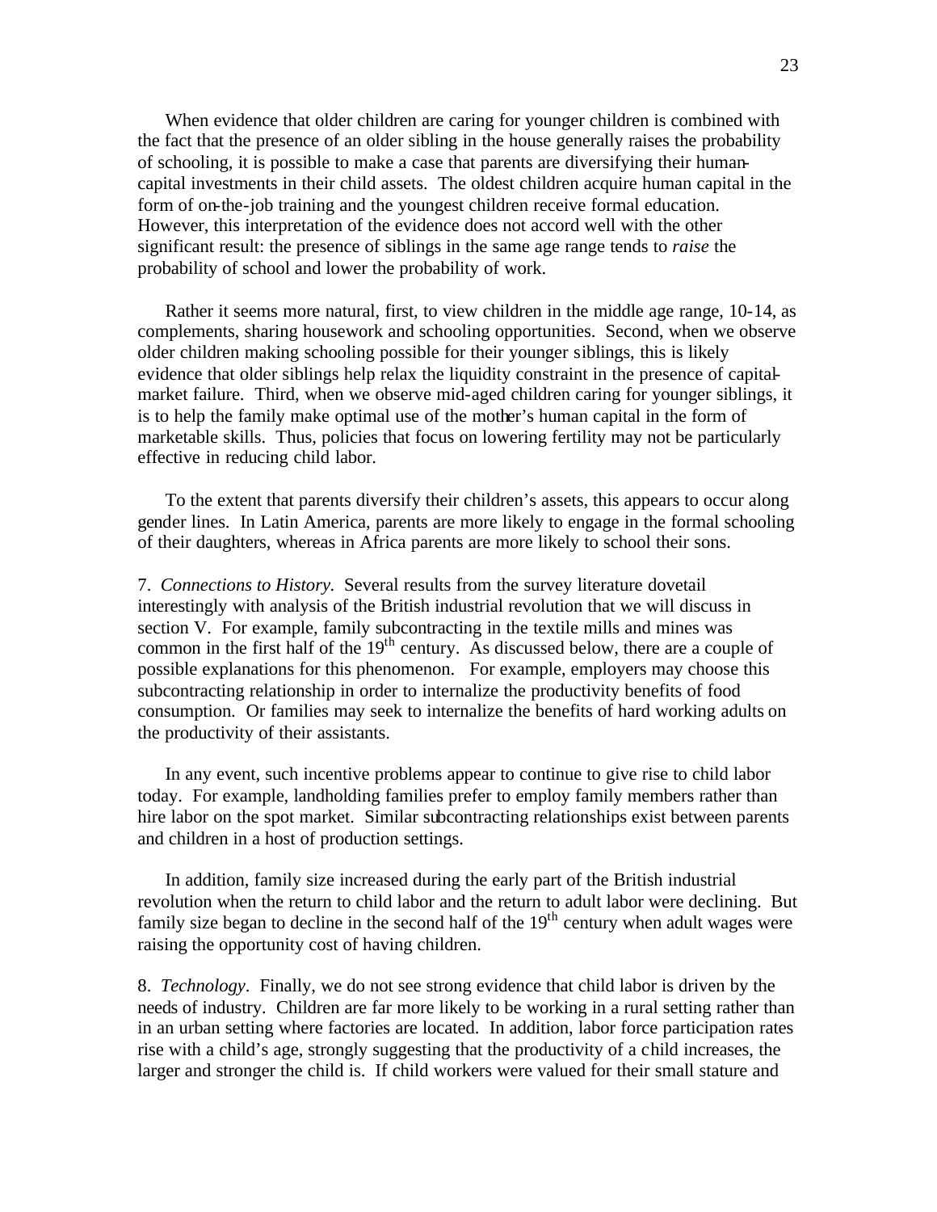When evidence that older children are caring for younger children is combined with the fact that the presence of an older sibling in the house generally raises the probability of schooling, it is possible to make a case that parents are diversifying their human-capital investments in their child assets. The oldest children acquire human capital in the form of on-the-job training and the youngest children receive formal education. However, this interpretation of the evidence does not accord well with the other significant result: the presence of siblings in the same age range tends to *raise* the probability of school and lower the probability of work.

Rather it seems more natural, first, to view children in the middle age range, 10-14, as complements, sharing housework and schooling opportunities. Second, when we observe older children making schooling possible for their younger siblings, this is likely evidence that older siblings help relax the liquidity constraint in the presence of capital-market failure. Third, when we observe mid-aged children caring for younger siblings, it is to help the family make optimal use of the mother's human capital in the form of marketable skills. Thus, policies that focus on lowering fertility may not be particularly effective in reducing child labor.

To the extent that parents diversify their children's assets, this appears to occur along gender lines. In Latin America, parents are more likely to engage in the formal schooling of their daughters, whereas in Africa parents are more likely to school their sons.

7. *Connections to History.* Several results from the survey literature dovetail interestingly with analysis of the British industrial revolution that we will discuss in section V. For example, family subcontracting in the textile mills and mines was common in the first half of the 19th century. As discussed below, there are a couple of possible explanations for this phenomenon. For example, employers may choose this subcontracting relationship in order to internalize the productivity benefits of food consumption. Or families may seek to internalize the benefits of hard working adults on the productivity of their assistants.

In any event, such incentive problems appear to continue to give rise to child labor today. For example, landholding families prefer to employ family members rather than hire labor on the spot market. Similar subcontracting relationships exist between parents and children in a host of production settings.

In addition, family size increased during the early part of the British industrial revolution when the return to child labor and the return to adult labor were declining. But family size began to decline in the second half of the 19th century when adult wages were raising the opportunity cost of having children.

8. *Technology*. Finally, we do not see strong evidence that child labor is driven by the needs of industry. Children are far more likely to be working in a rural setting rather than in an urban setting where factories are located. In addition, labor force participation rates rise with a child's age, strongly suggesting that the productivity of a child increases, the larger and stronger the child is. If child workers were valued for their small stature and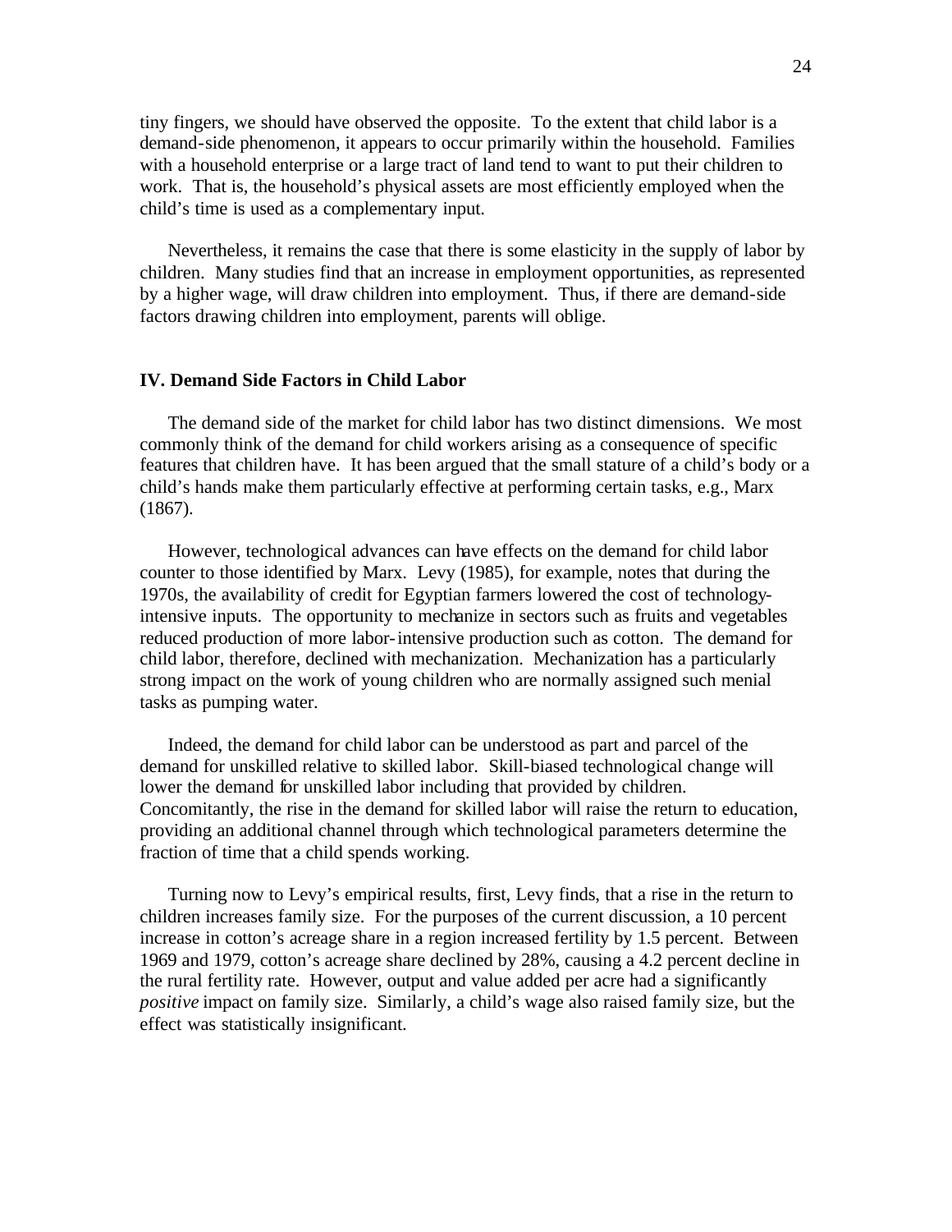tiny fingers, we should have observed the opposite. To the extent that child labor is a demand-side phenomenon, it appears to occur primarily within the household. Families with a household enterprise or a large tract of land tend to want to put their children to work. That is, the household's physical assets are most efficiently employed when the child's time is used as a complementary input.

Nevertheless, it remains the case that there is some elasticity in the supply of labor by children. Many studies find that an increase in employment opportunities, as represented by a higher wage, will draw children into employment. Thus, if there are demand-side factors drawing children into employment, parents will oblige.

## IV. Demand Side Factors in Child Labor

The demand side of the market for child labor has two distinct dimensions. We most commonly think of the demand for child workers arising as a consequence of specific features that children have. It has been argued that the small stature of a child's body or a child's hands make them particularly effective at performing certain tasks, e.g., Marx (1867).

However, technological advances can have effects on the demand for child labor counter to those identified by Marx. Levy (1985), for example, notes that during the 1970s, the availability of credit for Egyptian farmers lowered the cost of technology-intensive inputs. The opportunity to mechanize in sectors such as fruits and vegetables reduced production of more labor-intensive production such as cotton. The demand for child labor, therefore, declined with mechanization. Mechanization has a particularly strong impact on the work of young children who are normally assigned such menial tasks as pumping water.

Indeed, the demand for child labor can be understood as part and parcel of the demand for unskilled relative to skilled labor. Skill-biased technological change will lower the demand for unskilled labor including that provided by children. Concomitantly, the rise in the demand for skilled labor will raise the return to education, providing an additional channel through which technological parameters determine the fraction of time that a child spends working.

Turning now to Levy's empirical results, first, Levy finds, that a rise in the return to children increases family size. For the purposes of the current discussion, a 10 percent increase in cotton's acreage share in a region increased fertility by 1.5 percent. Between 1969 and 1979, cotton's acreage share declined by 28%, causing a 4.2 percent decline in the rural fertility rate. However, output and value added per acre had a significantly *positive* impact on family size. Similarly, a child's wage also raised family size, but the effect was statistically insignificant.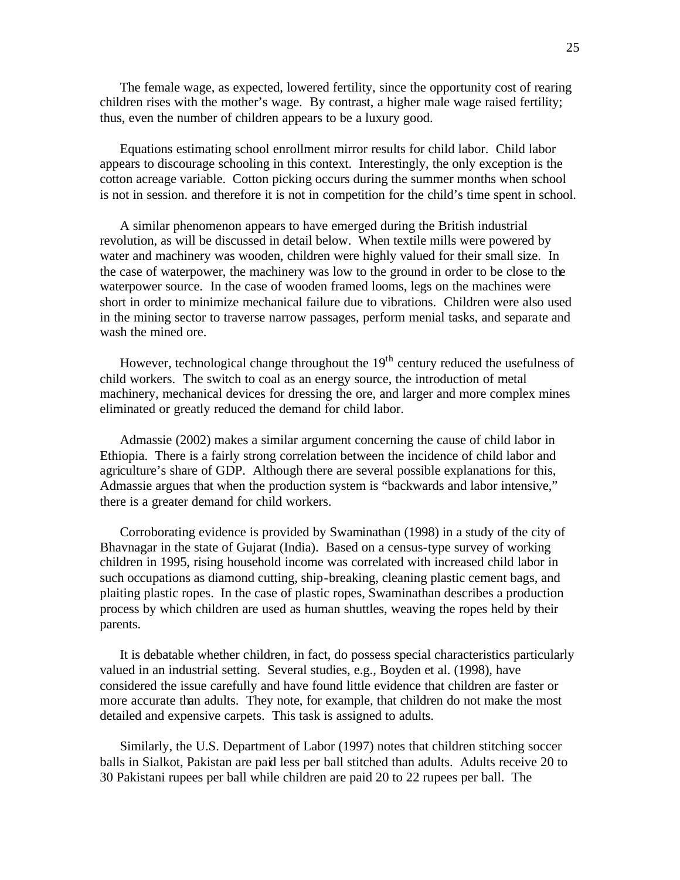The female wage, as expected, lowered fertility, since the opportunity cost of rearing children rises with the mother's wage. By contrast, a higher male wage raised fertility; thus, even the number of children appears to be a luxury good.

Equations estimating school enrollment mirror results for child labor. Child labor appears to discourage schooling in this context. Interestingly, the only exception is the cotton acreage variable. Cotton picking occurs during the summer months when school is not in session. and therefore it is not in competition for the child's time spent in school.

A similar phenomenon appears to have emerged during the British industrial revolution, as will be discussed in detail below. When textile mills were powered by water and machinery was wooden, children were highly valued for their small size. In the case of waterpower, the machinery was low to the ground in order to be close to the waterpower source. In the case of wooden framed looms, legs on the machines were short in order to minimize mechanical failure due to vibrations. Children were also used in the mining sector to traverse narrow passages, perform menial tasks, and separate and wash the mined ore.

However, technological change throughout the 19th century reduced the usefulness of child workers. The switch to coal as an energy source, the introduction of metal machinery, mechanical devices for dressing the ore, and larger and more complex mines eliminated or greatly reduced the demand for child labor.

Admassie (2002) makes a similar argument concerning the cause of child labor in Ethiopia. There is a fairly strong correlation between the incidence of child labor and agriculture's share of GDP. Although there are several possible explanations for this, Admassie argues that when the production system is "backwards and labor intensive," there is a greater demand for child workers.

Corroborating evidence is provided by Swaminathan (1998) in a study of the city of Bhavnagar in the state of Gujarat (India). Based on a census-type survey of working children in 1995, rising household income was correlated with increased child labor in such occupations as diamond cutting, ship-breaking, cleaning plastic cement bags, and plaiting plastic ropes. In the case of plastic ropes, Swaminathan describes a production process by which children are used as human shuttles, weaving the ropes held by their parents.

It is debatable whether children, in fact, do possess special characteristics particularly valued in an industrial setting. Several studies, e.g., Boyden et al. (1998), have considered the issue carefully and have found little evidence that children are faster or more accurate than adults. They note, for example, that children do not make the most detailed and expensive carpets. This task is assigned to adults.

Similarly, the U.S. Department of Labor (1997) notes that children stitching soccer balls in Sialkot, Pakistan are paid less per ball stitched than adults. Adults receive 20 to 30 Pakistani rupees per ball while children are paid 20 to 22 rupees per ball. The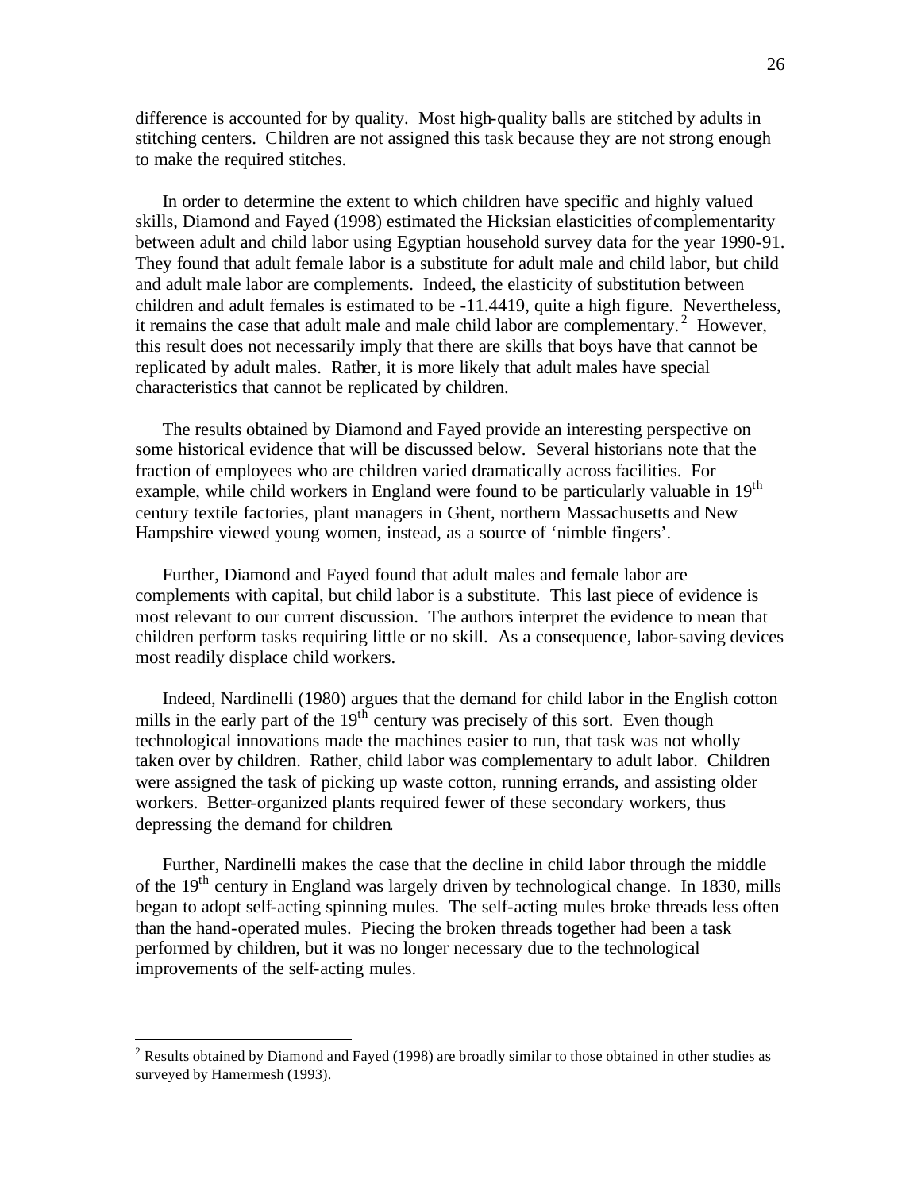difference is accounted for by quality. Most high-quality balls are stitched by adults in stitching centers. Children are not assigned this task because they are not strong enough to make the required stitches.

In order to determine the extent to which children have specific and highly valued skills, Diamond and Fayed (1998) estimated the Hicksian elasticities of complementarity between adult and child labor using Egyptian household survey data for the year 1990-91. They found that adult female labor is a substitute for adult male and child labor, but child and adult male labor are complements. Indeed, the elasticity of substitution between children and adult females is estimated to be -11.4419, quite a high figure. Nevertheless, it remains the case that adult male and male child labor are complementary.[2] However, this result does not necessarily imply that there are skills that boys have that cannot be replicated by adult males. Rather, it is more likely that adult males have special characteristics that cannot be replicated by children.

The results obtained by Diamond and Fayed provide an interesting perspective on some historical evidence that will be discussed below. Several historians note that the fraction of employees who are children varied dramatically across facilities. For example, while child workers in England were found to be particularly valuable in 19th century textile factories, plant managers in Ghent, northern Massachusetts and New Hampshire viewed young women, instead, as a source of 'nimble fingers'.

Further, Diamond and Fayed found that adult males and female labor are complements with capital, but child labor is a substitute. This last piece of evidence is most relevant to our current discussion. The authors interpret the evidence to mean that children perform tasks requiring little or no skill. As a consequence, labor-saving devices most readily displace child workers.

Indeed, Nardinelli (1980) argues that the demand for child labor in the English cotton mills in the early part of the 19th century was precisely of this sort. Even though technological innovations made the machines easier to run, that task was not wholly taken over by children. Rather, child labor was complementary to adult labor. Children were assigned the task of picking up waste cotton, running errands, and assisting older workers. Better-organized plants required fewer of these secondary workers, thus depressing the demand for children.

Further, Nardinelli makes the case that the decline in child labor through the middle of the 19th century in England was largely driven by technological change. In 1830, mills began to adopt self-acting spinning mules. The self-acting mules broke threads less often than the hand-operated mules. Piecing the broken threads together had been a task performed by children, but it was no longer necessary due to the technological improvements of the self-acting mules.

---

[2] Results obtained by Diamond and Fayed (1998) are broadly similar to those obtained in other studies as surveyed by Hamermesh (1993).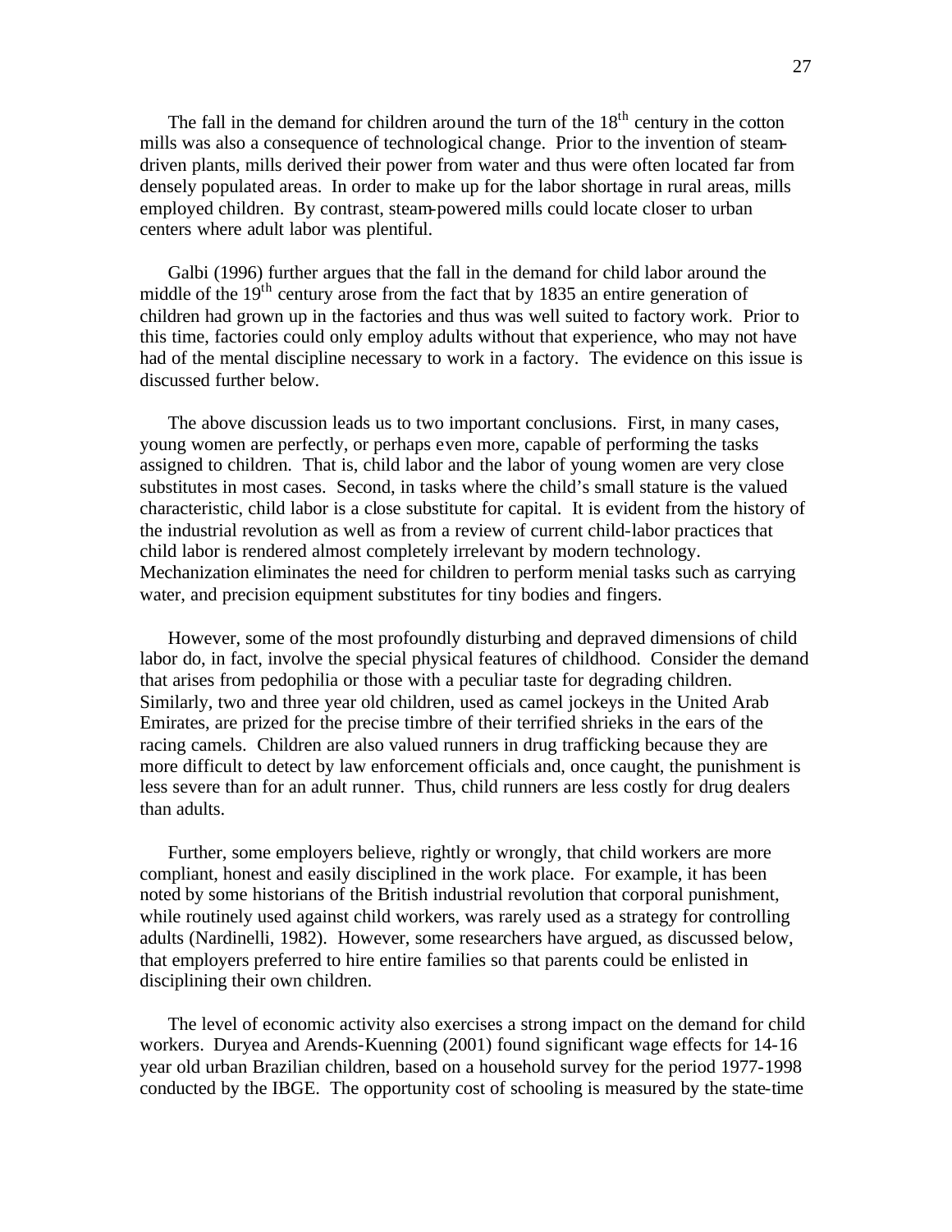The fall in the demand for children around the turn of the 18th century in the cotton mills was also a consequence of technological change. Prior to the invention of steam-driven plants, mills derived their power from water and thus were often located far from densely populated areas. In order to make up for the labor shortage in rural areas, mills employed children. By contrast, steam-powered mills could locate closer to urban centers where adult labor was plentiful.

Galbi (1996) further argues that the fall in the demand for child labor around the middle of the 19th century arose from the fact that by 1835 an entire generation of children had grown up in the factories and thus was well suited to factory work. Prior to this time, factories could only employ adults without that experience, who may not have had of the mental discipline necessary to work in a factory. The evidence on this issue is discussed further below.

The above discussion leads us to two important conclusions. First, in many cases, young women are perfectly, or perhaps even more, capable of performing the tasks assigned to children. That is, child labor and the labor of young women are very close substitutes in most cases. Second, in tasks where the child's small stature is the valued characteristic, child labor is a close substitute for capital. It is evident from the history of the industrial revolution as well as from a review of current child-labor practices that child labor is rendered almost completely irrelevant by modern technology. Mechanization eliminates the need for children to perform menial tasks such as carrying water, and precision equipment substitutes for tiny bodies and fingers.

However, some of the most profoundly disturbing and depraved dimensions of child labor do, in fact, involve the special physical features of childhood. Consider the demand that arises from pedophilia or those with a peculiar taste for degrading children. Similarly, two and three year old children, used as camel jockeys in the United Arab Emirates, are prized for the precise timbre of their terrified shrieks in the ears of the racing camels. Children are also valued runners in drug trafficking because they are more difficult to detect by law enforcement officials and, once caught, the punishment is less severe than for an adult runner. Thus, child runners are less costly for drug dealers than adults.

Further, some employers believe, rightly or wrongly, that child workers are more compliant, honest and easily disciplined in the work place. For example, it has been noted by some historians of the British industrial revolution that corporal punishment, while routinely used against child workers, was rarely used as a strategy for controlling adults (Nardinelli, 1982). However, some researchers have argued, as discussed below, that employers preferred to hire entire families so that parents could be enlisted in disciplining their own children.

The level of economic activity also exercises a strong impact on the demand for child workers. Duryea and Arends-Kuenning (2001) found significant wage effects for 14-16 year old urban Brazilian children, based on a household survey for the period 1977-1998 conducted by the IBGE. The opportunity cost of schooling is measured by the state-time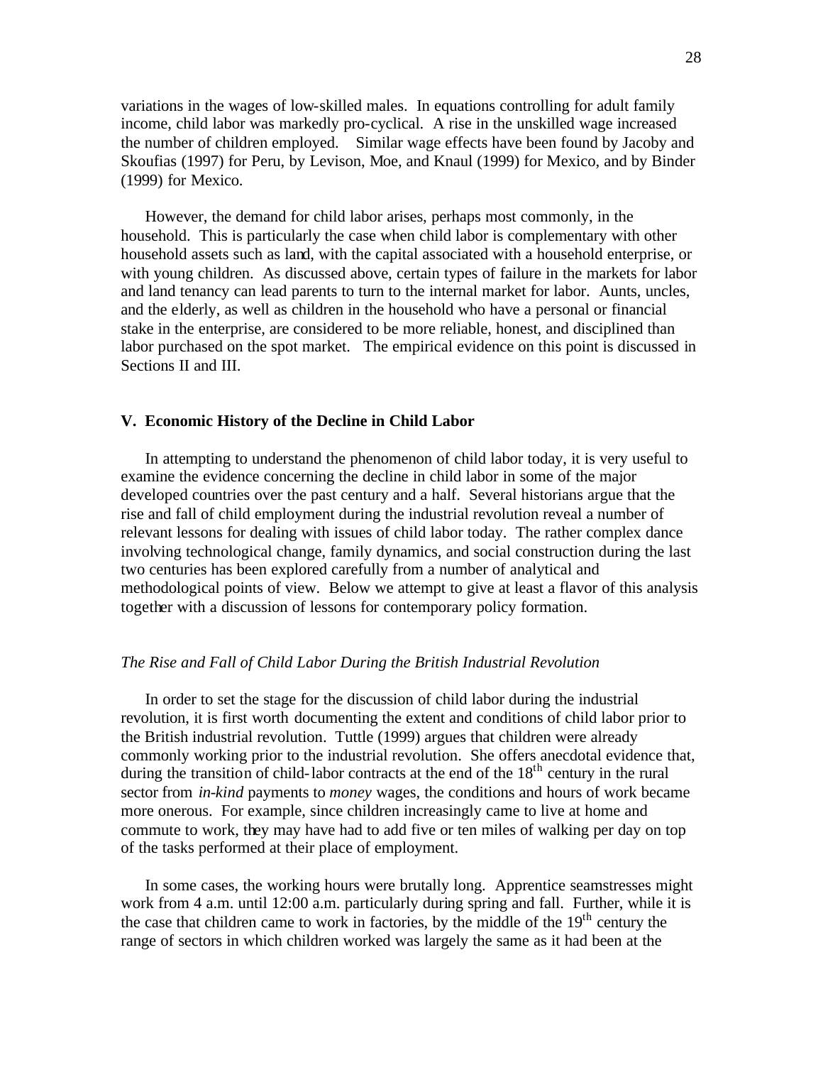variations in the wages of low-skilled males. In equations controlling for adult family income, child labor was markedly pro-cyclical. A rise in the unskilled wage increased the number of children employed. Similar wage effects have been found by Jacoby and Skoufias (1997) for Peru, by Levison, Moe, and Knaul (1999) for Mexico, and by Binder (1999) for Mexico.

However, the demand for child labor arises, perhaps most commonly, in the household. This is particularly the case when child labor is complementary with other household assets such as land, with the capital associated with a household enterprise, or with young children. As discussed above, certain types of failure in the markets for labor and land tenancy can lead parents to turn to the internal market for labor. Aunts, uncles, and the elderly, as well as children in the household who have a personal or financial stake in the enterprise, are considered to be more reliable, honest, and disciplined than labor purchased on the spot market. The empirical evidence on this point is discussed in Sections II and III.

## V. Economic History of the Decline in Child Labor

In attempting to understand the phenomenon of child labor today, it is very useful to examine the evidence concerning the decline in child labor in some of the major developed countries over the past century and a half. Several historians argue that the rise and fall of child employment during the industrial revolution reveal a number of relevant lessons for dealing with issues of child labor today. The rather complex dance involving technological change, family dynamics, and social construction during the last two centuries has been explored carefully from a number of analytical and methodological points of view. Below we attempt to give at least a flavor of this analysis together with a discussion of lessons for contemporary policy formation.

### *The Rise and Fall of Child Labor During the British Industrial Revolution*

In order to set the stage for the discussion of child labor during the industrial revolution, it is first worth documenting the extent and conditions of child labor prior to the British industrial revolution. Tuttle (1999) argues that children were already commonly working prior to the industrial revolution. She offers anecdotal evidence that, during the transition of child-labor contracts at the end of the 18th century in the rural sector from *in-kind* payments to *money* wages, the conditions and hours of work became more onerous. For example, since children increasingly came to live at home and commute to work, they may have had to add five or ten miles of walking per day on top of the tasks performed at their place of employment.

In some cases, the working hours were brutally long. Apprentice seamstresses might work from 4 a.m. until 12:00 a.m. particularly during spring and fall. Further, while it is the case that children came to work in factories, by the middle of the 19th century the range of sectors in which children worked was largely the same as it had been at the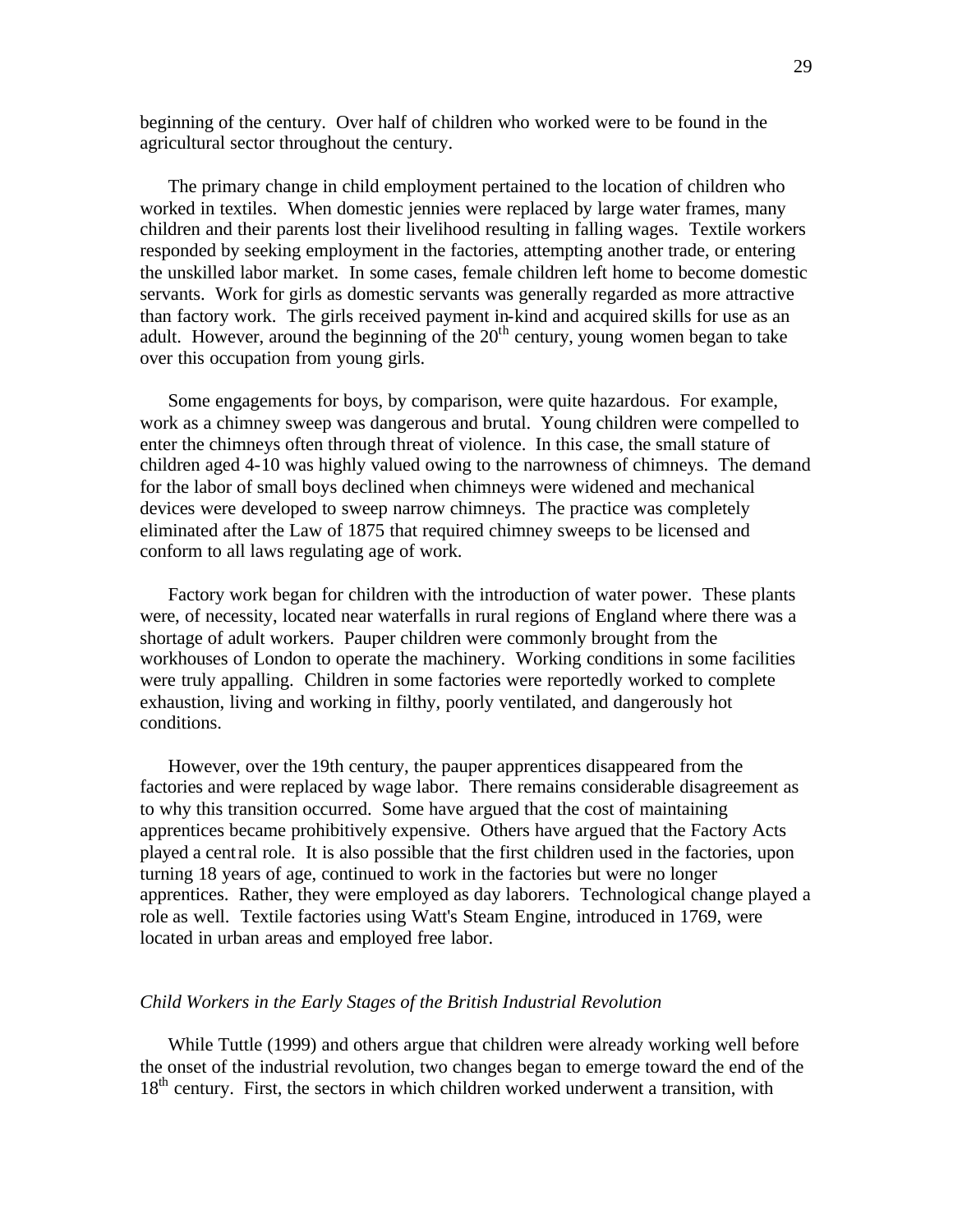beginning of the century. Over half of children who worked were to be found in the agricultural sector throughout the century.

The primary change in child employment pertained to the location of children who worked in textiles. When domestic jennies were replaced by large water frames, many children and their parents lost their livelihood resulting in falling wages. Textile workers responded by seeking employment in the factories, attempting another trade, or entering the unskilled labor market. In some cases, female children left home to become domestic servants. Work for girls as domestic servants was generally regarded as more attractive than factory work. The girls received payment in-kind and acquired skills for use as an adult. However, around the beginning of the 20th century, young women began to take over this occupation from young girls.

Some engagements for boys, by comparison, were quite hazardous. For example, work as a chimney sweep was dangerous and brutal. Young children were compelled to enter the chimneys often through threat of violence. In this case, the small stature of children aged 4-10 was highly valued owing to the narrowness of chimneys. The demand for the labor of small boys declined when chimneys were widened and mechanical devices were developed to sweep narrow chimneys. The practice was completely eliminated after the Law of 1875 that required chimney sweeps to be licensed and conform to all laws regulating age of work.

Factory work began for children with the introduction of water power. These plants were, of necessity, located near waterfalls in rural regions of England where there was a shortage of adult workers. Pauper children were commonly brought from the workhouses of London to operate the machinery. Working conditions in some facilities were truly appalling. Children in some factories were reportedly worked to complete exhaustion, living and working in filthy, poorly ventilated, and dangerously hot conditions.

However, over the 19th century, the pauper apprentices disappeared from the factories and were replaced by wage labor. There remains considerable disagreement as to why this transition occurred. Some have argued that the cost of maintaining apprentices became prohibitively expensive. Others have argued that the Factory Acts played a central role. It is also possible that the first children used in the factories, upon turning 18 years of age, continued to work in the factories but were no longer apprentices. Rather, they were employed as day laborers. Technological change played a role as well. Textile factories using Watt's Steam Engine, introduced in 1769, were located in urban areas and employed free labor.

### *Child Workers in the Early Stages of the British Industrial Revolution*

While Tuttle (1999) and others argue that children were already working well before the onset of the industrial revolution, two changes began to emerge toward the end of the 18th century. First, the sectors in which children worked underwent a transition, with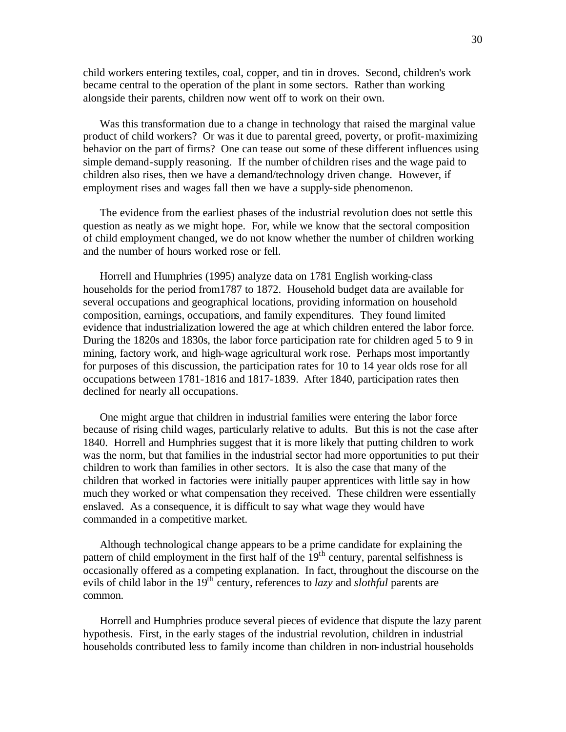child workers entering textiles, coal, copper, and tin in droves. Second, children's work became central to the operation of the plant in some sectors. Rather than working alongside their parents, children now went off to work on their own.

Was this transformation due to a change in technology that raised the marginal value product of child workers? Or was it due to parental greed, poverty, or profit-maximizing behavior on the part of firms? One can tease out some of these different influences using simple demand-supply reasoning. If the number of children rises and the wage paid to children also rises, then we have a demand/technology driven change. However, if employment rises and wages fall then we have a supply-side phenomenon.

The evidence from the earliest phases of the industrial revolution does not settle this question as neatly as we might hope. For, while we know that the sectoral composition of child employment changed, we do not know whether the number of children working and the number of hours worked rose or fell.

Horrell and Humphries (1995) analyze data on 1781 English working-class households for the period from1787 to 1872. Household budget data are available for several occupations and geographical locations, providing information on household composition, earnings, occupations, and family expenditures. They found limited evidence that industrialization lowered the age at which children entered the labor force. During the 1820s and 1830s, the labor force participation rate for children aged 5 to 9 in mining, factory work, and high-wage agricultural work rose. Perhaps most importantly for purposes of this discussion, the participation rates for 10 to 14 year olds rose for all occupations between 1781-1816 and 1817-1839. After 1840, participation rates then declined for nearly all occupations.

One might argue that children in industrial families were entering the labor force because of rising child wages, particularly relative to adults. But this is not the case after 1840. Horrell and Humphries suggest that it is more likely that putting children to work was the norm, but that families in the industrial sector had more opportunities to put their children to work than families in other sectors. It is also the case that many of the children that worked in factories were initially pauper apprentices with little say in how much they worked or what compensation they received. These children were essentially enslaved. As a consequence, it is difficult to say what wage they would have commanded in a competitive market.

Although technological change appears to be a prime candidate for explaining the pattern of child employment in the first half of the 19th century, parental selfishness is occasionally offered as a competing explanation. In fact, throughout the discourse on the evils of child labor in the 19th century, references to *lazy* and *slothful* parents are common.

Horrell and Humphries produce several pieces of evidence that dispute the lazy parent hypothesis. First, in the early stages of the industrial revolution, children in industrial households contributed less to family income than children in non-industrial households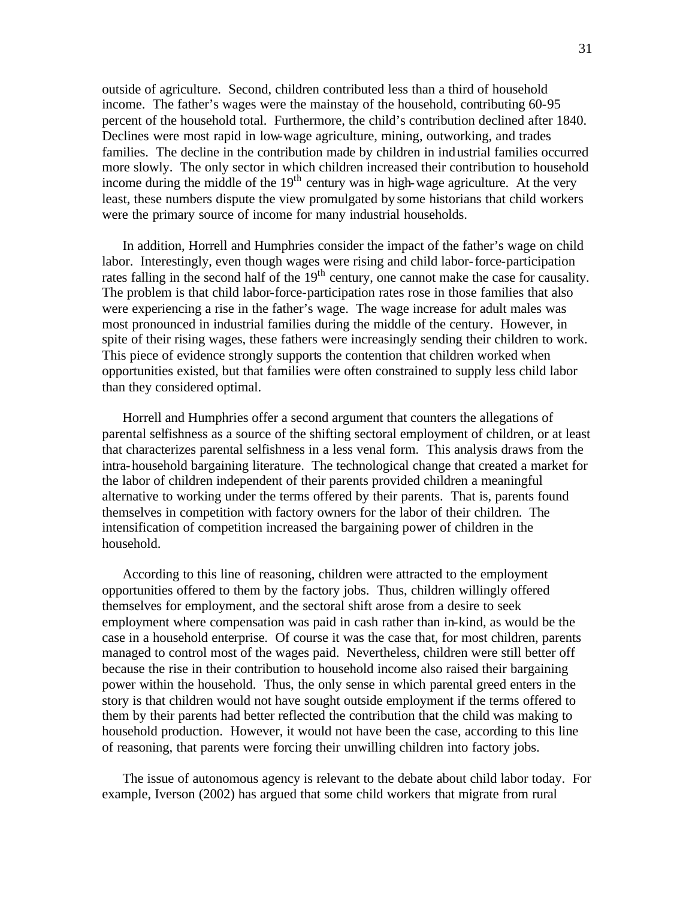outside of agriculture. Second, children contributed less than a third of household income. The father's wages were the mainstay of the household, contributing 60-95 percent of the household total. Furthermore, the child's contribution declined after 1840. Declines were most rapid in low-wage agriculture, mining, outworking, and trades families. The decline in the contribution made by children in industrial families occurred more slowly. The only sector in which children increased their contribution to household income during the middle of the 19th century was in high-wage agriculture. At the very least, these numbers dispute the view promulgated by some historians that child workers were the primary source of income for many industrial households.

In addition, Horrell and Humphries consider the impact of the father's wage on child labor. Interestingly, even though wages were rising and child labor-force-participation rates falling in the second half of the 19th century, one cannot make the case for causality. The problem is that child labor-force-participation rates rose in those families that also were experiencing a rise in the father's wage. The wage increase for adult males was most pronounced in industrial families during the middle of the century. However, in spite of their rising wages, these fathers were increasingly sending their children to work. This piece of evidence strongly supports the contention that children worked when opportunities existed, but that families were often constrained to supply less child labor than they considered optimal.

Horrell and Humphries offer a second argument that counters the allegations of parental selfishness as a source of the shifting sectoral employment of children, or at least that characterizes parental selfishness in a less venal form. This analysis draws from the intra-household bargaining literature. The technological change that created a market for the labor of children independent of their parents provided children a meaningful alternative to working under the terms offered by their parents. That is, parents found themselves in competition with factory owners for the labor of their children. The intensification of competition increased the bargaining power of children in the household.

According to this line of reasoning, children were attracted to the employment opportunities offered to them by the factory jobs. Thus, children willingly offered themselves for employment, and the sectoral shift arose from a desire to seek employment where compensation was paid in cash rather than in-kind, as would be the case in a household enterprise. Of course it was the case that, for most children, parents managed to control most of the wages paid. Nevertheless, children were still better off because the rise in their contribution to household income also raised their bargaining power within the household. Thus, the only sense in which parental greed enters in the story is that children would not have sought outside employment if the terms offered to them by their parents had better reflected the contribution that the child was making to household production. However, it would not have been the case, according to this line of reasoning, that parents were forcing their unwilling children into factory jobs.

The issue of autonomous agency is relevant to the debate about child labor today. For example, Iverson (2002) has argued that some child workers that migrate from rural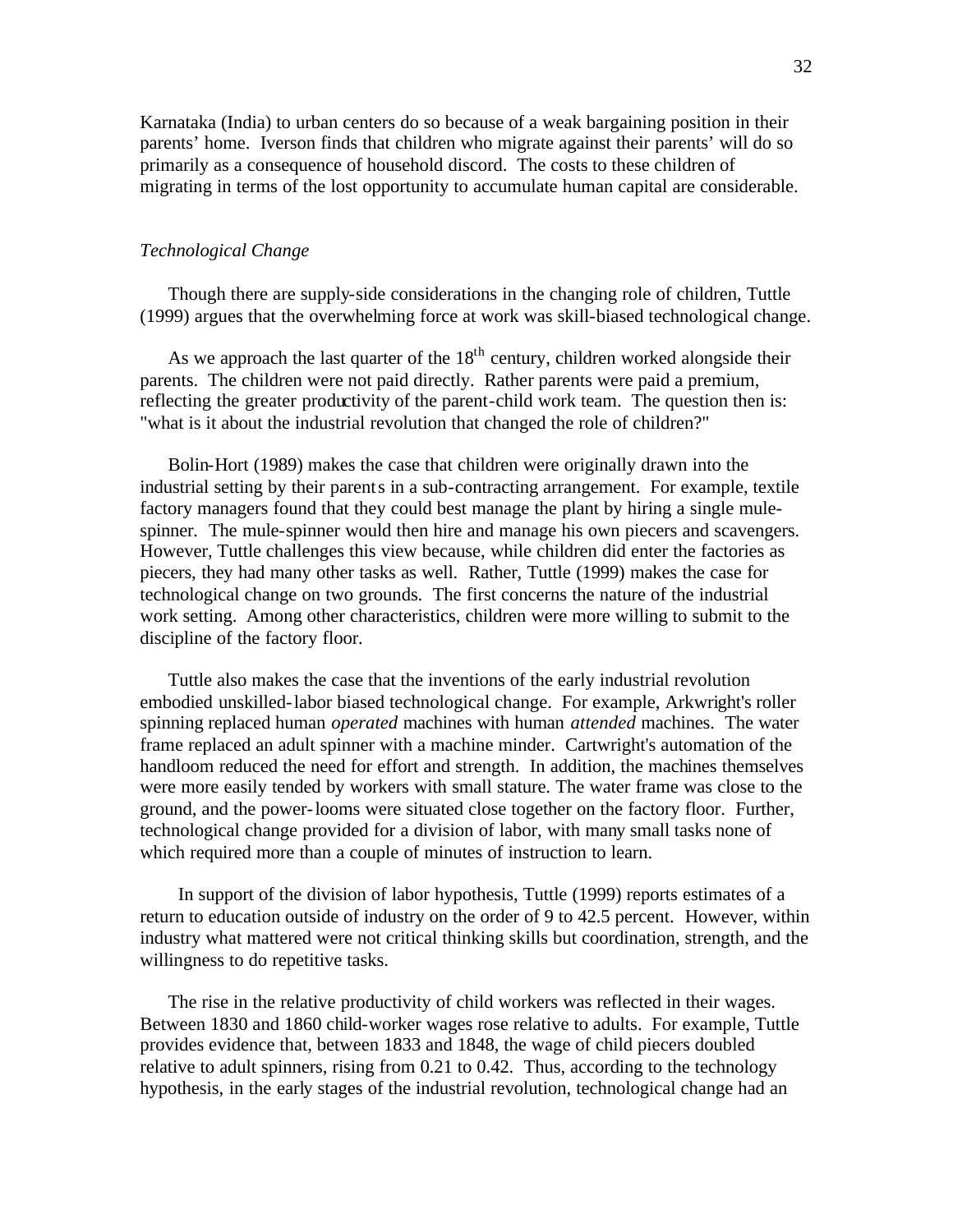Karnataka (India) to urban centers do so because of a weak bargaining position in their parents' home. Iverson finds that children who migrate against their parents' will do so primarily as a consequence of household discord. The costs to these children of migrating in terms of the lost opportunity to accumulate human capital are considerable.

### *Technological Change*

Though there are supply-side considerations in the changing role of children, Tuttle (1999) argues that the overwhelming force at work was skill-biased technological change.

As we approach the last quarter of the 18th century, children worked alongside their parents. The children were not paid directly. Rather parents were paid a premium, reflecting the greater productivity of the parent-child work team. The question then is: "what is it about the industrial revolution that changed the role of children?"

Bolin-Hort (1989) makes the case that children were originally drawn into the industrial setting by their parents in a sub-contracting arrangement. For example, textile factory managers found that they could best manage the plant by hiring a single mule-spinner. The mule-spinner would then hire and manage his own piecers and scavengers. However, Tuttle challenges this view because, while children did enter the factories as piecers, they had many other tasks as well. Rather, Tuttle (1999) makes the case for technological change on two grounds. The first concerns the nature of the industrial work setting. Among other characteristics, children were more willing to submit to the discipline of the factory floor.

Tuttle also makes the case that the inventions of the early industrial revolution embodied unskilled-labor biased technological change. For example, Arkwright's roller spinning replaced human *operated* machines with human *attended* machines. The water frame replaced an adult spinner with a machine minder. Cartwright's automation of the handloom reduced the need for effort and strength. In addition, the machines themselves were more easily tended by workers with small stature. The water frame was close to the ground, and the power-looms were situated close together on the factory floor. Further, technological change provided for a division of labor, with many small tasks none of which required more than a couple of minutes of instruction to learn.

In support of the division of labor hypothesis, Tuttle (1999) reports estimates of a return to education outside of industry on the order of 9 to 42.5 percent. However, within industry what mattered were not critical thinking skills but coordination, strength, and the willingness to do repetitive tasks.

The rise in the relative productivity of child workers was reflected in their wages. Between 1830 and 1860 child-worker wages rose relative to adults. For example, Tuttle provides evidence that, between 1833 and 1848, the wage of child piecers doubled relative to adult spinners, rising from 0.21 to 0.42. Thus, according to the technology hypothesis, in the early stages of the industrial revolution, technological change had an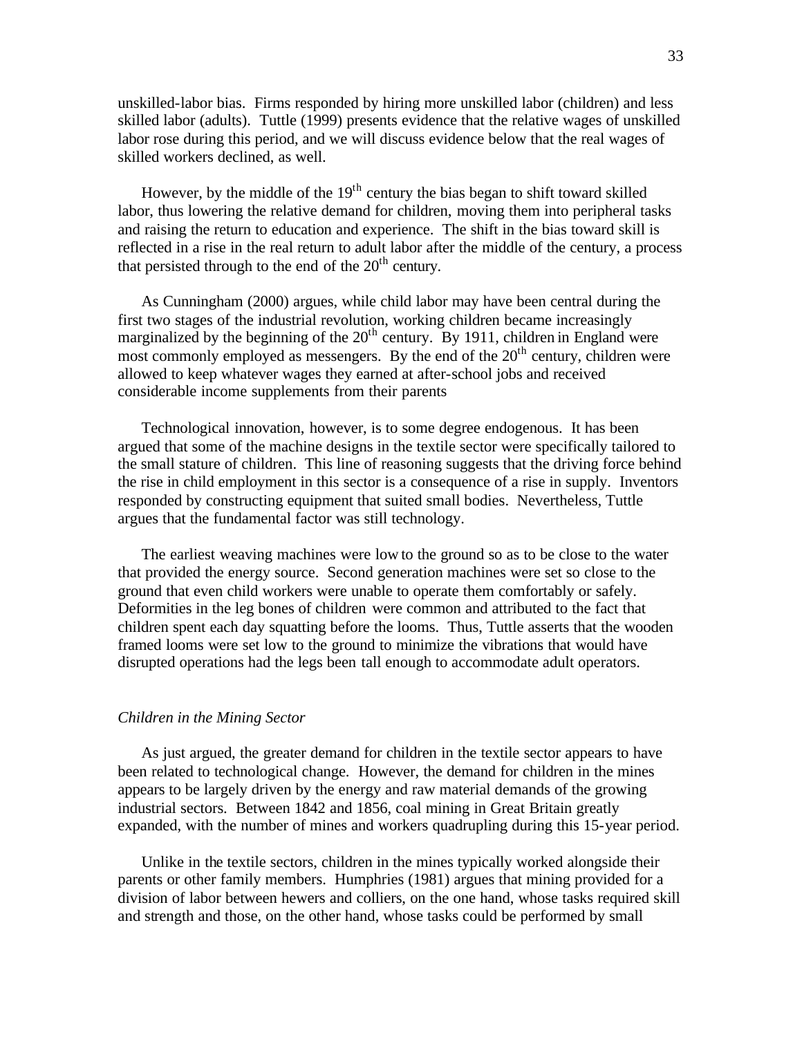unskilled-labor bias. Firms responded by hiring more unskilled labor (children) and less skilled labor (adults). Tuttle (1999) presents evidence that the relative wages of unskilled labor rose during this period, and we will discuss evidence below that the real wages of skilled workers declined, as well.

However, by the middle of the 19th century the bias began to shift toward skilled labor, thus lowering the relative demand for children, moving them into peripheral tasks and raising the return to education and experience. The shift in the bias toward skill is reflected in a rise in the real return to adult labor after the middle of the century, a process that persisted through to the end of the 20th century.

As Cunningham (2000) argues, while child labor may have been central during the first two stages of the industrial revolution, working children became increasingly marginalized by the beginning of the 20th century. By 1911, children in England were most commonly employed as messengers. By the end of the 20th century, children were allowed to keep whatever wages they earned at after-school jobs and received considerable income supplements from their parents

Technological innovation, however, is to some degree endogenous. It has been argued that some of the machine designs in the textile sector were specifically tailored to the small stature of children. This line of reasoning suggests that the driving force behind the rise in child employment in this sector is a consequence of a rise in supply. Inventors responded by constructing equipment that suited small bodies. Nevertheless, Tuttle argues that the fundamental factor was still technology.

The earliest weaving machines were low to the ground so as to be close to the water that provided the energy source. Second generation machines were set so close to the ground that even child workers were unable to operate them comfortably or safely. Deformities in the leg bones of children were common and attributed to the fact that children spent each day squatting before the looms. Thus, Tuttle asserts that the wooden framed looms were set low to the ground to minimize the vibrations that would have disrupted operations had the legs been tall enough to accommodate adult operators.

*Children in the Mining Sector*

As just argued, the greater demand for children in the textile sector appears to have been related to technological change. However, the demand for children in the mines appears to be largely driven by the energy and raw material demands of the growing industrial sectors. Between 1842 and 1856, coal mining in Great Britain greatly expanded, with the number of mines and workers quadrupling during this 15-year period.

Unlike in the textile sectors, children in the mines typically worked alongside their parents or other family members. Humphries (1981) argues that mining provided for a division of labor between hewers and colliers, on the one hand, whose tasks required skill and strength and those, on the other hand, whose tasks could be performed by small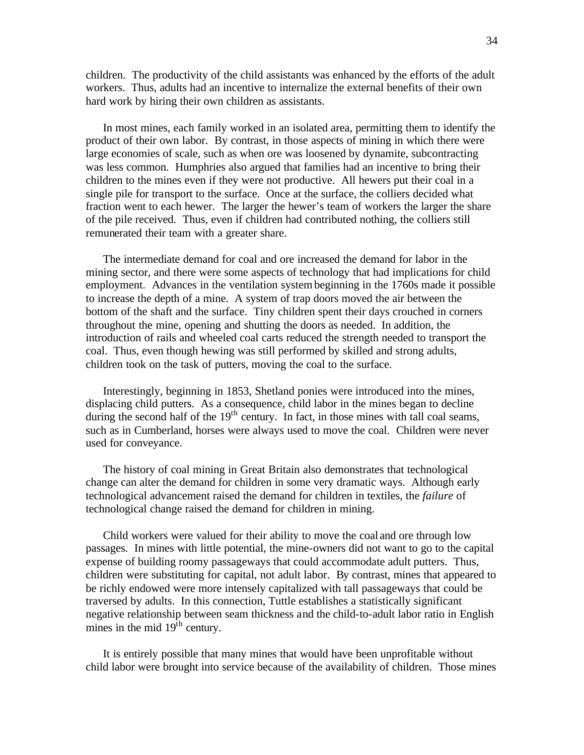children. The productivity of the child assistants was enhanced by the efforts of the adult workers. Thus, adults had an incentive to internalize the external benefits of their own hard work by hiring their own children as assistants.

In most mines, each family worked in an isolated area, permitting them to identify the product of their own labor. By contrast, in those aspects of mining in which there were large economies of scale, such as when ore was loosened by dynamite, subcontracting was less common. Humphries also argued that families had an incentive to bring their children to the mines even if they were not productive. All hewers put their coal in a single pile for transport to the surface. Once at the surface, the colliers decided what fraction went to each hewer. The larger the hewer's team of workers the larger the share of the pile received. Thus, even if children had contributed nothing, the colliers still remunerated their team with a greater share.

The intermediate demand for coal and ore increased the demand for labor in the mining sector, and there were some aspects of technology that had implications for child employment. Advances in the ventilation system beginning in the 1760s made it possible to increase the depth of a mine. A system of trap doors moved the air between the bottom of the shaft and the surface. Tiny children spent their days crouched in corners throughout the mine, opening and shutting the doors as needed. In addition, the introduction of rails and wheeled coal carts reduced the strength needed to transport the coal. Thus, even though hewing was still performed by skilled and strong adults, children took on the task of putters, moving the coal to the surface.

Interestingly, beginning in 1853, Shetland ponies were introduced into the mines, displacing child putters. As a consequence, child labor in the mines began to decline during the second half of the 19th century. In fact, in those mines with tall coal seams, such as in Cumberland, horses were always used to move the coal. Children were never used for conveyance.

The history of coal mining in Great Britain also demonstrates that technological change can alter the demand for children in some very dramatic ways. Although early technological advancement raised the demand for children in textiles, the *failure* of technological change raised the demand for children in mining.

Child workers were valued for their ability to move the coal and ore through low passages. In mines with little potential, the mine-owners did not want to go to the capital expense of building roomy passageways that could accommodate adult putters. Thus, children were substituting for capital, not adult labor. By contrast, mines that appeared to be richly endowed were more intensely capitalized with tall passageways that could be traversed by adults. In this connection, Tuttle establishes a statistically significant negative relationship between seam thickness and the child-to-adult labor ratio in English mines in the mid 19th century.

It is entirely possible that many mines that would have been unprofitable without child labor were brought into service because of the availability of children. Those mines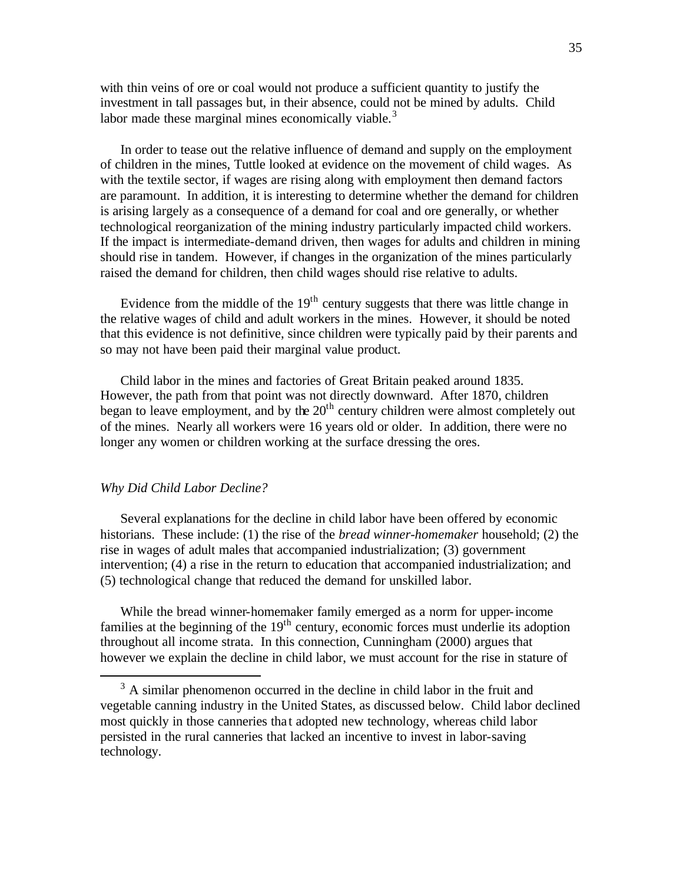with thin veins of ore or coal would not produce a sufficient quantity to justify the investment in tall passages but, in their absence, could not be mined by adults. Child labor made these marginal mines economically viable.[3]

In order to tease out the relative influence of demand and supply on the employment of children in the mines, Tuttle looked at evidence on the movement of child wages. As with the textile sector, if wages are rising along with employment then demand factors are paramount. In addition, it is interesting to determine whether the demand for children is arising largely as a consequence of a demand for coal and ore generally, or whether technological reorganization of the mining industry particularly impacted child workers. If the impact is intermediate-demand driven, then wages for adults and children in mining should rise in tandem. However, if changes in the organization of the mines particularly raised the demand for children, then child wages should rise relative to adults.

Evidence from the middle of the 19th century suggests that there was little change in the relative wages of child and adult workers in the mines. However, it should be noted that this evidence is not definitive, since children were typically paid by their parents and so may not have been paid their marginal value product.

Child labor in the mines and factories of Great Britain peaked around 1835. However, the path from that point was not directly downward. After 1870, children began to leave employment, and by the 20th century children were almost completely out of the mines. Nearly all workers were 16 years old or older. In addition, there were no longer any women or children working at the surface dressing the ores.

### *Why Did Child Labor Decline?*

Several explanations for the decline in child labor have been offered by economic historians. These include: (1) the rise of the *bread winner-homemaker* household; (2) the rise in wages of adult males that accompanied industrialization; (3) government intervention; (4) a rise in the return to education that accompanied industrialization; and (5) technological change that reduced the demand for unskilled labor.

While the bread winner-homemaker family emerged as a norm for upper-income families at the beginning of the 19th century, economic forces must underlie its adoption throughout all income strata. In this connection, Cunningham (2000) argues that however we explain the decline in child labor, we must account for the rise in stature of

---

[3] A similar phenomenon occurred in the decline in child labor in the fruit and vegetable canning industry in the United States, as discussed below. Child labor declined most quickly in those canneries that adopted new technology, whereas child labor persisted in the rural canneries that lacked an incentive to invest in labor-saving technology.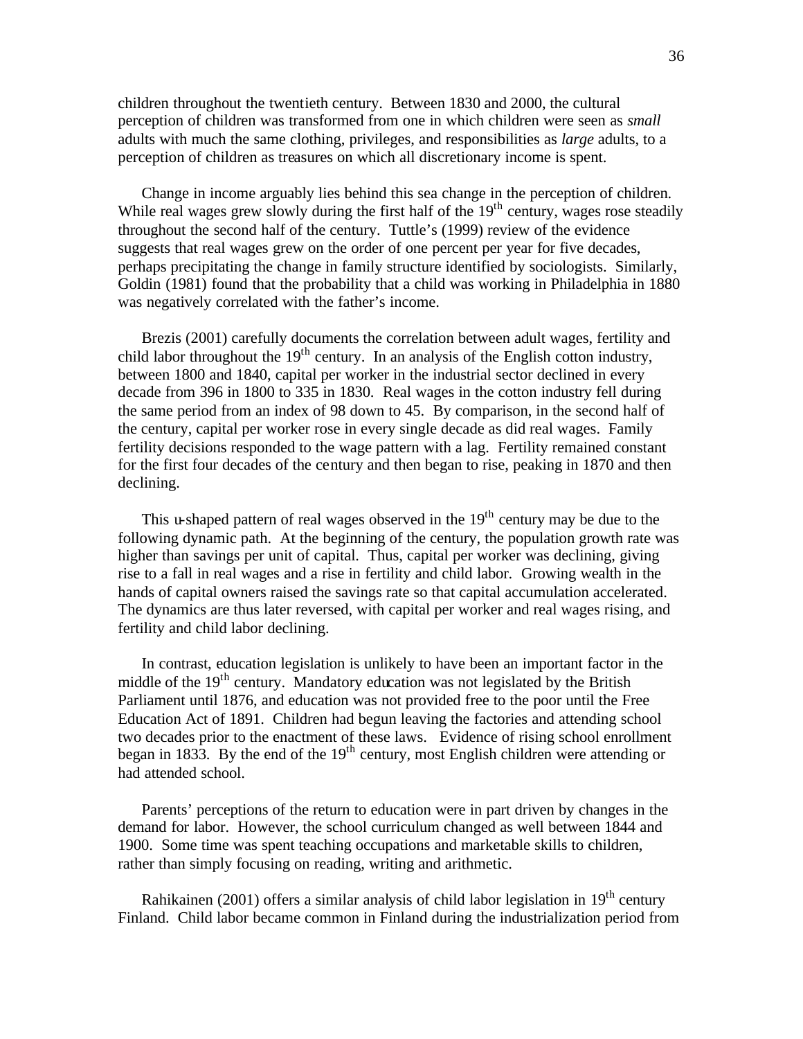children throughout the twentieth century. Between 1830 and 2000, the cultural perception of children was transformed from one in which children were seen as *small* adults with much the same clothing, privileges, and responsibilities as *large* adults, to a perception of children as treasures on which all discretionary income is spent.

Change in income arguably lies behind this sea change in the perception of children. While real wages grew slowly during the first half of the 19th century, wages rose steadily throughout the second half of the century. Tuttle's (1999) review of the evidence suggests that real wages grew on the order of one percent per year for five decades, perhaps precipitating the change in family structure identified by sociologists. Similarly, Goldin (1981) found that the probability that a child was working in Philadelphia in 1880 was negatively correlated with the father's income.

Brezis (2001) carefully documents the correlation between adult wages, fertility and child labor throughout the 19th century. In an analysis of the English cotton industry, between 1800 and 1840, capital per worker in the industrial sector declined in every decade from 396 in 1800 to 335 in 1830. Real wages in the cotton industry fell during the same period from an index of 98 down to 45. By comparison, in the second half of the century, capital per worker rose in every single decade as did real wages. Family fertility decisions responded to the wage pattern with a lag. Fertility remained constant for the first four decades of the century and then began to rise, peaking in 1870 and then declining.

This u-shaped pattern of real wages observed in the 19th century may be due to the following dynamic path. At the beginning of the century, the population growth rate was higher than savings per unit of capital. Thus, capital per worker was declining, giving rise to a fall in real wages and a rise in fertility and child labor. Growing wealth in the hands of capital owners raised the savings rate so that capital accumulation accelerated. The dynamics are thus later reversed, with capital per worker and real wages rising, and fertility and child labor declining.

In contrast, education legislation is unlikely to have been an important factor in the middle of the 19th century. Mandatory education was not legislated by the British Parliament until 1876, and education was not provided free to the poor until the Free Education Act of 1891. Children had begun leaving the factories and attending school two decades prior to the enactment of these laws. Evidence of rising school enrollment began in 1833. By the end of the 19th century, most English children were attending or had attended school.

Parents' perceptions of the return to education were in part driven by changes in the demand for labor. However, the school curriculum changed as well between 1844 and 1900. Some time was spent teaching occupations and marketable skills to children, rather than simply focusing on reading, writing and arithmetic.

Rahikainen (2001) offers a similar analysis of child labor legislation in 19th century Finland. Child labor became common in Finland during the industrialization period from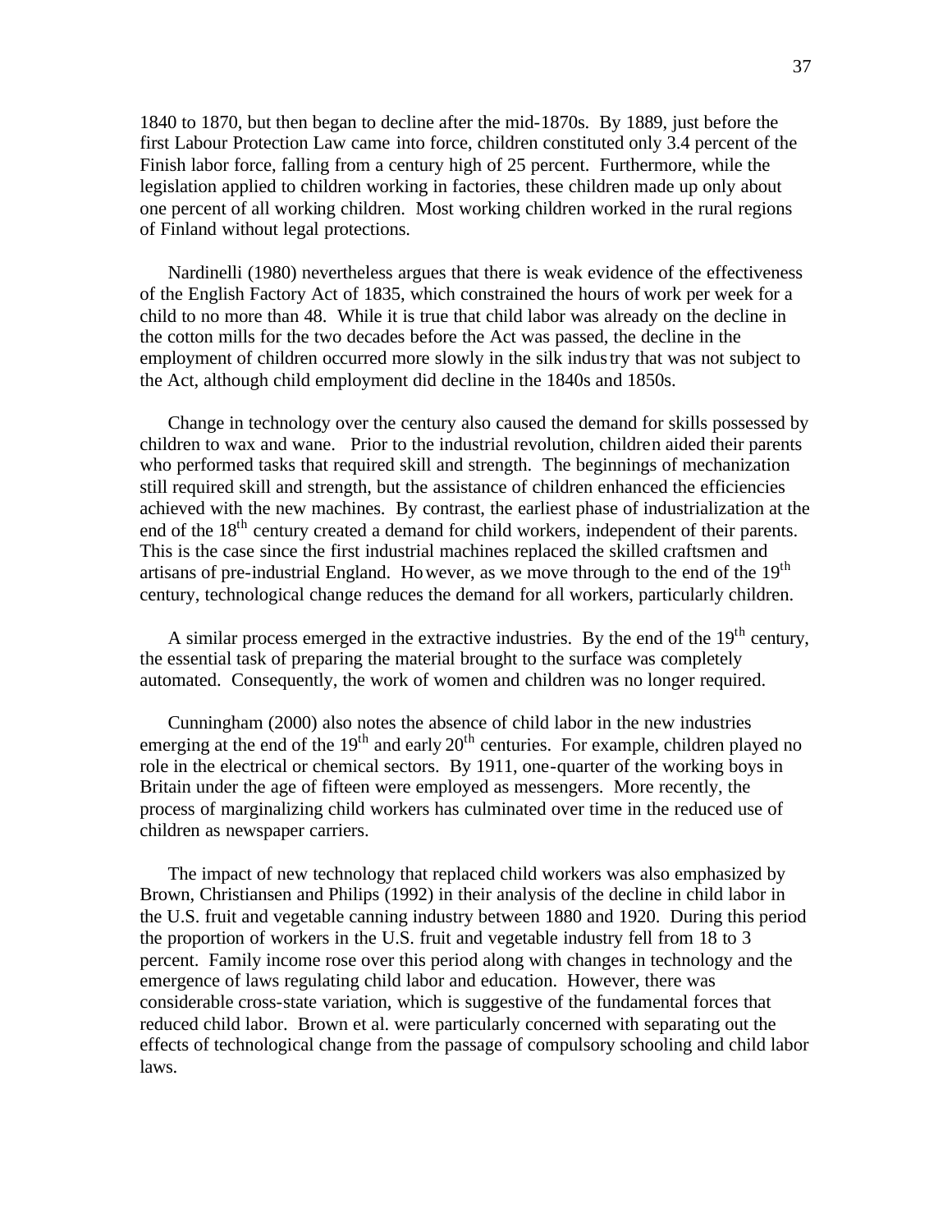1840 to 1870, but then began to decline after the mid-1870s. By 1889, just before the first Labour Protection Law came into force, children constituted only 3.4 percent of the Finish labor force, falling from a century high of 25 percent. Furthermore, while the legislation applied to children working in factories, these children made up only about one percent of all working children. Most working children worked in the rural regions of Finland without legal protections.

Nardinelli (1980) nevertheless argues that there is weak evidence of the effectiveness of the English Factory Act of 1835, which constrained the hours of work per week for a child to no more than 48. While it is true that child labor was already on the decline in the cotton mills for the two decades before the Act was passed, the decline in the employment of children occurred more slowly in the silk industry that was not subject to the Act, although child employment did decline in the 1840s and 1850s.

Change in technology over the century also caused the demand for skills possessed by children to wax and wane. Prior to the industrial revolution, children aided their parents who performed tasks that required skill and strength. The beginnings of mechanization still required skill and strength, but the assistance of children enhanced the efficiencies achieved with the new machines. By contrast, the earliest phase of industrialization at the end of the 18th century created a demand for child workers, independent of their parents. This is the case since the first industrial machines replaced the skilled craftsmen and artisans of pre-industrial England. However, as we move through to the end of the 19th century, technological change reduces the demand for all workers, particularly children.

A similar process emerged in the extractive industries. By the end of the 19th century, the essential task of preparing the material brought to the surface was completely automated. Consequently, the work of women and children was no longer required.

Cunningham (2000) also notes the absence of child labor in the new industries emerging at the end of the 19th and early 20th centuries. For example, children played no role in the electrical or chemical sectors. By 1911, one-quarter of the working boys in Britain under the age of fifteen were employed as messengers. More recently, the process of marginalizing child workers has culminated over time in the reduced use of children as newspaper carriers.

The impact of new technology that replaced child workers was also emphasized by Brown, Christiansen and Philips (1992) in their analysis of the decline in child labor in the U.S. fruit and vegetable canning industry between 1880 and 1920. During this period the proportion of workers in the U.S. fruit and vegetable industry fell from 18 to 3 percent. Family income rose over this period along with changes in technology and the emergence of laws regulating child labor and education. However, there was considerable cross-state variation, which is suggestive of the fundamental forces that reduced child labor. Brown et al. were particularly concerned with separating out the effects of technological change from the passage of compulsory schooling and child labor laws.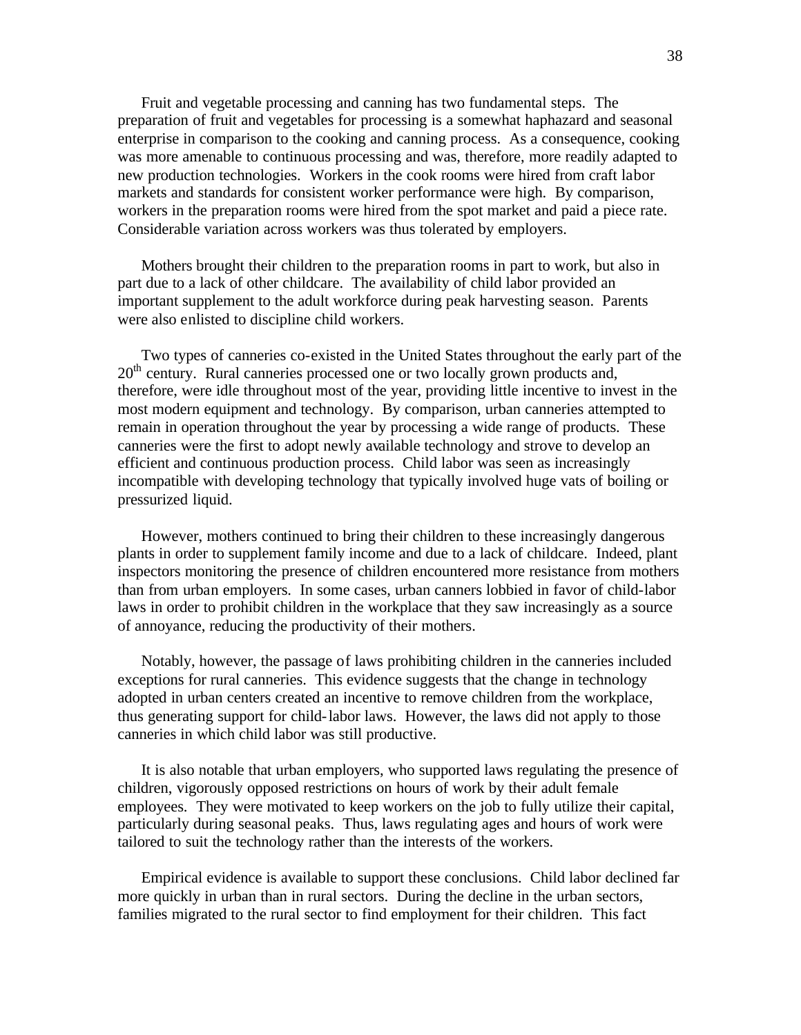Fruit and vegetable processing and canning has two fundamental steps. The preparation of fruit and vegetables for processing is a somewhat haphazard and seasonal enterprise in comparison to the cooking and canning process. As a consequence, cooking was more amenable to continuous processing and was, therefore, more readily adapted to new production technologies. Workers in the cook rooms were hired from craft labor markets and standards for consistent worker performance were high. By comparison, workers in the preparation rooms were hired from the spot market and paid a piece rate. Considerable variation across workers was thus tolerated by employers.

Mothers brought their children to the preparation rooms in part to work, but also in part due to a lack of other childcare. The availability of child labor provided an important supplement to the adult workforce during peak harvesting season. Parents were also enlisted to discipline child workers.

Two types of canneries co-existed in the United States throughout the early part of the 20th century. Rural canneries processed one or two locally grown products and, therefore, were idle throughout most of the year, providing little incentive to invest in the most modern equipment and technology. By comparison, urban canneries attempted to remain in operation throughout the year by processing a wide range of products. These canneries were the first to adopt newly available technology and strove to develop an efficient and continuous production process. Child labor was seen as increasingly incompatible with developing technology that typically involved huge vats of boiling or pressurized liquid.

However, mothers continued to bring their children to these increasingly dangerous plants in order to supplement family income and due to a lack of childcare. Indeed, plant inspectors monitoring the presence of children encountered more resistance from mothers than from urban employers. In some cases, urban canners lobbied in favor of child-labor laws in order to prohibit children in the workplace that they saw increasingly as a source of annoyance, reducing the productivity of their mothers.

Notably, however, the passage of laws prohibiting children in the canneries included exceptions for rural canneries. This evidence suggests that the change in technology adopted in urban centers created an incentive to remove children from the workplace, thus generating support for child-labor laws. However, the laws did not apply to those canneries in which child labor was still productive.

It is also notable that urban employers, who supported laws regulating the presence of children, vigorously opposed restrictions on hours of work by their adult female employees. They were motivated to keep workers on the job to fully utilize their capital, particularly during seasonal peaks. Thus, laws regulating ages and hours of work were tailored to suit the technology rather than the interests of the workers.

Empirical evidence is available to support these conclusions. Child labor declined far more quickly in urban than in rural sectors. During the decline in the urban sectors, families migrated to the rural sector to find employment for their children. This fact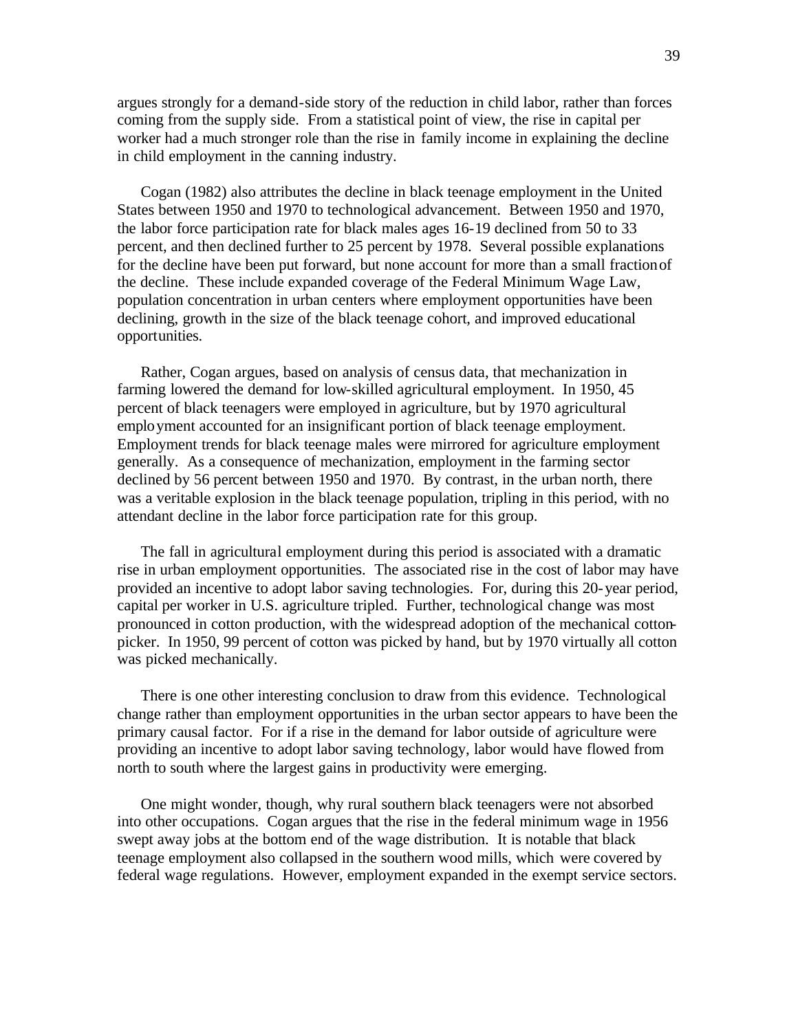argues strongly for a demand-side story of the reduction in child labor, rather than forces coming from the supply side. From a statistical point of view, the rise in capital per worker had a much stronger role than the rise in family income in explaining the decline in child employment in the canning industry.

Cogan (1982) also attributes the decline in black teenage employment in the United States between 1950 and 1970 to technological advancement. Between 1950 and 1970, the labor force participation rate for black males ages 16-19 declined from 50 to 33 percent, and then declined further to 25 percent by 1978. Several possible explanations for the decline have been put forward, but none account for more than a small fraction of the decline. These include expanded coverage of the Federal Minimum Wage Law, population concentration in urban centers where employment opportunities have been declining, growth in the size of the black teenage cohort, and improved educational opportunities.

Rather, Cogan argues, based on analysis of census data, that mechanization in farming lowered the demand for low-skilled agricultural employment. In 1950, 45 percent of black teenagers were employed in agriculture, but by 1970 agricultural employment accounted for an insignificant portion of black teenage employment. Employment trends for black teenage males were mirrored for agriculture employment generally. As a consequence of mechanization, employment in the farming sector declined by 56 percent between 1950 and 1970. By contrast, in the urban north, there was a veritable explosion in the black teenage population, tripling in this period, with no attendant decline in the labor force participation rate for this group.

The fall in agricultural employment during this period is associated with a dramatic rise in urban employment opportunities. The associated rise in the cost of labor may have provided an incentive to adopt labor saving technologies. For, during this 20-year period, capital per worker in U.S. agriculture tripled. Further, technological change was most pronounced in cotton production, with the widespread adoption of the mechanical cotton-picker. In 1950, 99 percent of cotton was picked by hand, but by 1970 virtually all cotton was picked mechanically.

There is one other interesting conclusion to draw from this evidence. Technological change rather than employment opportunities in the urban sector appears to have been the primary causal factor. For if a rise in the demand for labor outside of agriculture were providing an incentive to adopt labor saving technology, labor would have flowed from north to south where the largest gains in productivity were emerging.

One might wonder, though, why rural southern black teenagers were not absorbed into other occupations. Cogan argues that the rise in the federal minimum wage in 1956 swept away jobs at the bottom end of the wage distribution. It is notable that black teenage employment also collapsed in the southern wood mills, which were covered by federal wage regulations. However, employment expanded in the exempt service sectors.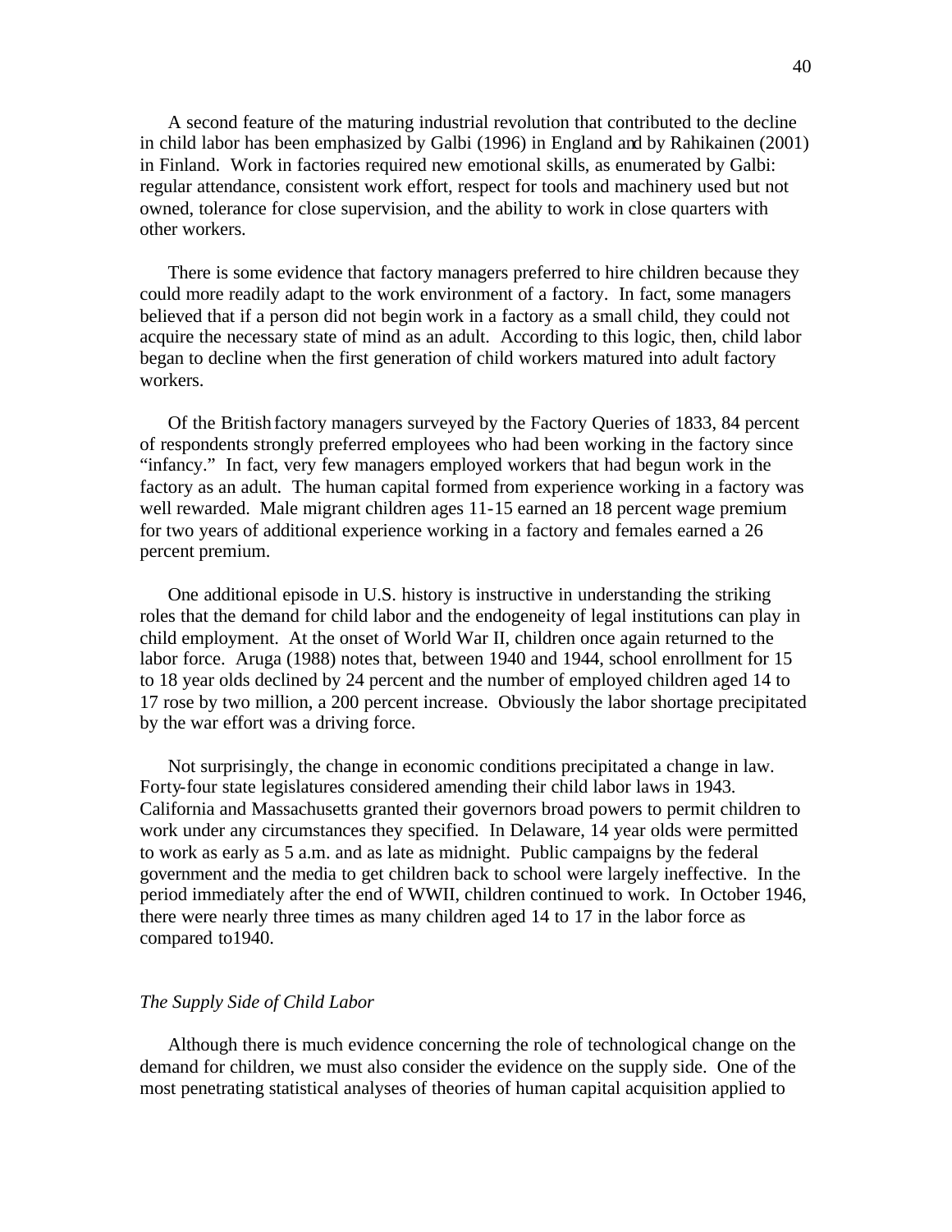A second feature of the maturing industrial revolution that contributed to the decline in child labor has been emphasized by Galbi (1996) in England and by Rahikainen (2001) in Finland. Work in factories required new emotional skills, as enumerated by Galbi: regular attendance, consistent work effort, respect for tools and machinery used but not owned, tolerance for close supervision, and the ability to work in close quarters with other workers.

There is some evidence that factory managers preferred to hire children because they could more readily adapt to the work environment of a factory. In fact, some managers believed that if a person did not begin work in a factory as a small child, they could not acquire the necessary state of mind as an adult. According to this logic, then, child labor began to decline when the first generation of child workers matured into adult factory workers.

Of the British factory managers surveyed by the Factory Queries of 1833, 84 percent of respondents strongly preferred employees who had been working in the factory since "infancy." In fact, very few managers employed workers that had begun work in the factory as an adult. The human capital formed from experience working in a factory was well rewarded. Male migrant children ages 11-15 earned an 18 percent wage premium for two years of additional experience working in a factory and females earned a 26 percent premium.

One additional episode in U.S. history is instructive in understanding the striking roles that the demand for child labor and the endogeneity of legal institutions can play in child employment. At the onset of World War II, children once again returned to the labor force. Aruga (1988) notes that, between 1940 and 1944, school enrollment for 15 to 18 year olds declined by 24 percent and the number of employed children aged 14 to 17 rose by two million, a 200 percent increase. Obviously the labor shortage precipitated by the war effort was a driving force.

Not surprisingly, the change in economic conditions precipitated a change in law. Forty-four state legislatures considered amending their child labor laws in 1943. California and Massachusetts granted their governors broad powers to permit children to work under any circumstances they specified. In Delaware, 14 year olds were permitted to work as early as 5 a.m. and as late as midnight. Public campaigns by the federal government and the media to get children back to school were largely ineffective. In the period immediately after the end of WWII, children continued to work. In October 1946, there were nearly three times as many children aged 14 to 17 in the labor force as compared to1940.

*The Supply Side of Child Labor*

Although there is much evidence concerning the role of technological change on the demand for children, we must also consider the evidence on the supply side. One of the most penetrating statistical analyses of theories of human capital acquisition applied to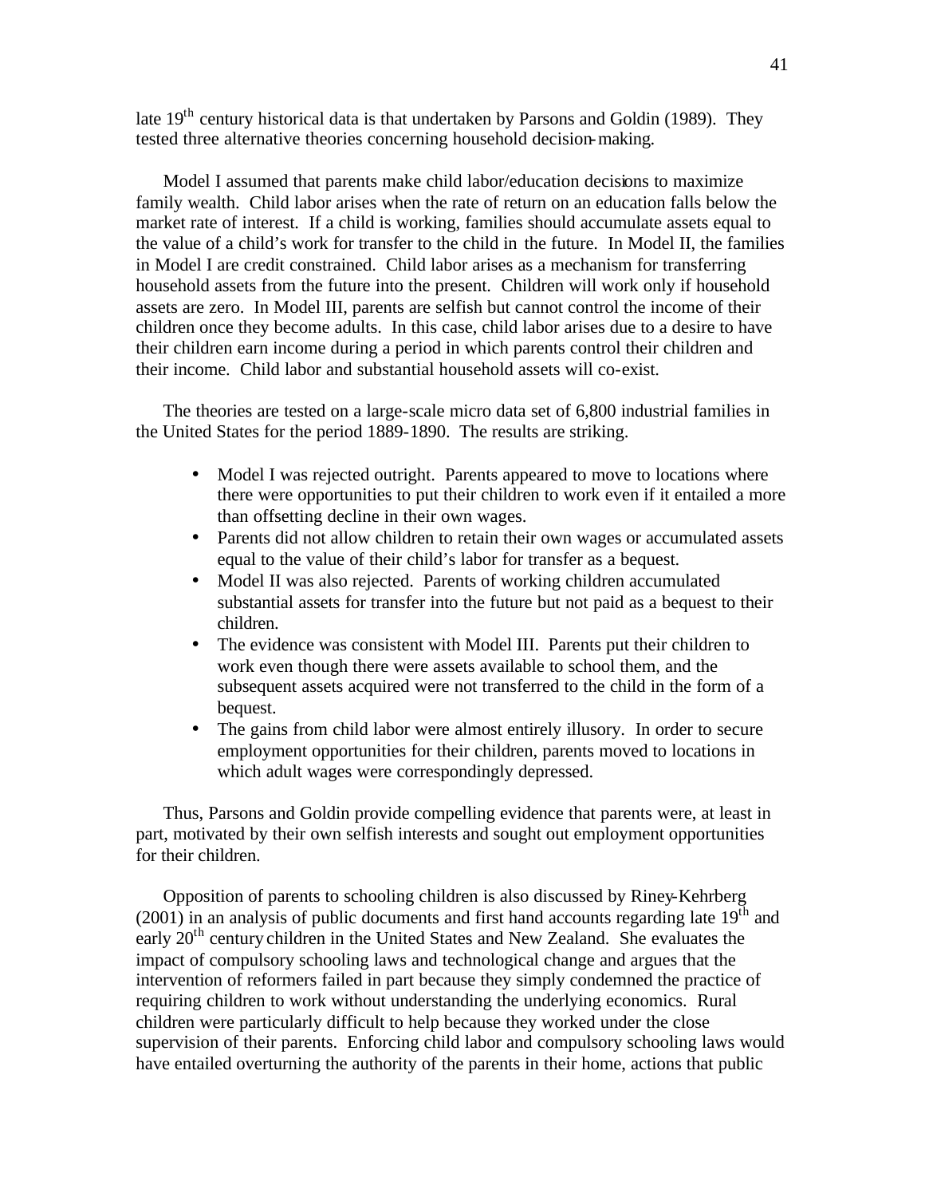late 19th century historical data is that undertaken by Parsons and Goldin (1989). They tested three alternative theories concerning household decision-making.

Model I assumed that parents make child labor/education decisions to maximize family wealth. Child labor arises when the rate of return on an education falls below the market rate of interest. If a child is working, families should accumulate assets equal to the value of a child's work for transfer to the child in the future. In Model II, the families in Model I are credit constrained. Child labor arises as a mechanism for transferring household assets from the future into the present. Children will work only if household assets are zero. In Model III, parents are selfish but cannot control the income of their children once they become adults. In this case, child labor arises due to a desire to have their children earn income during a period in which parents control their children and their income. Child labor and substantial household assets will co-exist.

The theories are tested on a large-scale micro data set of 6,800 industrial families in the United States for the period 1889-1890. The results are striking.

- Model I was rejected outright. Parents appeared to move to locations where there were opportunities to put their children to work even if it entailed a more than offsetting decline in their own wages.
- Parents did not allow children to retain their own wages or accumulated assets equal to the value of their child's labor for transfer as a bequest.
- Model II was also rejected. Parents of working children accumulated substantial assets for transfer into the future but not paid as a bequest to their children.
- The evidence was consistent with Model III. Parents put their children to work even though there were assets available to school them, and the subsequent assets acquired were not transferred to the child in the form of a bequest.
- The gains from child labor were almost entirely illusory. In order to secure employment opportunities for their children, parents moved to locations in which adult wages were correspondingly depressed.

Thus, Parsons and Goldin provide compelling evidence that parents were, at least in part, motivated by their own selfish interests and sought out employment opportunities for their children.

Opposition of parents to schooling children is also discussed by Riney-Kehrberg (2001) in an analysis of public documents and first hand accounts regarding late 19th and early 20th century children in the United States and New Zealand. She evaluates the impact of compulsory schooling laws and technological change and argues that the intervention of reformers failed in part because they simply condemned the practice of requiring children to work without understanding the underlying economics. Rural children were particularly difficult to help because they worked under the close supervision of their parents. Enforcing child labor and compulsory schooling laws would have entailed overturning the authority of the parents in their home, actions that public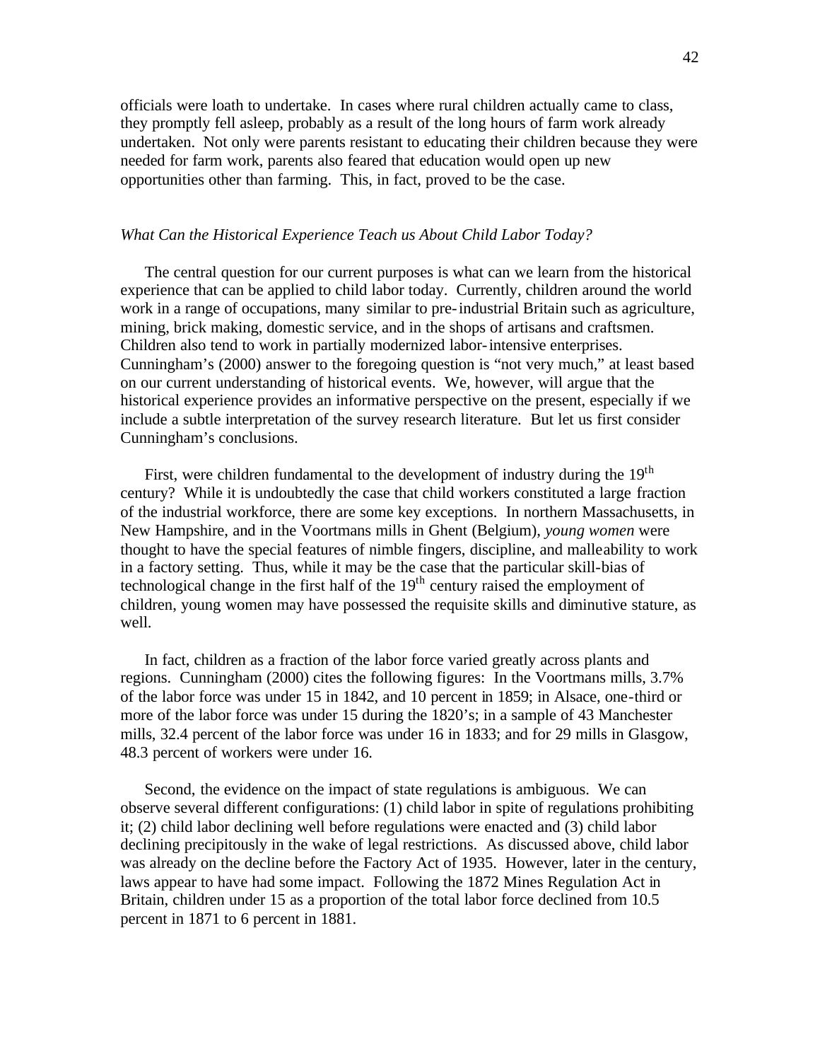officials were loath to undertake. In cases where rural children actually came to class, they promptly fell asleep, probably as a result of the long hours of farm work already undertaken. Not only were parents resistant to educating their children because they were needed for farm work, parents also feared that education would open up new opportunities other than farming. This, in fact, proved to be the case.

### *What Can the Historical Experience Teach us About Child Labor Today?*

The central question for our current purposes is what can we learn from the historical experience that can be applied to child labor today. Currently, children around the world work in a range of occupations, many similar to pre-industrial Britain such as agriculture, mining, brick making, domestic service, and in the shops of artisans and craftsmen. Children also tend to work in partially modernized labor-intensive enterprises. Cunningham's (2000) answer to the foregoing question is "not very much," at least based on our current understanding of historical events. We, however, will argue that the historical experience provides an informative perspective on the present, especially if we include a subtle interpretation of the survey research literature. But let us first consider Cunningham's conclusions.

First, were children fundamental to the development of industry during the 19th century? While it is undoubtedly the case that child workers constituted a large fraction of the industrial workforce, there are some key exceptions. In northern Massachusetts, in New Hampshire, and in the Voortmans mills in Ghent (Belgium), *young women* were thought to have the special features of nimble fingers, discipline, and malleability to work in a factory setting. Thus, while it may be the case that the particular skill-bias of technological change in the first half of the 19th century raised the employment of children, young women may have possessed the requisite skills and diminutive stature, as well.

In fact, children as a fraction of the labor force varied greatly across plants and regions. Cunningham (2000) cites the following figures: In the Voortmans mills, 3.7% of the labor force was under 15 in 1842, and 10 percent in 1859; in Alsace, one-third or more of the labor force was under 15 during the 1820's; in a sample of 43 Manchester mills, 32.4 percent of the labor force was under 16 in 1833; and for 29 mills in Glasgow, 48.3 percent of workers were under 16.

Second, the evidence on the impact of state regulations is ambiguous. We can observe several different configurations: (1) child labor in spite of regulations prohibiting it; (2) child labor declining well before regulations were enacted and (3) child labor declining precipitously in the wake of legal restrictions. As discussed above, child labor was already on the decline before the Factory Act of 1935. However, later in the century, laws appear to have had some impact. Following the 1872 Mines Regulation Act in Britain, children under 15 as a proportion of the total labor force declined from 10.5 percent in 1871 to 6 percent in 1881.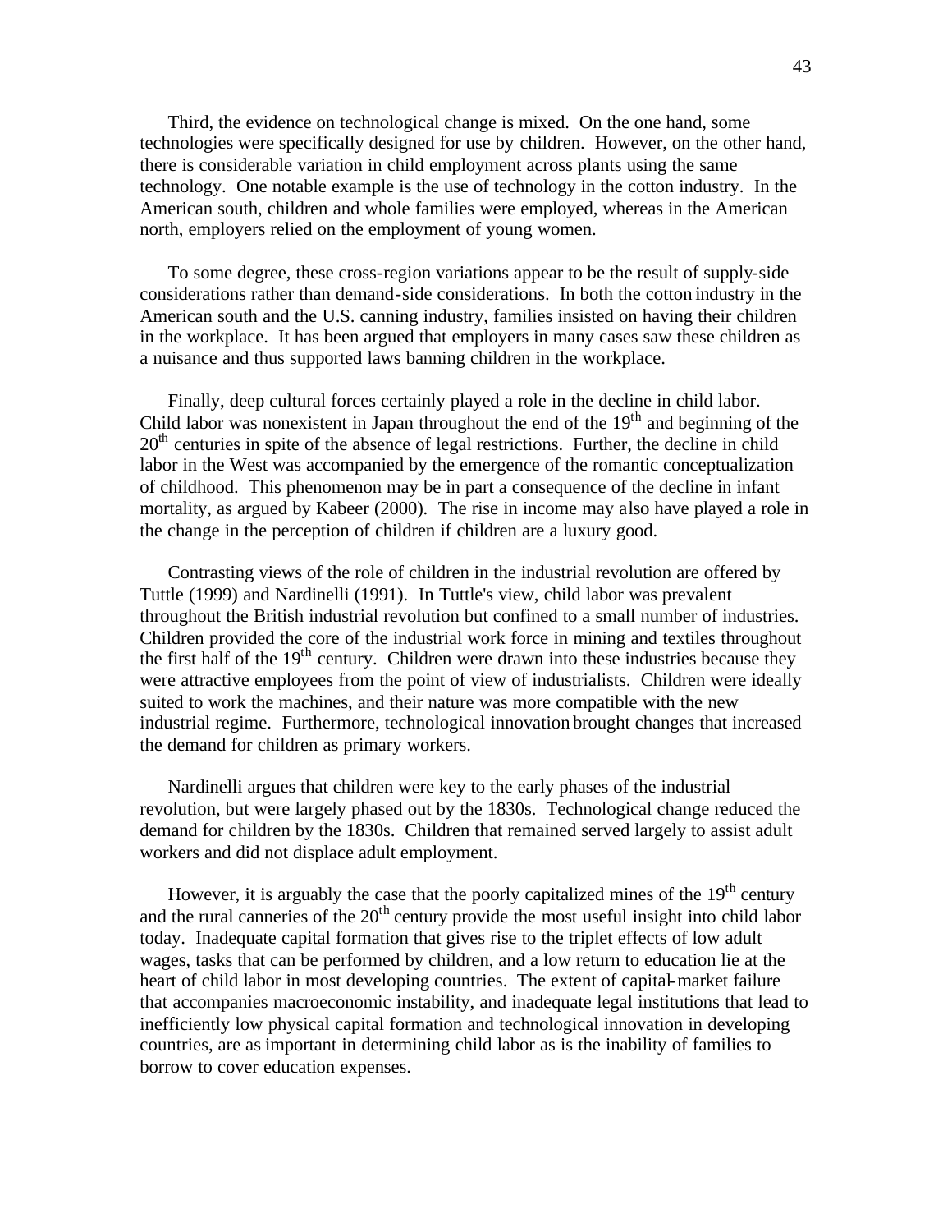Third, the evidence on technological change is mixed. On the one hand, some technologies were specifically designed for use by children. However, on the other hand, there is considerable variation in child employment across plants using the same technology. One notable example is the use of technology in the cotton industry. In the American south, children and whole families were employed, whereas in the American north, employers relied on the employment of young women.

To some degree, these cross-region variations appear to be the result of supply-side considerations rather than demand-side considerations. In both the cotton industry in the American south and the U.S. canning industry, families insisted on having their children in the workplace. It has been argued that employers in many cases saw these children as a nuisance and thus supported laws banning children in the workplace.

Finally, deep cultural forces certainly played a role in the decline in child labor. Child labor was nonexistent in Japan throughout the end of the 19th and beginning of the 20th centuries in spite of the absence of legal restrictions. Further, the decline in child labor in the West was accompanied by the emergence of the romantic conceptualization of childhood. This phenomenon may be in part a consequence of the decline in infant mortality, as argued by Kabeer (2000). The rise in income may also have played a role in the change in the perception of children if children are a luxury good.

Contrasting views of the role of children in the industrial revolution are offered by Tuttle (1999) and Nardinelli (1991). In Tuttle's view, child labor was prevalent throughout the British industrial revolution but confined to a small number of industries. Children provided the core of the industrial work force in mining and textiles throughout the first half of the 19th century. Children were drawn into these industries because they were attractive employees from the point of view of industrialists. Children were ideally suited to work the machines, and their nature was more compatible with the new industrial regime. Furthermore, technological innovation brought changes that increased the demand for children as primary workers.

Nardinelli argues that children were key to the early phases of the industrial revolution, but were largely phased out by the 1830s. Technological change reduced the demand for children by the 1830s. Children that remained served largely to assist adult workers and did not displace adult employment.

However, it is arguably the case that the poorly capitalized mines of the 19th century and the rural canneries of the 20th century provide the most useful insight into child labor today. Inadequate capital formation that gives rise to the triplet effects of low adult wages, tasks that can be performed by children, and a low return to education lie at the heart of child labor in most developing countries. The extent of capital-market failure that accompanies macroeconomic instability, and inadequate legal institutions that lead to inefficiently low physical capital formation and technological innovation in developing countries, are as important in determining child labor as is the inability of families to borrow to cover education expenses.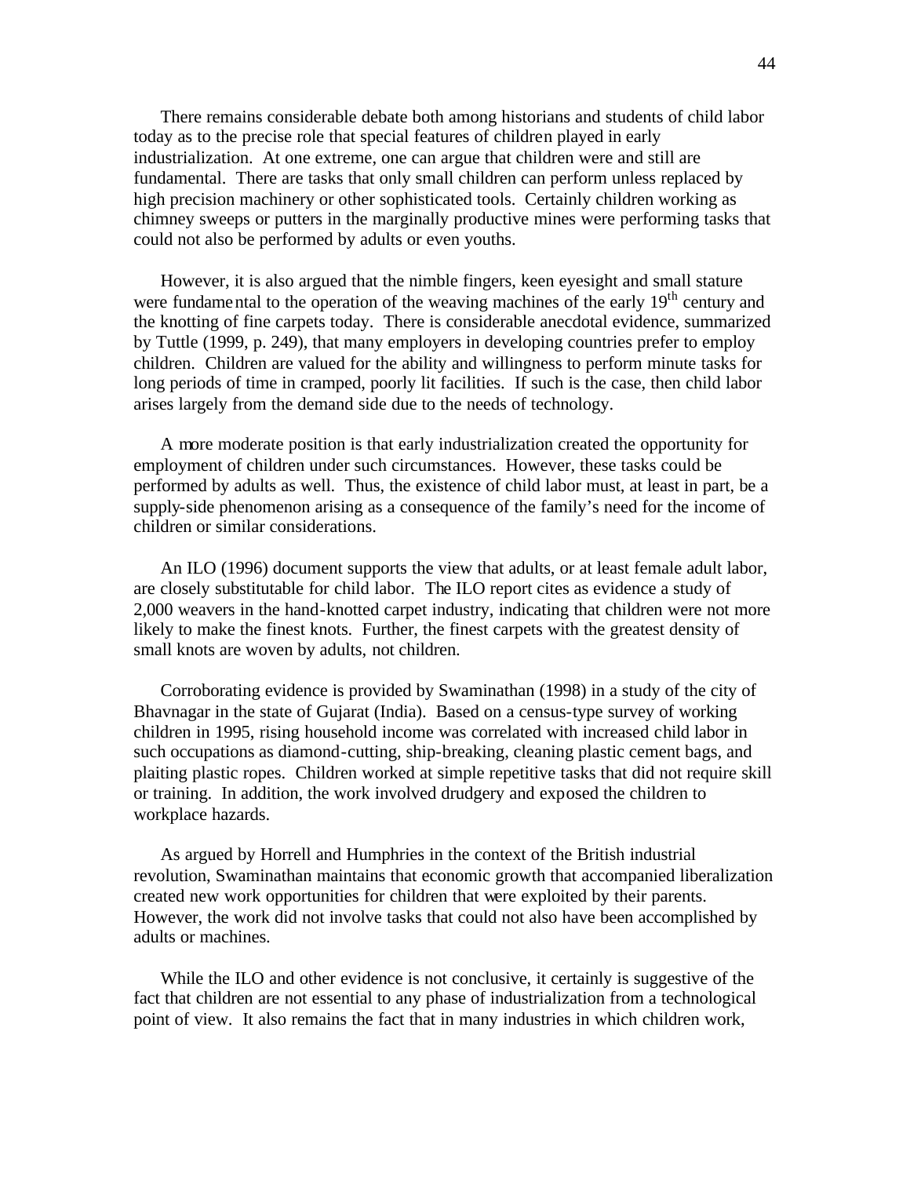There remains considerable debate both among historians and students of child labor today as to the precise role that special features of children played in early industrialization. At one extreme, one can argue that children were and still are fundamental. There are tasks that only small children can perform unless replaced by high precision machinery or other sophisticated tools. Certainly children working as chimney sweeps or putters in the marginally productive mines were performing tasks that could not also be performed by adults or even youths.

However, it is also argued that the nimble fingers, keen eyesight and small stature were fundamental to the operation of the weaving machines of the early 19th century and the knotting of fine carpets today. There is considerable anecdotal evidence, summarized by Tuttle (1999, p. 249), that many employers in developing countries prefer to employ children. Children are valued for the ability and willingness to perform minute tasks for long periods of time in cramped, poorly lit facilities. If such is the case, then child labor arises largely from the demand side due to the needs of technology.

A more moderate position is that early industrialization created the opportunity for employment of children under such circumstances. However, these tasks could be performed by adults as well. Thus, the existence of child labor must, at least in part, be a supply-side phenomenon arising as a consequence of the family's need for the income of children or similar considerations.

An ILO (1996) document supports the view that adults, or at least female adult labor, are closely substitutable for child labor. The ILO report cites as evidence a study of 2,000 weavers in the hand-knotted carpet industry, indicating that children were not more likely to make the finest knots. Further, the finest carpets with the greatest density of small knots are woven by adults, not children.

Corroborating evidence is provided by Swaminathan (1998) in a study of the city of Bhavnagar in the state of Gujarat (India). Based on a census-type survey of working children in 1995, rising household income was correlated with increased child labor in such occupations as diamond-cutting, ship-breaking, cleaning plastic cement bags, and plaiting plastic ropes. Children worked at simple repetitive tasks that did not require skill or training. In addition, the work involved drudgery and exposed the children to workplace hazards.

As argued by Horrell and Humphries in the context of the British industrial revolution, Swaminathan maintains that economic growth that accompanied liberalization created new work opportunities for children that were exploited by their parents. However, the work did not involve tasks that could not also have been accomplished by adults or machines.

While the ILO and other evidence is not conclusive, it certainly is suggestive of the fact that children are not essential to any phase of industrialization from a technological point of view. It also remains the fact that in many industries in which children work,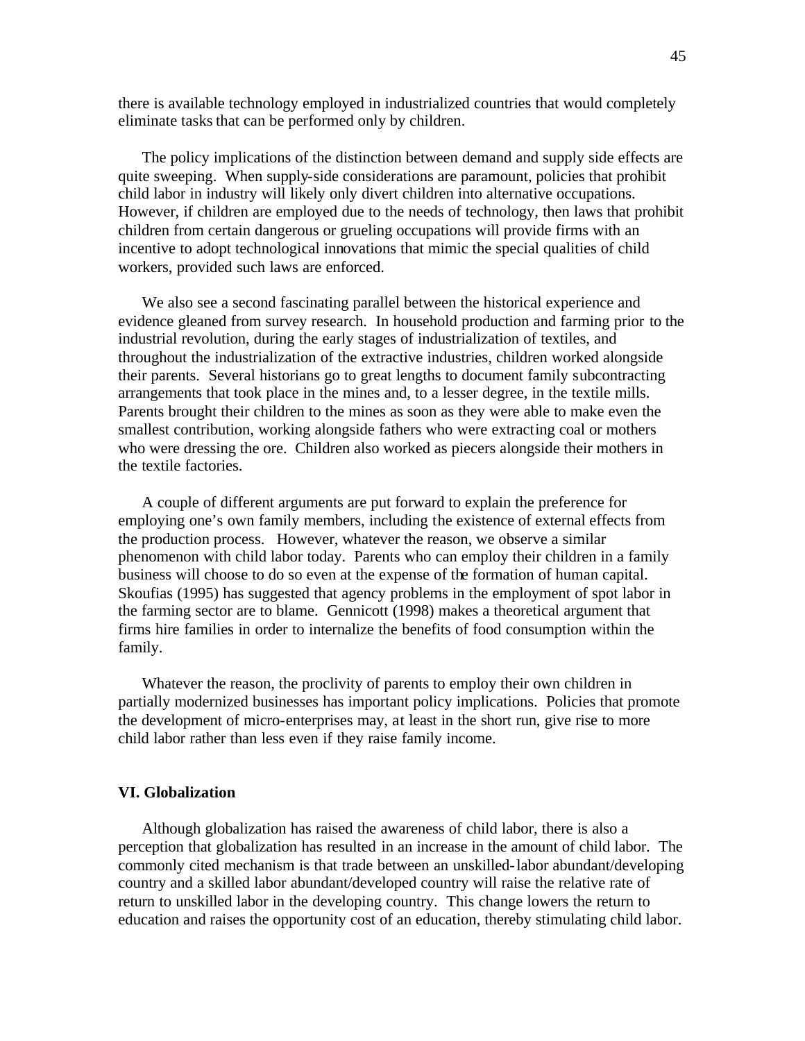there is available technology employed in industrialized countries that would completely eliminate tasks that can be performed only by children.

The policy implications of the distinction between demand and supply side effects are quite sweeping. When supply-side considerations are paramount, policies that prohibit child labor in industry will likely only divert children into alternative occupations. However, if children are employed due to the needs of technology, then laws that prohibit children from certain dangerous or grueling occupations will provide firms with an incentive to adopt technological innovations that mimic the special qualities of child workers, provided such laws are enforced.

We also see a second fascinating parallel between the historical experience and evidence gleaned from survey research. In household production and farming prior to the industrial revolution, during the early stages of industrialization of textiles, and throughout the industrialization of the extractive industries, children worked alongside their parents. Several historians go to great lengths to document family subcontracting arrangements that took place in the mines and, to a lesser degree, in the textile mills. Parents brought their children to the mines as soon as they were able to make even the smallest contribution, working alongside fathers who were extracting coal or mothers who were dressing the ore. Children also worked as piecers alongside their mothers in the textile factories.

A couple of different arguments are put forward to explain the preference for employing one's own family members, including the existence of external effects from the production process. However, whatever the reason, we observe a similar phenomenon with child labor today. Parents who can employ their children in a family business will choose to do so even at the expense of the formation of human capital. Skoufias (1995) has suggested that agency problems in the employment of spot labor in the farming sector are to blame. Gennicott (1998) makes a theoretical argument that firms hire families in order to internalize the benefits of food consumption within the family.

Whatever the reason, the proclivity of parents to employ their own children in partially modernized businesses has important policy implications. Policies that promote the development of micro-enterprises may, at least in the short run, give rise to more child labor rather than less even if they raise family income.

## VI. Globalization

Although globalization has raised the awareness of child labor, there is also a perception that globalization has resulted in an increase in the amount of child labor. The commonly cited mechanism is that trade between an unskilled-labor abundant/developing country and a skilled labor abundant/developed country will raise the relative rate of return to unskilled labor in the developing country. This change lowers the return to education and raises the opportunity cost of an education, thereby stimulating child labor.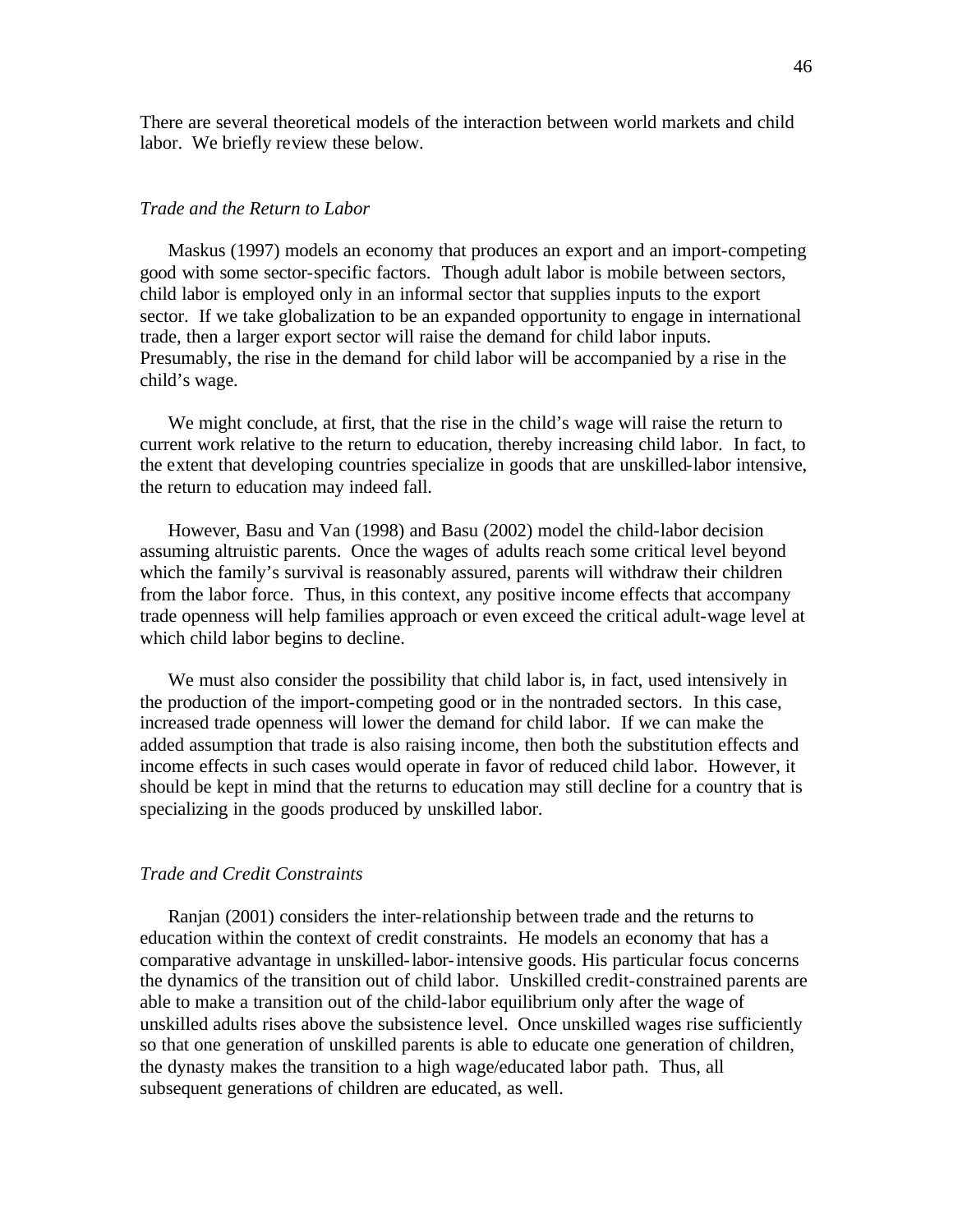There are several theoretical models of the interaction between world markets and child labor. We briefly review these below.

### *Trade and the Return to Labor*

Maskus (1997) models an economy that produces an export and an import-competing good with some sector-specific factors. Though adult labor is mobile between sectors, child labor is employed only in an informal sector that supplies inputs to the export sector. If we take globalization to be an expanded opportunity to engage in international trade, then a larger export sector will raise the demand for child labor inputs. Presumably, the rise in the demand for child labor will be accompanied by a rise in the child's wage.

We might conclude, at first, that the rise in the child's wage will raise the return to current work relative to the return to education, thereby increasing child labor. In fact, to the extent that developing countries specialize in goods that are unskilled-labor intensive, the return to education may indeed fall.

However, Basu and Van (1998) and Basu (2002) model the child-labor decision assuming altruistic parents. Once the wages of adults reach some critical level beyond which the family's survival is reasonably assured, parents will withdraw their children from the labor force. Thus, in this context, any positive income effects that accompany trade openness will help families approach or even exceed the critical adult-wage level at which child labor begins to decline.

We must also consider the possibility that child labor is, in fact, used intensively in the production of the import-competing good or in the nontraded sectors. In this case, increased trade openness will lower the demand for child labor. If we can make the added assumption that trade is also raising income, then both the substitution effects and income effects in such cases would operate in favor of reduced child labor. However, it should be kept in mind that the returns to education may still decline for a country that is specializing in the goods produced by unskilled labor.

### *Trade and Credit Constraints*

Ranjan (2001) considers the inter-relationship between trade and the returns to education within the context of credit constraints. He models an economy that has a comparative advantage in unskilled-labor-intensive goods. His particular focus concerns the dynamics of the transition out of child labor. Unskilled credit-constrained parents are able to make a transition out of the child-labor equilibrium only after the wage of unskilled adults rises above the subsistence level. Once unskilled wages rise sufficiently so that one generation of unskilled parents is able to educate one generation of children, the dynasty makes the transition to a high wage/educated labor path. Thus, all subsequent generations of children are educated, as well.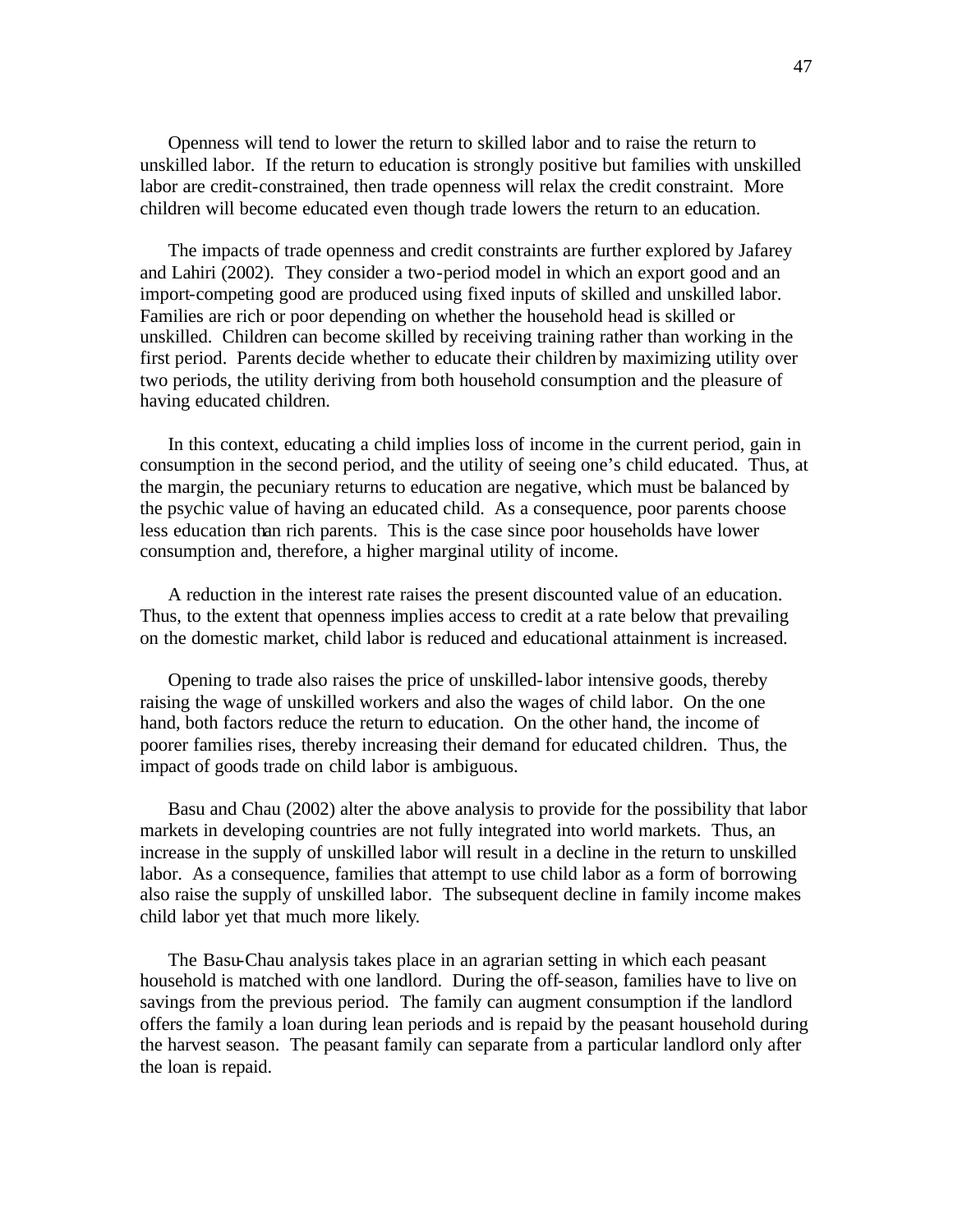Openness will tend to lower the return to skilled labor and to raise the return to unskilled labor. If the return to education is strongly positive but families with unskilled labor are credit-constrained, then trade openness will relax the credit constraint. More children will become educated even though trade lowers the return to an education.

The impacts of trade openness and credit constraints are further explored by Jafarey and Lahiri (2002). They consider a two-period model in which an export good and an import-competing good are produced using fixed inputs of skilled and unskilled labor. Families are rich or poor depending on whether the household head is skilled or unskilled. Children can become skilled by receiving training rather than working in the first period. Parents decide whether to educate their children by maximizing utility over two periods, the utility deriving from both household consumption and the pleasure of having educated children.

In this context, educating a child implies loss of income in the current period, gain in consumption in the second period, and the utility of seeing one's child educated. Thus, at the margin, the pecuniary returns to education are negative, which must be balanced by the psychic value of having an educated child. As a consequence, poor parents choose less education than rich parents. This is the case since poor households have lower consumption and, therefore, a higher marginal utility of income.

A reduction in the interest rate raises the present discounted value of an education. Thus, to the extent that openness implies access to credit at a rate below that prevailing on the domestic market, child labor is reduced and educational attainment is increased.

Opening to trade also raises the price of unskilled-labor intensive goods, thereby raising the wage of unskilled workers and also the wages of child labor. On the one hand, both factors reduce the return to education. On the other hand, the income of poorer families rises, thereby increasing their demand for educated children. Thus, the impact of goods trade on child labor is ambiguous.

Basu and Chau (2002) alter the above analysis to provide for the possibility that labor markets in developing countries are not fully integrated into world markets. Thus, an increase in the supply of unskilled labor will result in a decline in the return to unskilled labor. As a consequence, families that attempt to use child labor as a form of borrowing also raise the supply of unskilled labor. The subsequent decline in family income makes child labor yet that much more likely.

The Basu-Chau analysis takes place in an agrarian setting in which each peasant household is matched with one landlord. During the off-season, families have to live on savings from the previous period. The family can augment consumption if the landlord offers the family a loan during lean periods and is repaid by the peasant household during the harvest season. The peasant family can separate from a particular landlord only after the loan is repaid.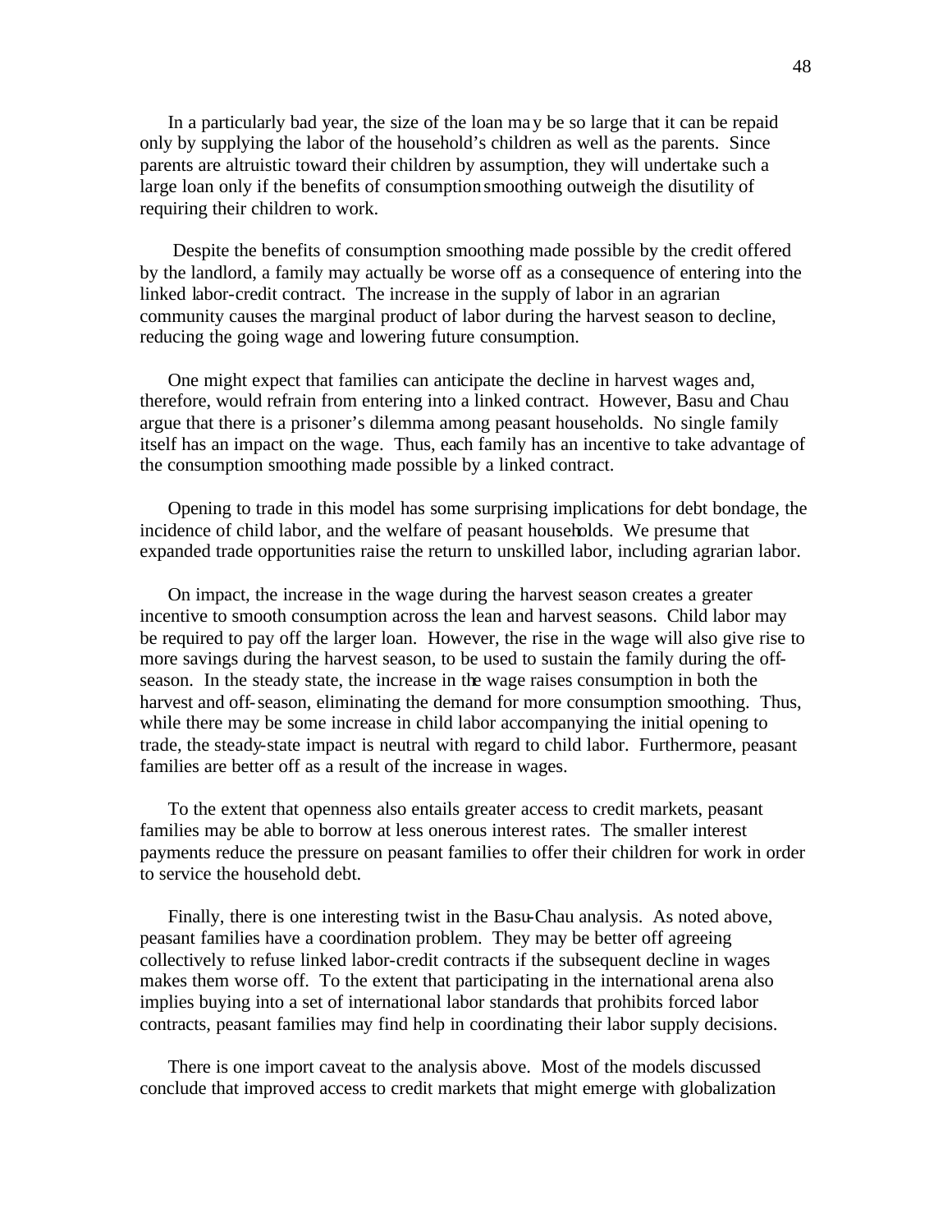In a particularly bad year, the size of the loan may be so large that it can be repaid only by supplying the labor of the household's children as well as the parents. Since parents are altruistic toward their children by assumption, they will undertake such a large loan only if the benefits of consumption smoothing outweigh the disutility of requiring their children to work.

Despite the benefits of consumption smoothing made possible by the credit offered by the landlord, a family may actually be worse off as a consequence of entering into the linked labor-credit contract. The increase in the supply of labor in an agrarian community causes the marginal product of labor during the harvest season to decline, reducing the going wage and lowering future consumption.

One might expect that families can anticipate the decline in harvest wages and, therefore, would refrain from entering into a linked contract. However, Basu and Chau argue that there is a prisoner's dilemma among peasant households. No single family itself has an impact on the wage. Thus, each family has an incentive to take advantage of the consumption smoothing made possible by a linked contract.

Opening to trade in this model has some surprising implications for debt bondage, the incidence of child labor, and the welfare of peasant households. We presume that expanded trade opportunities raise the return to unskilled labor, including agrarian labor.

On impact, the increase in the wage during the harvest season creates a greater incentive to smooth consumption across the lean and harvest seasons. Child labor may be required to pay off the larger loan. However, the rise in the wage will also give rise to more savings during the harvest season, to be used to sustain the family during the off-season. In the steady state, the increase in the wage raises consumption in both the harvest and off-season, eliminating the demand for more consumption smoothing. Thus, while there may be some increase in child labor accompanying the initial opening to trade, the steady-state impact is neutral with regard to child labor. Furthermore, peasant families are better off as a result of the increase in wages.

To the extent that openness also entails greater access to credit markets, peasant families may be able to borrow at less onerous interest rates. The smaller interest payments reduce the pressure on peasant families to offer their children for work in order to service the household debt.

Finally, there is one interesting twist in the Basu-Chau analysis. As noted above, peasant families have a coordination problem. They may be better off agreeing collectively to refuse linked labor-credit contracts if the subsequent decline in wages makes them worse off. To the extent that participating in the international arena also implies buying into a set of international labor standards that prohibits forced labor contracts, peasant families may find help in coordinating their labor supply decisions.

There is one import caveat to the analysis above. Most of the models discussed conclude that improved access to credit markets that might emerge with globalization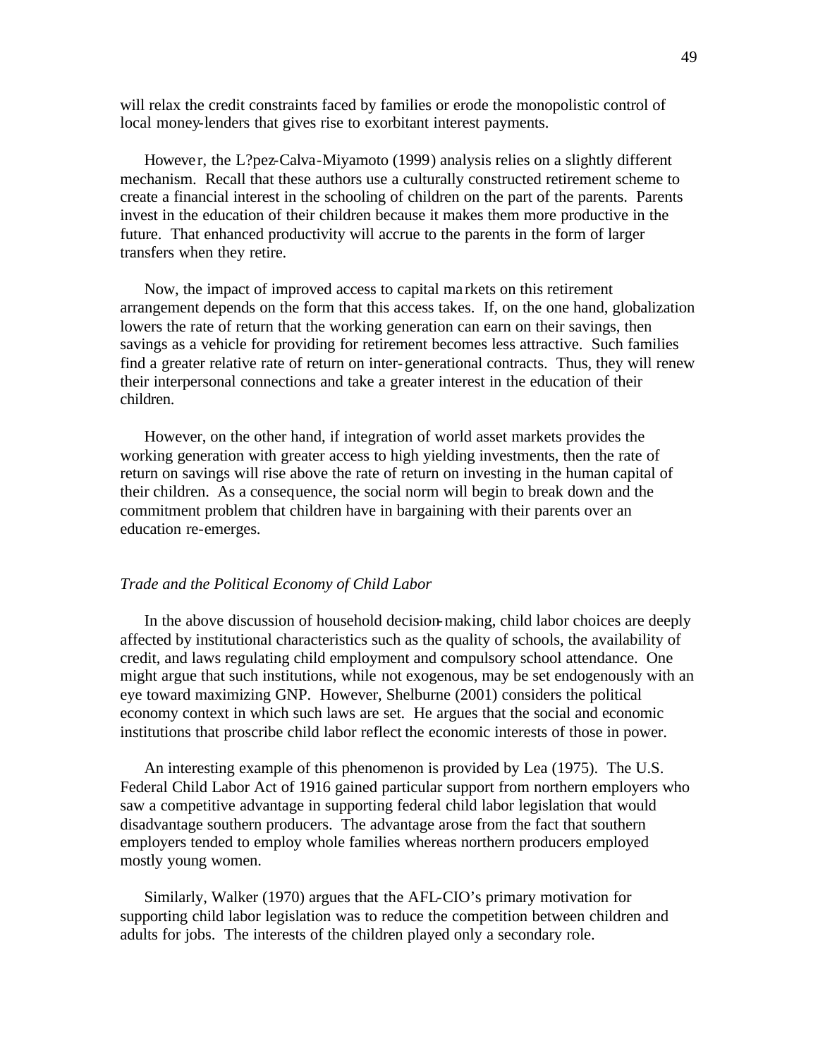will relax the credit constraints faced by families or erode the monopolistic control of local money-lenders that gives rise to exorbitant interest payments.

However, the L?pez-Calva-Miyamoto (1999) analysis relies on a slightly different mechanism. Recall that these authors use a culturally constructed retirement scheme to create a financial interest in the schooling of children on the part of the parents. Parents invest in the education of their children because it makes them more productive in the future. That enhanced productivity will accrue to the parents in the form of larger transfers when they retire.

Now, the impact of improved access to capital markets on this retirement arrangement depends on the form that this access takes. If, on the one hand, globalization lowers the rate of return that the working generation can earn on their savings, then savings as a vehicle for providing for retirement becomes less attractive. Such families find a greater relative rate of return on inter-generational contracts. Thus, they will renew their interpersonal connections and take a greater interest in the education of their children.

However, on the other hand, if integration of world asset markets provides the working generation with greater access to high yielding investments, then the rate of return on savings will rise above the rate of return on investing in the human capital of their children. As a consequence, the social norm will begin to break down and the commitment problem that children have in bargaining with their parents over an education re-emerges.

### *Trade and the Political Economy of Child Labor*

In the above discussion of household decision-making, child labor choices are deeply affected by institutional characteristics such as the quality of schools, the availability of credit, and laws regulating child employment and compulsory school attendance. One might argue that such institutions, while not exogenous, may be set endogenously with an eye toward maximizing GNP. However, Shelburne (2001) considers the political economy context in which such laws are set. He argues that the social and economic institutions that proscribe child labor reflect the economic interests of those in power.

An interesting example of this phenomenon is provided by Lea (1975). The U.S. Federal Child Labor Act of 1916 gained particular support from northern employers who saw a competitive advantage in supporting federal child labor legislation that would disadvantage southern producers. The advantage arose from the fact that southern employers tended to employ whole families whereas northern producers employed mostly young women.

Similarly, Walker (1970) argues that the AFL-CIO's primary motivation for supporting child labor legislation was to reduce the competition between children and adults for jobs. The interests of the children played only a secondary role.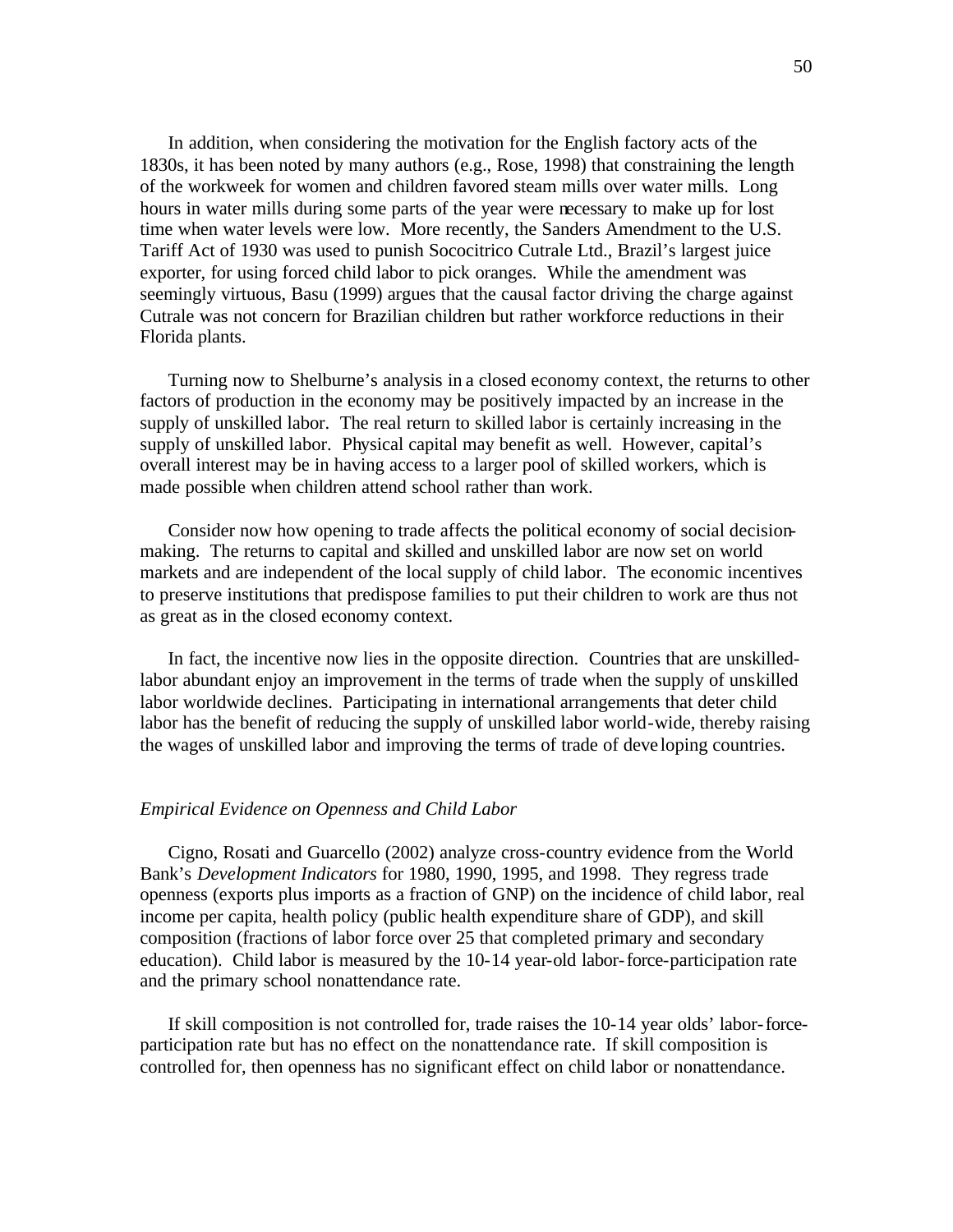In addition, when considering the motivation for the English factory acts of the 1830s, it has been noted by many authors (e.g., Rose, 1998) that constraining the length of the workweek for women and children favored steam mills over water mills. Long hours in water mills during some parts of the year were necessary to make up for lost time when water levels were low. More recently, the Sanders Amendment to the U.S. Tariff Act of 1930 was used to punish Sococitrico Cutrale Ltd., Brazil's largest juice exporter, for using forced child labor to pick oranges. While the amendment was seemingly virtuous, Basu (1999) argues that the causal factor driving the charge against Cutrale was not concern for Brazilian children but rather workforce reductions in their Florida plants.

Turning now to Shelburne's analysis in a closed economy context, the returns to other factors of production in the economy may be positively impacted by an increase in the supply of unskilled labor. The real return to skilled labor is certainly increasing in the supply of unskilled labor. Physical capital may benefit as well. However, capital's overall interest may be in having access to a larger pool of skilled workers, which is made possible when children attend school rather than work.

Consider now how opening to trade affects the political economy of social decision-making. The returns to capital and skilled and unskilled labor are now set on world markets and are independent of the local supply of child labor. The economic incentives to preserve institutions that predispose families to put their children to work are thus not as great as in the closed economy context.

In fact, the incentive now lies in the opposite direction. Countries that are unskilled-labor abundant enjoy an improvement in the terms of trade when the supply of unskilled labor worldwide declines. Participating in international arrangements that deter child labor has the benefit of reducing the supply of unskilled labor world-wide, thereby raising the wages of unskilled labor and improving the terms of trade of developing countries.

*Empirical Evidence on Openness and Child Labor*

Cigno, Rosati and Guarcello (2002) analyze cross-country evidence from the World Bank's *Development Indicators* for 1980, 1990, 1995, and 1998. They regress trade openness (exports plus imports as a fraction of GNP) on the incidence of child labor, real income per capita, health policy (public health expenditure share of GDP), and skill composition (fractions of labor force over 25 that completed primary and secondary education). Child labor is measured by the 10-14 year-old labor-force-participation rate and the primary school nonattendance rate.

If skill composition is not controlled for, trade raises the 10-14 year olds' labor-force-participation rate but has no effect on the nonattendance rate. If skill composition is controlled for, then openness has no significant effect on child labor or nonattendance.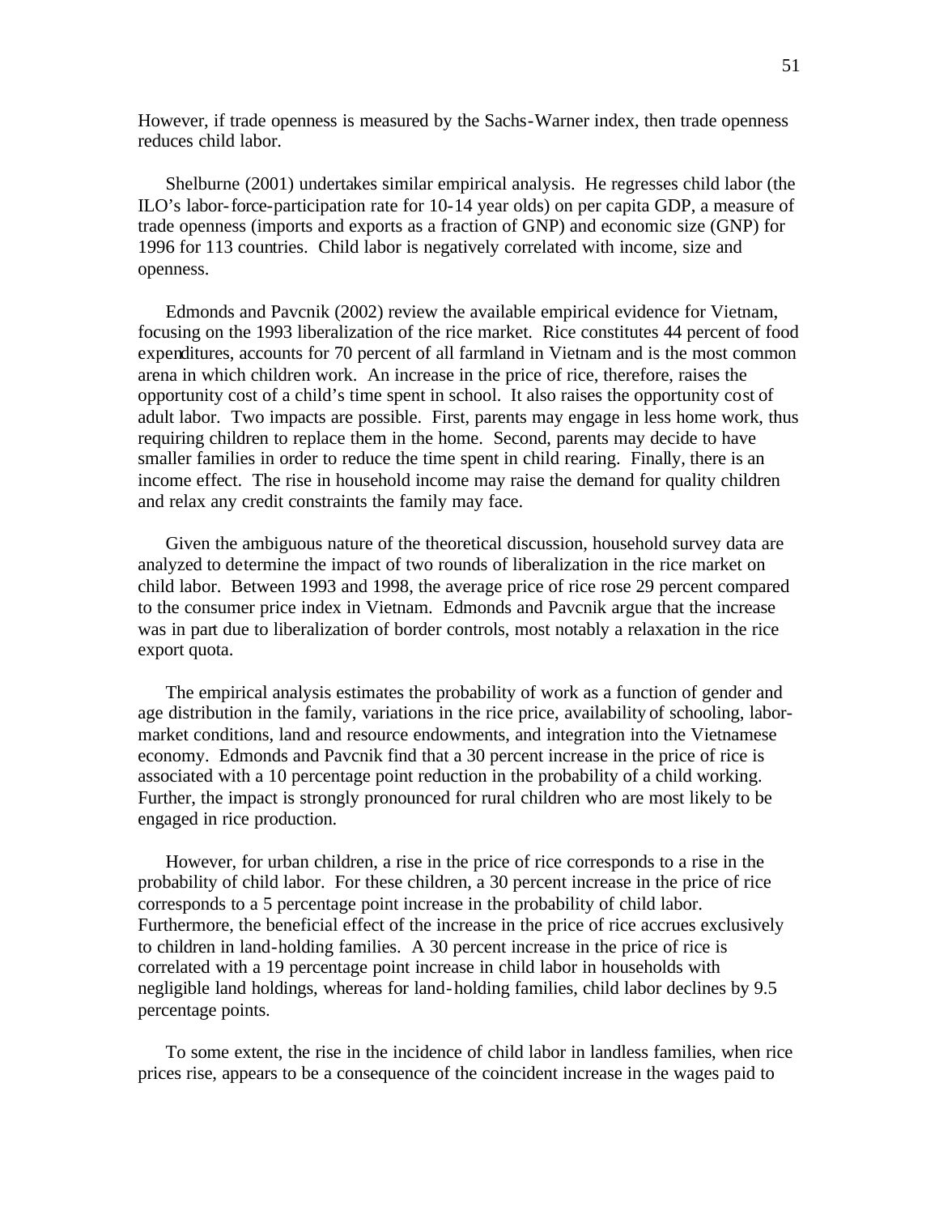However, if trade openness is measured by the Sachs-Warner index, then trade openness reduces child labor.

Shelburne (2001) undertakes similar empirical analysis. He regresses child labor (the ILO's labor-force-participation rate for 10-14 year olds) on per capita GDP, a measure of trade openness (imports and exports as a fraction of GNP) and economic size (GNP) for 1996 for 113 countries. Child labor is negatively correlated with income, size and openness.

Edmonds and Pavcnik (2002) review the available empirical evidence for Vietnam, focusing on the 1993 liberalization of the rice market. Rice constitutes 44 percent of food expenditures, accounts for 70 percent of all farmland in Vietnam and is the most common arena in which children work. An increase in the price of rice, therefore, raises the opportunity cost of a child's time spent in school. It also raises the opportunity cost of adult labor. Two impacts are possible. First, parents may engage in less home work, thus requiring children to replace them in the home. Second, parents may decide to have smaller families in order to reduce the time spent in child rearing. Finally, there is an income effect. The rise in household income may raise the demand for quality children and relax any credit constraints the family may face.

Given the ambiguous nature of the theoretical discussion, household survey data are analyzed to determine the impact of two rounds of liberalization in the rice market on child labor. Between 1993 and 1998, the average price of rice rose 29 percent compared to the consumer price index in Vietnam. Edmonds and Pavcnik argue that the increase was in part due to liberalization of border controls, most notably a relaxation in the rice export quota.

The empirical analysis estimates the probability of work as a function of gender and age distribution in the family, variations in the rice price, availability of schooling, labor-market conditions, land and resource endowments, and integration into the Vietnamese economy. Edmonds and Pavcnik find that a 30 percent increase in the price of rice is associated with a 10 percentage point reduction in the probability of a child working. Further, the impact is strongly pronounced for rural children who are most likely to be engaged in rice production.

However, for urban children, a rise in the price of rice corresponds to a rise in the probability of child labor. For these children, a 30 percent increase in the price of rice corresponds to a 5 percentage point increase in the probability of child labor. Furthermore, the beneficial effect of the increase in the price of rice accrues exclusively to children in land-holding families. A 30 percent increase in the price of rice is correlated with a 19 percentage point increase in child labor in households with negligible land holdings, whereas for land-holding families, child labor declines by 9.5 percentage points.

To some extent, the rise in the incidence of child labor in landless families, when rice prices rise, appears to be a consequence of the coincident increase in the wages paid to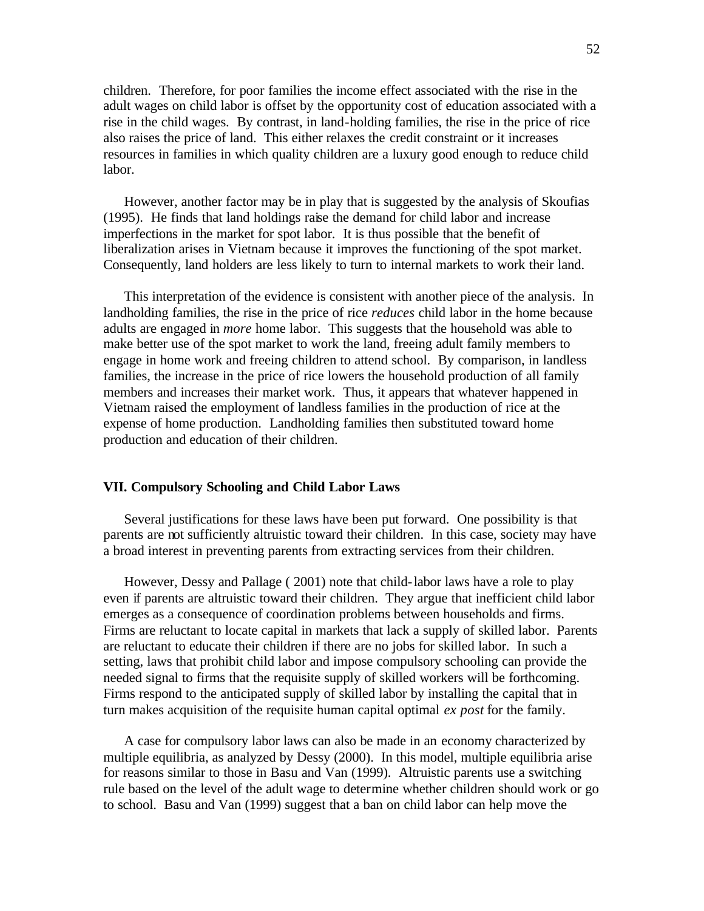children. Therefore, for poor families the income effect associated with the rise in the adult wages on child labor is offset by the opportunity cost of education associated with a rise in the child wages. By contrast, in land-holding families, the rise in the price of rice also raises the price of land. This either relaxes the credit constraint or it increases resources in families in which quality children are a luxury good enough to reduce child labor.

However, another factor may be in play that is suggested by the analysis of Skoufias (1995). He finds that land holdings raise the demand for child labor and increase imperfections in the market for spot labor. It is thus possible that the benefit of liberalization arises in Vietnam because it improves the functioning of the spot market. Consequently, land holders are less likely to turn to internal markets to work their land.

This interpretation of the evidence is consistent with another piece of the analysis. In landholding families, the rise in the price of rice *reduces* child labor in the home because adults are engaged in *more* home labor. This suggests that the household was able to make better use of the spot market to work the land, freeing adult family members to engage in home work and freeing children to attend school. By comparison, in landless families, the increase in the price of rice lowers the household production of all family members and increases their market work. Thus, it appears that whatever happened in Vietnam raised the employment of landless families in the production of rice at the expense of home production. Landholding families then substituted toward home production and education of their children.

## VII. Compulsory Schooling and Child Labor Laws

Several justifications for these laws have been put forward. One possibility is that parents are not sufficiently altruistic toward their children. In this case, society may have a broad interest in preventing parents from extracting services from their children.

However, Dessy and Pallage ( 2001) note that child-labor laws have a role to play even if parents are altruistic toward their children. They argue that inefficient child labor emerges as a consequence of coordination problems between households and firms. Firms are reluctant to locate capital in markets that lack a supply of skilled labor. Parents are reluctant to educate their children if there are no jobs for skilled labor. In such a setting, laws that prohibit child labor and impose compulsory schooling can provide the needed signal to firms that the requisite supply of skilled workers will be forthcoming. Firms respond to the anticipated supply of skilled labor by installing the capital that in turn makes acquisition of the requisite human capital optimal *ex post* for the family.

A case for compulsory labor laws can also be made in an economy characterized by multiple equilibria, as analyzed by Dessy (2000). In this model, multiple equilibria arise for reasons similar to those in Basu and Van (1999). Altruistic parents use a switching rule based on the level of the adult wage to determine whether children should work or go to school. Basu and Van (1999) suggest that a ban on child labor can help move the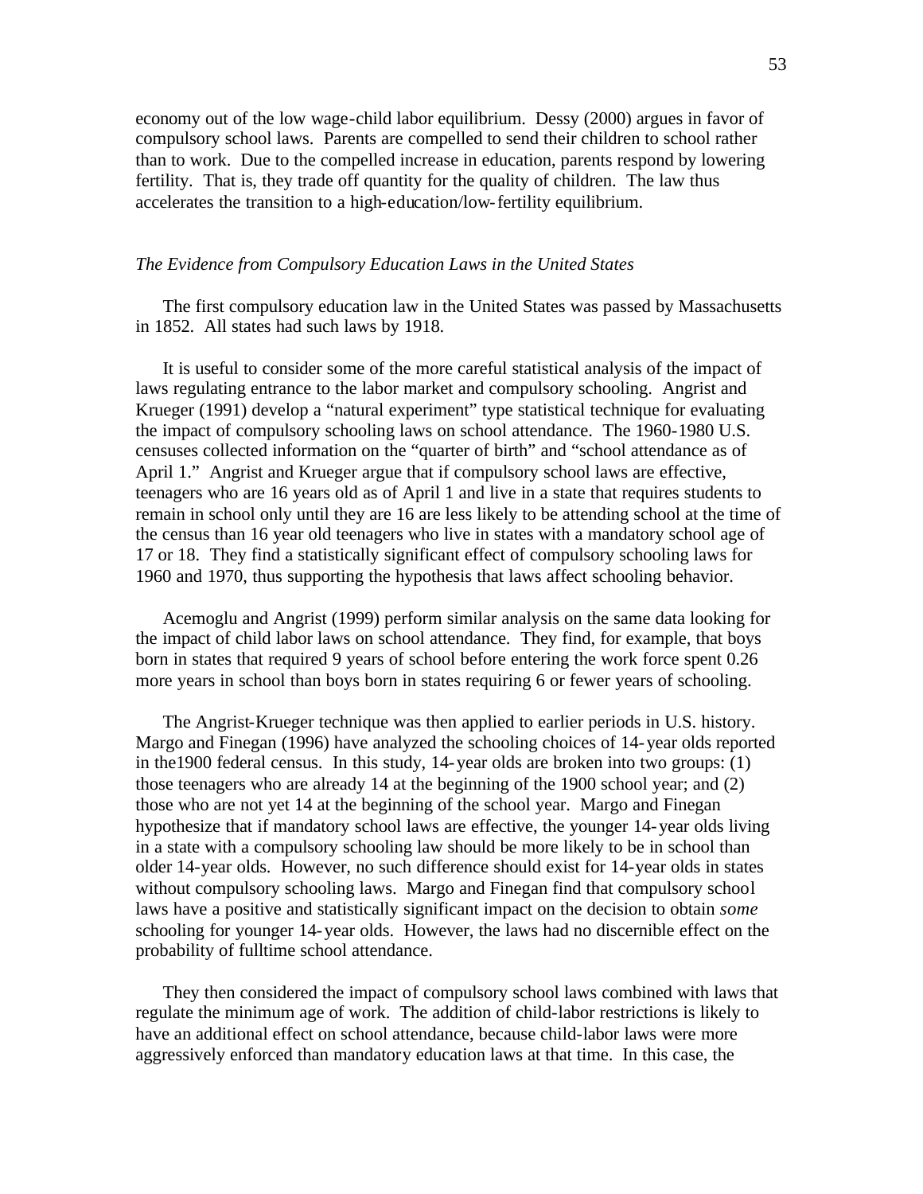economy out of the low wage-child labor equilibrium. Dessy (2000) argues in favor of compulsory school laws. Parents are compelled to send their children to school rather than to work. Due to the compelled increase in education, parents respond by lowering fertility. That is, they trade off quantity for the quality of children. The law thus accelerates the transition to a high-education/low-fertility equilibrium.

### *The Evidence from Compulsory Education Laws in the United States*

The first compulsory education law in the United States was passed by Massachusetts in 1852. All states had such laws by 1918.

It is useful to consider some of the more careful statistical analysis of the impact of laws regulating entrance to the labor market and compulsory schooling. Angrist and Krueger (1991) develop a "natural experiment" type statistical technique for evaluating the impact of compulsory schooling laws on school attendance. The 1960-1980 U.S. censuses collected information on the "quarter of birth" and "school attendance as of April 1." Angrist and Krueger argue that if compulsory school laws are effective, teenagers who are 16 years old as of April 1 and live in a state that requires students to remain in school only until they are 16 are less likely to be attending school at the time of the census than 16 year old teenagers who live in states with a mandatory school age of 17 or 18. They find a statistically significant effect of compulsory schooling laws for 1960 and 1970, thus supporting the hypothesis that laws affect schooling behavior.

Acemoglu and Angrist (1999) perform similar analysis on the same data looking for the impact of child labor laws on school attendance. They find, for example, that boys born in states that required 9 years of school before entering the work force spent 0.26 more years in school than boys born in states requiring 6 or fewer years of schooling.

The Angrist-Krueger technique was then applied to earlier periods in U.S. history. Margo and Finegan (1996) have analyzed the schooling choices of 14-year olds reported in the1900 federal census. In this study, 14-year olds are broken into two groups: (1) those teenagers who are already 14 at the beginning of the 1900 school year; and (2) those who are not yet 14 at the beginning of the school year. Margo and Finegan hypothesize that if mandatory school laws are effective, the younger 14-year olds living in a state with a compulsory schooling law should be more likely to be in school than older 14-year olds. However, no such difference should exist for 14-year olds in states without compulsory schooling laws. Margo and Finegan find that compulsory school laws have a positive and statistically significant impact on the decision to obtain *some* schooling for younger 14-year olds. However, the laws had no discernible effect on the probability of fulltime school attendance.

They then considered the impact of compulsory school laws combined with laws that regulate the minimum age of work. The addition of child-labor restrictions is likely to have an additional effect on school attendance, because child-labor laws were more aggressively enforced than mandatory education laws at that time. In this case, the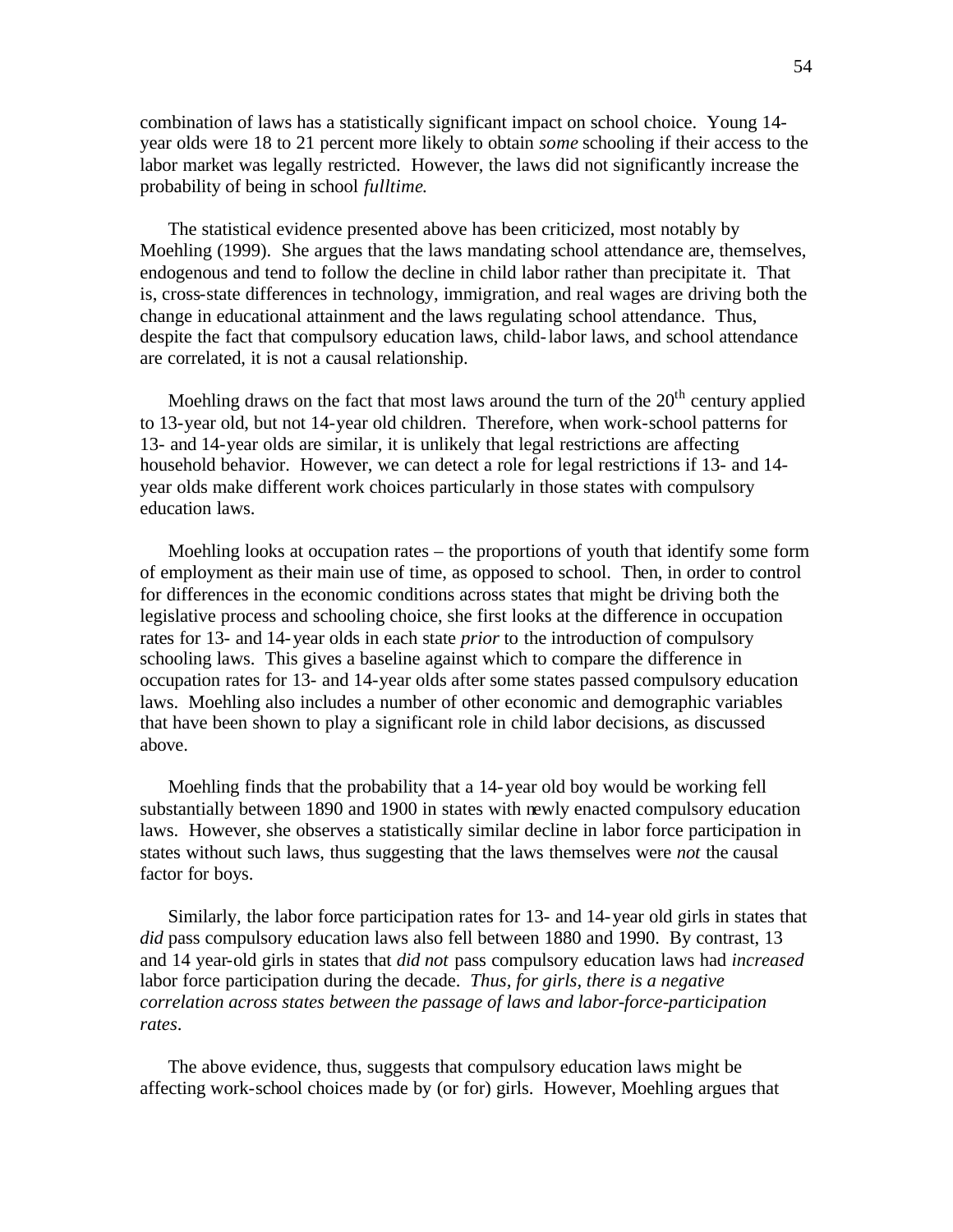combination of laws has a statistically significant impact on school choice. Young 14-year olds were 18 to 21 percent more likely to obtain *some* schooling if their access to the labor market was legally restricted. However, the laws did not significantly increase the probability of being in school *fulltime*.

The statistical evidence presented above has been criticized, most notably by Moehling (1999). She argues that the laws mandating school attendance are, themselves, endogenous and tend to follow the decline in child labor rather than precipitate it. That is, cross-state differences in technology, immigration, and real wages are driving both the change in educational attainment and the laws regulating school attendance. Thus, despite the fact that compulsory education laws, child-labor laws, and school attendance are correlated, it is not a causal relationship.

Moehling draws on the fact that most laws around the turn of the 20th century applied to 13-year old, but not 14-year old children. Therefore, when work-school patterns for 13- and 14-year olds are similar, it is unlikely that legal restrictions are affecting household behavior. However, we can detect a role for legal restrictions if 13- and 14-year olds make different work choices particularly in those states with compulsory education laws.

Moehling looks at occupation rates – the proportions of youth that identify some form of employment as their main use of time, as opposed to school. Then, in order to control for differences in the economic conditions across states that might be driving both the legislative process and schooling choice, she first looks at the difference in occupation rates for 13- and 14-year olds in each state *prior* to the introduction of compulsory schooling laws. This gives a baseline against which to compare the difference in occupation rates for 13- and 14-year olds after some states passed compulsory education laws. Moehling also includes a number of other economic and demographic variables that have been shown to play a significant role in child labor decisions, as discussed above.

Moehling finds that the probability that a 14-year old boy would be working fell substantially between 1890 and 1900 in states with newly enacted compulsory education laws. However, she observes a statistically similar decline in labor force participation in states without such laws, thus suggesting that the laws themselves were *not* the causal factor for boys.

Similarly, the labor force participation rates for 13- and 14-year old girls in states that *did* pass compulsory education laws also fell between 1880 and 1990. By contrast, 13 and 14 year-old girls in states that *did not* pass compulsory education laws had *increased* labor force participation during the decade. *Thus, for girls, there is a negative correlation across states between the passage of laws and labor-force-participation rates*.

The above evidence, thus, suggests that compulsory education laws might be affecting work-school choices made by (or for) girls. However, Moehling argues that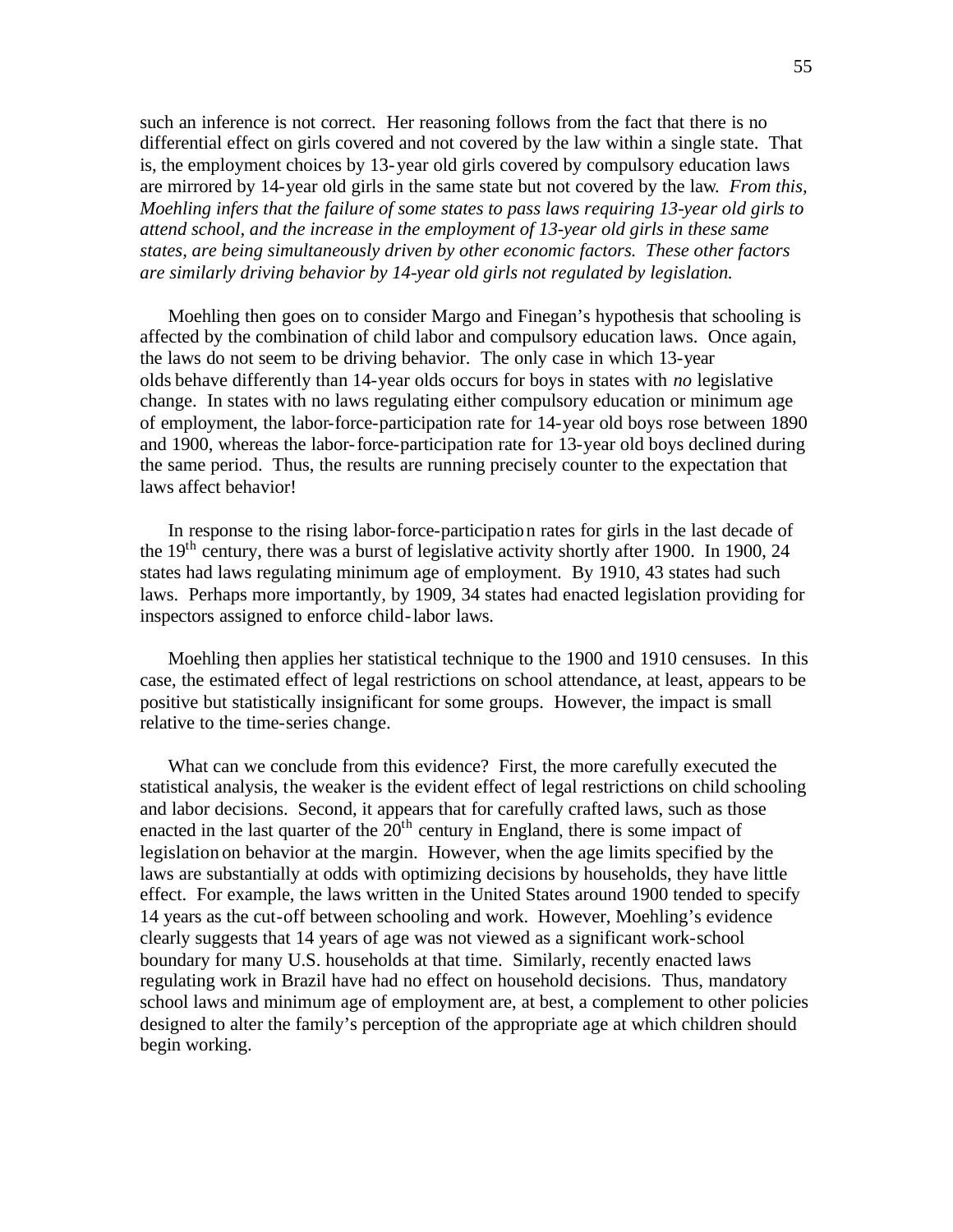such an inference is not correct. Her reasoning follows from the fact that there is no differential effect on girls covered and not covered by the law within a single state. That is, the employment choices by 13-year old girls covered by compulsory education laws are mirrored by 14-year old girls in the same state but not covered by the law. *From this, Moehling infers that the failure of some states to pass laws requiring 13-year old girls to attend school, and the increase in the employment of 13-year old girls in these same states, are being simultaneously driven by other economic factors. These other factors are similarly driving behavior by 14-year old girls not regulated by legislation.*

Moehling then goes on to consider Margo and Finegan's hypothesis that schooling is affected by the combination of child labor and compulsory education laws. Once again, the laws do not seem to be driving behavior. The only case in which 13-year olds behave differently than 14-year olds occurs for boys in states with *no* legislative change. In states with no laws regulating either compulsory education or minimum age of employment, the labor-force-participation rate for 14-year old boys rose between 1890 and 1900, whereas the labor-force-participation rate for 13-year old boys declined during the same period. Thus, the results are running precisely counter to the expectation that laws affect behavior!

In response to the rising labor-force-participation rates for girls in the last decade of the 19th century, there was a burst of legislative activity shortly after 1900. In 1900, 24 states had laws regulating minimum age of employment. By 1910, 43 states had such laws. Perhaps more importantly, by 1909, 34 states had enacted legislation providing for inspectors assigned to enforce child-labor laws.

Moehling then applies her statistical technique to the 1900 and 1910 censuses. In this case, the estimated effect of legal restrictions on school attendance, at least, appears to be positive but statistically insignificant for some groups. However, the impact is small relative to the time-series change.

What can we conclude from this evidence? First, the more carefully executed the statistical analysis, the weaker is the evident effect of legal restrictions on child schooling and labor decisions. Second, it appears that for carefully crafted laws, such as those enacted in the last quarter of the 20th century in England, there is some impact of legislation on behavior at the margin. However, when the age limits specified by the laws are substantially at odds with optimizing decisions by households, they have little effect. For example, the laws written in the United States around 1900 tended to specify 14 years as the cut-off between schooling and work. However, Moehling's evidence clearly suggests that 14 years of age was not viewed as a significant work-school boundary for many U.S. households at that time. Similarly, recently enacted laws regulating work in Brazil have had no effect on household decisions. Thus, mandatory school laws and minimum age of employment are, at best, a complement to other policies designed to alter the family's perception of the appropriate age at which children should begin working.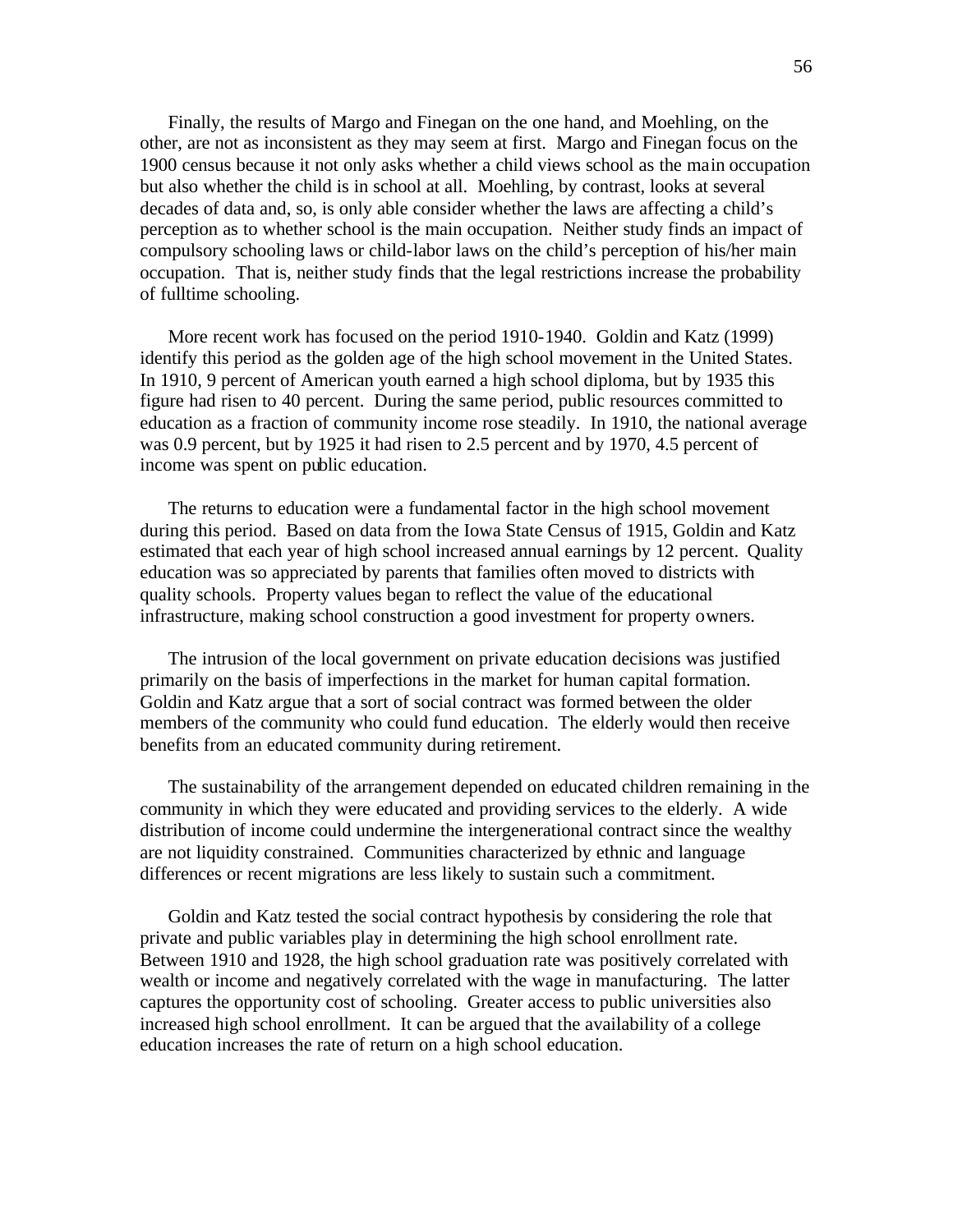Finally, the results of Margo and Finegan on the one hand, and Moehling, on the other, are not as inconsistent as they may seem at first. Margo and Finegan focus on the 1900 census because it not only asks whether a child views school as the main occupation but also whether the child is in school at all. Moehling, by contrast, looks at several decades of data and, so, is only able consider whether the laws are affecting a child's perception as to whether school is the main occupation. Neither study finds an impact of compulsory schooling laws or child-labor laws on the child's perception of his/her main occupation. That is, neither study finds that the legal restrictions increase the probability of fulltime schooling.

More recent work has focused on the period 1910-1940. Goldin and Katz (1999) identify this period as the golden age of the high school movement in the United States. In 1910, 9 percent of American youth earned a high school diploma, but by 1935 this figure had risen to 40 percent. During the same period, public resources committed to education as a fraction of community income rose steadily. In 1910, the national average was 0.9 percent, but by 1925 it had risen to 2.5 percent and by 1970, 4.5 percent of income was spent on public education.

The returns to education were a fundamental factor in the high school movement during this period. Based on data from the Iowa State Census of 1915, Goldin and Katz estimated that each year of high school increased annual earnings by 12 percent. Quality education was so appreciated by parents that families often moved to districts with quality schools. Property values began to reflect the value of the educational infrastructure, making school construction a good investment for property owners.

The intrusion of the local government on private education decisions was justified primarily on the basis of imperfections in the market for human capital formation. Goldin and Katz argue that a sort of social contract was formed between the older members of the community who could fund education. The elderly would then receive benefits from an educated community during retirement.

The sustainability of the arrangement depended on educated children remaining in the community in which they were educated and providing services to the elderly. A wide distribution of income could undermine the intergenerational contract since the wealthy are not liquidity constrained. Communities characterized by ethnic and language differences or recent migrations are less likely to sustain such a commitment.

Goldin and Katz tested the social contract hypothesis by considering the role that private and public variables play in determining the high school enrollment rate. Between 1910 and 1928, the high school graduation rate was positively correlated with wealth or income and negatively correlated with the wage in manufacturing. The latter captures the opportunity cost of schooling. Greater access to public universities also increased high school enrollment. It can be argued that the availability of a college education increases the rate of return on a high school education.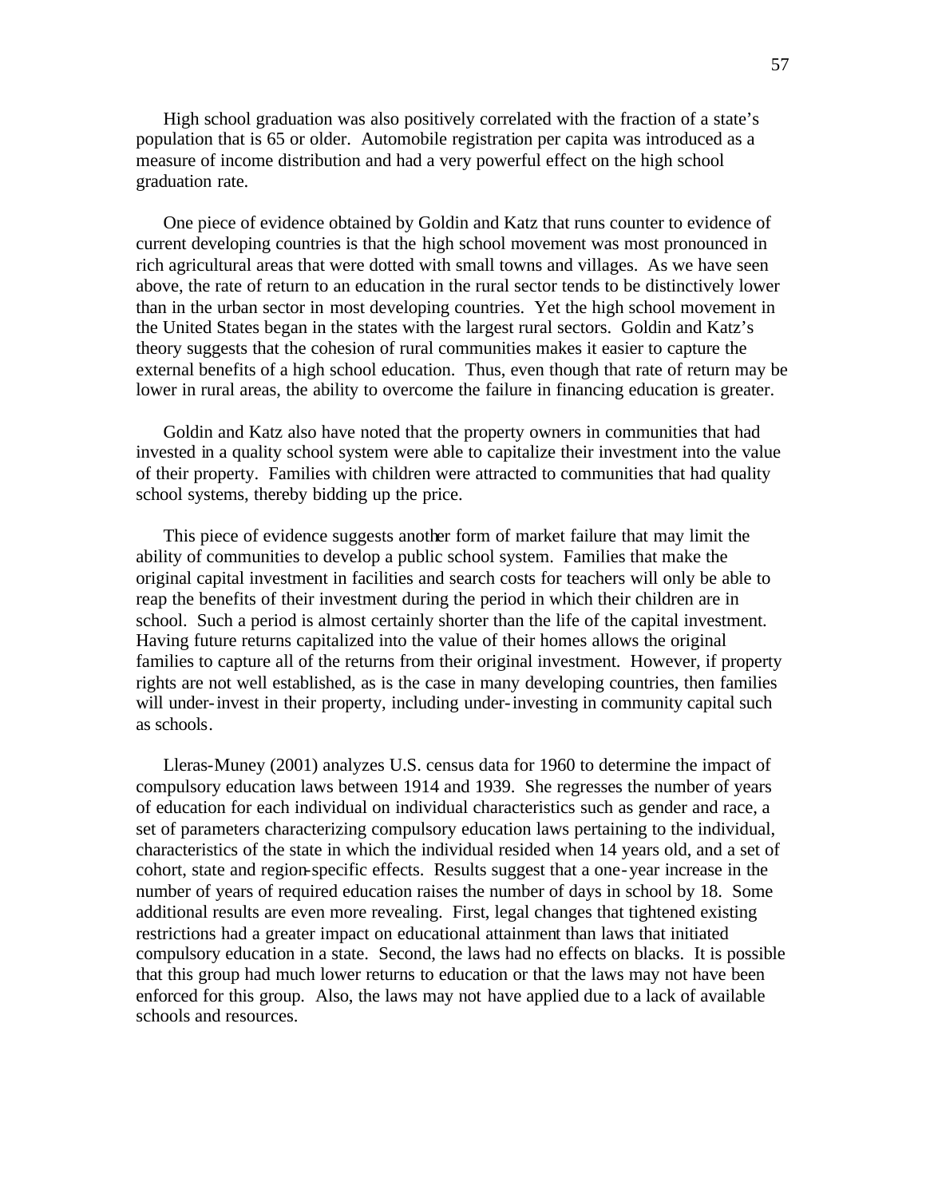High school graduation was also positively correlated with the fraction of a state's population that is 65 or older. Automobile registration per capita was introduced as a measure of income distribution and had a very powerful effect on the high school graduation rate.

One piece of evidence obtained by Goldin and Katz that runs counter to evidence of current developing countries is that the high school movement was most pronounced in rich agricultural areas that were dotted with small towns and villages. As we have seen above, the rate of return to an education in the rural sector tends to be distinctively lower than in the urban sector in most developing countries. Yet the high school movement in the United States began in the states with the largest rural sectors. Goldin and Katz's theory suggests that the cohesion of rural communities makes it easier to capture the external benefits of a high school education. Thus, even though that rate of return may be lower in rural areas, the ability to overcome the failure in financing education is greater.

Goldin and Katz also have noted that the property owners in communities that had invested in a quality school system were able to capitalize their investment into the value of their property. Families with children were attracted to communities that had quality school systems, thereby bidding up the price.

This piece of evidence suggests another form of market failure that may limit the ability of communities to develop a public school system. Families that make the original capital investment in facilities and search costs for teachers will only be able to reap the benefits of their investment during the period in which their children are in school. Such a period is almost certainly shorter than the life of the capital investment. Having future returns capitalized into the value of their homes allows the original families to capture all of the returns from their original investment. However, if property rights are not well established, as is the case in many developing countries, then families will under-invest in their property, including under-investing in community capital such as schools.

Lleras-Muney (2001) analyzes U.S. census data for 1960 to determine the impact of compulsory education laws between 1914 and 1939. She regresses the number of years of education for each individual on individual characteristics such as gender and race, a set of parameters characterizing compulsory education laws pertaining to the individual, characteristics of the state in which the individual resided when 14 years old, and a set of cohort, state and region-specific effects. Results suggest that a one-year increase in the number of years of required education raises the number of days in school by 18. Some additional results are even more revealing. First, legal changes that tightened existing restrictions had a greater impact on educational attainment than laws that initiated compulsory education in a state. Second, the laws had no effects on blacks. It is possible that this group had much lower returns to education or that the laws may not have been enforced for this group. Also, the laws may not have applied due to a lack of available schools and resources.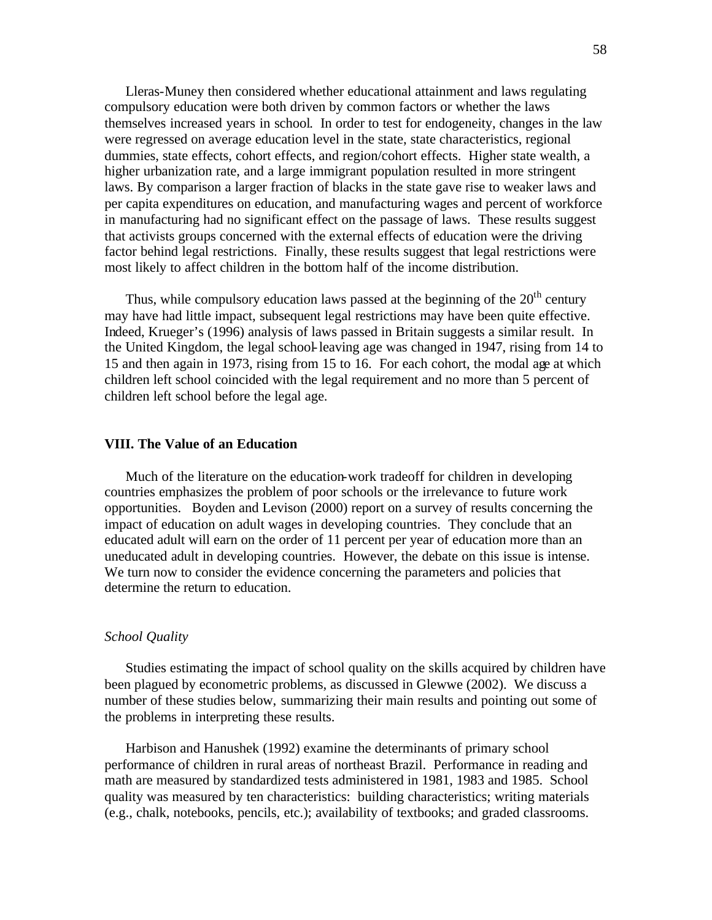Lleras-Muney then considered whether educational attainment and laws regulating compulsory education were both driven by common factors or whether the laws themselves increased years in school. In order to test for endogeneity, changes in the law were regressed on average education level in the state, state characteristics, regional dummies, state effects, cohort effects, and region/cohort effects. Higher state wealth, a higher urbanization rate, and a large immigrant population resulted in more stringent laws. By comparison a larger fraction of blacks in the state gave rise to weaker laws and per capita expenditures on education, and manufacturing wages and percent of workforce in manufacturing had no significant effect on the passage of laws. These results suggest that activists groups concerned with the external effects of education were the driving factor behind legal restrictions. Finally, these results suggest that legal restrictions were most likely to affect children in the bottom half of the income distribution.

Thus, while compulsory education laws passed at the beginning of the 20th century may have had little impact, subsequent legal restrictions may have been quite effective. Indeed, Krueger's (1996) analysis of laws passed in Britain suggests a similar result. In the United Kingdom, the legal school-leaving age was changed in 1947, rising from 14 to 15 and then again in 1973, rising from 15 to 16. For each cohort, the modal age at which children left school coincided with the legal requirement and no more than 5 percent of children left school before the legal age.

## VIII. The Value of an Education

Much of the literature on the education-work tradeoff for children in developing countries emphasizes the problem of poor schools or the irrelevance to future work opportunities. Boyden and Levison (2000) report on a survey of results concerning the impact of education on adult wages in developing countries. They conclude that an educated adult will earn on the order of 11 percent per year of education more than an uneducated adult in developing countries. However, the debate on this issue is intense. We turn now to consider the evidence concerning the parameters and policies that determine the return to education.

### *School Quality*

Studies estimating the impact of school quality on the skills acquired by children have been plagued by econometric problems, as discussed in Glewwe (2002). We discuss a number of these studies below, summarizing their main results and pointing out some of the problems in interpreting these results.

Harbison and Hanushek (1992) examine the determinants of primary school performance of children in rural areas of northeast Brazil. Performance in reading and math are measured by standardized tests administered in 1981, 1983 and 1985. School quality was measured by ten characteristics: building characteristics; writing materials (e.g., chalk, notebooks, pencils, etc.); availability of textbooks; and graded classrooms.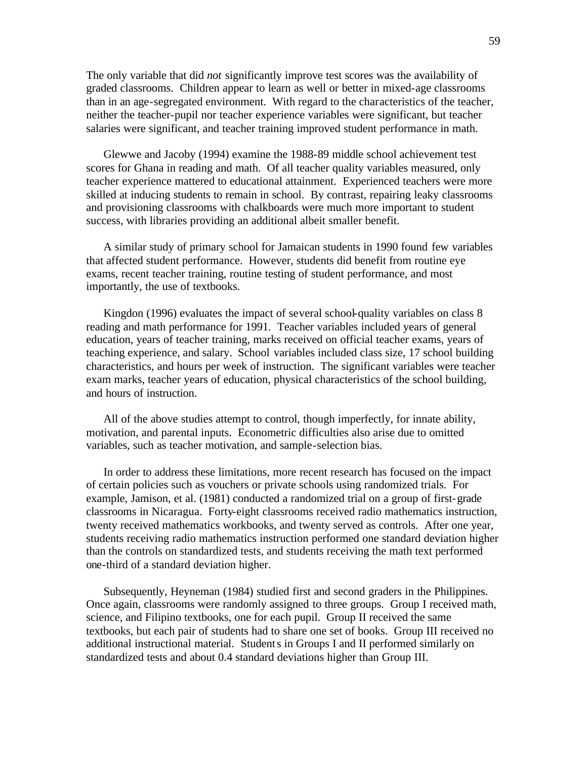The only variable that did *not* significantly improve test scores was the availability of graded classrooms. Children appear to learn as well or better in mixed-age classrooms than in an age-segregated environment. With regard to the characteristics of the teacher, neither the teacher-pupil nor teacher experience variables were significant, but teacher salaries were significant, and teacher training improved student performance in math.

Glewwe and Jacoby (1994) examine the 1988-89 middle school achievement test scores for Ghana in reading and math. Of all teacher quality variables measured, only teacher experience mattered to educational attainment. Experienced teachers were more skilled at inducing students to remain in school. By contrast, repairing leaky classrooms and provisioning classrooms with chalkboards were much more important to student success, with libraries providing an additional albeit smaller benefit.

A similar study of primary school for Jamaican students in 1990 found few variables that affected student performance. However, students did benefit from routine eye exams, recent teacher training, routine testing of student performance, and most importantly, the use of textbooks.

Kingdon (1996) evaluates the impact of several school-quality variables on class 8 reading and math performance for 1991. Teacher variables included years of general education, years of teacher training, marks received on official teacher exams, years of teaching experience, and salary. School variables included class size, 17 school building characteristics, and hours per week of instruction. The significant variables were teacher exam marks, teacher years of education, physical characteristics of the school building, and hours of instruction.

All of the above studies attempt to control, though imperfectly, for innate ability, motivation, and parental inputs. Econometric difficulties also arise due to omitted variables, such as teacher motivation, and sample-selection bias.

In order to address these limitations, more recent research has focused on the impact of certain policies such as vouchers or private schools using randomized trials. For example, Jamison, et al. (1981) conducted a randomized trial on a group of first-grade classrooms in Nicaragua. Forty-eight classrooms received radio mathematics instruction, twenty received mathematics workbooks, and twenty served as controls. After one year, students receiving radio mathematics instruction performed one standard deviation higher than the controls on standardized tests, and students receiving the math text performed one-third of a standard deviation higher.

Subsequently, Heyneman (1984) studied first and second graders in the Philippines. Once again, classrooms were randomly assigned to three groups. Group I received math, science, and Filipino textbooks, one for each pupil. Group II received the same textbooks, but each pair of students had to share one set of books. Group III received no additional instructional material. Students in Groups I and II performed similarly on standardized tests and about 0.4 standard deviations higher than Group III.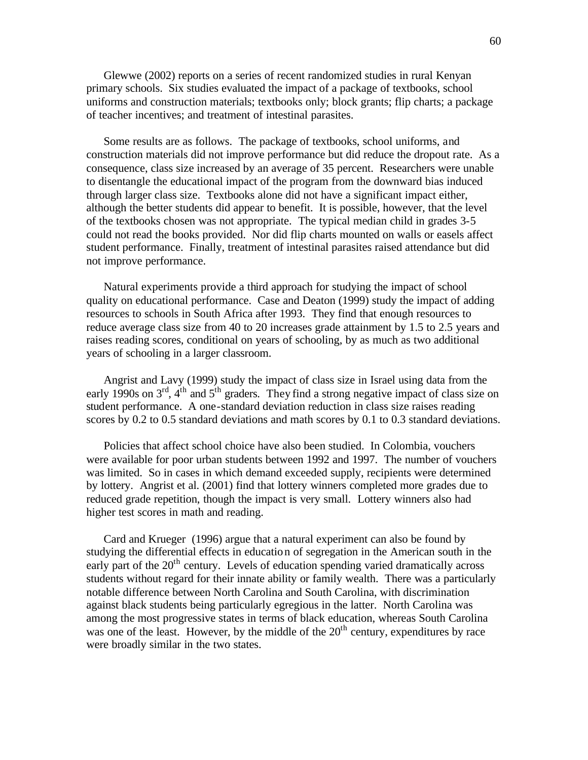Glewwe (2002) reports on a series of recent randomized studies in rural Kenyan primary schools. Six studies evaluated the impact of a package of textbooks, school uniforms and construction materials; textbooks only; block grants; flip charts; a package of teacher incentives; and treatment of intestinal parasites.

Some results are as follows. The package of textbooks, school uniforms, and construction materials did not improve performance but did reduce the dropout rate. As a consequence, class size increased by an average of 35 percent. Researchers were unable to disentangle the educational impact of the program from the downward bias induced through larger class size. Textbooks alone did not have a significant impact either, although the better students did appear to benefit. It is possible, however, that the level of the textbooks chosen was not appropriate. The typical median child in grades 3-5 could not read the books provided. Nor did flip charts mounted on walls or easels affect student performance. Finally, treatment of intestinal parasites raised attendance but did not improve performance.

Natural experiments provide a third approach for studying the impact of school quality on educational performance. Case and Deaton (1999) study the impact of adding resources to schools in South Africa after 1993. They find that enough resources to reduce average class size from 40 to 20 increases grade attainment by 1.5 to 2.5 years and raises reading scores, conditional on years of schooling, by as much as two additional years of schooling in a larger classroom.

Angrist and Lavy (1999) study the impact of class size in Israel using data from the early 1990s on 3rd, 4th and 5th graders. They find a strong negative impact of class size on student performance. A one-standard deviation reduction in class size raises reading scores by 0.2 to 0.5 standard deviations and math scores by 0.1 to 0.3 standard deviations.

Policies that affect school choice have also been studied. In Colombia, vouchers were available for poor urban students between 1992 and 1997. The number of vouchers was limited. So in cases in which demand exceeded supply, recipients were determined by lottery. Angrist et al. (2001) find that lottery winners completed more grades due to reduced grade repetition, though the impact is very small. Lottery winners also had higher test scores in math and reading.

Card and Krueger (1996) argue that a natural experiment can also be found by studying the differential effects in education of segregation in the American south in the early part of the 20th century. Levels of education spending varied dramatically across students without regard for their innate ability or family wealth. There was a particularly notable difference between North Carolina and South Carolina, with discrimination against black students being particularly egregious in the latter. North Carolina was among the most progressive states in terms of black education, whereas South Carolina was one of the least. However, by the middle of the 20th century, expenditures by race were broadly similar in the two states.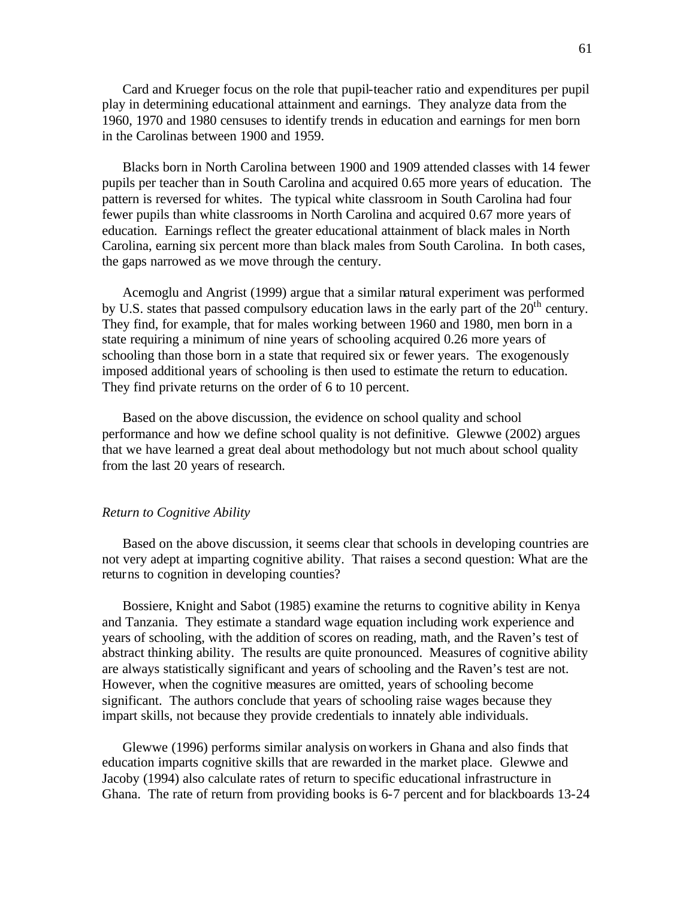Card and Krueger focus on the role that pupil-teacher ratio and expenditures per pupil play in determining educational attainment and earnings. They analyze data from the 1960, 1970 and 1980 censuses to identify trends in education and earnings for men born in the Carolinas between 1900 and 1959.

Blacks born in North Carolina between 1900 and 1909 attended classes with 14 fewer pupils per teacher than in South Carolina and acquired 0.65 more years of education. The pattern is reversed for whites. The typical white classroom in South Carolina had four fewer pupils than white classrooms in North Carolina and acquired 0.67 more years of education. Earnings reflect the greater educational attainment of black males in North Carolina, earning six percent more than black males from South Carolina. In both cases, the gaps narrowed as we move through the century.

Acemoglu and Angrist (1999) argue that a similar natural experiment was performed by U.S. states that passed compulsory education laws in the early part of the 20th century. They find, for example, that for males working between 1960 and 1980, men born in a state requiring a minimum of nine years of schooling acquired 0.26 more years of schooling than those born in a state that required six or fewer years. The exogenously imposed additional years of schooling is then used to estimate the return to education. They find private returns on the order of 6 to 10 percent.

Based on the above discussion, the evidence on school quality and school performance and how we define school quality is not definitive. Glewwe (2002) argues that we have learned a great deal about methodology but not much about school quality from the last 20 years of research.

*Return to Cognitive Ability*

Based on the above discussion, it seems clear that schools in developing countries are not very adept at imparting cognitive ability. That raises a second question: What are the returns to cognition in developing counties?

Bossiere, Knight and Sabot (1985) examine the returns to cognitive ability in Kenya and Tanzania. They estimate a standard wage equation including work experience and years of schooling, with the addition of scores on reading, math, and the Raven's test of abstract thinking ability. The results are quite pronounced. Measures of cognitive ability are always statistically significant and years of schooling and the Raven's test are not. However, when the cognitive measures are omitted, years of schooling become significant. The authors conclude that years of schooling raise wages because they impart skills, not because they provide credentials to innately able individuals.

Glewwe (1996) performs similar analysis on workers in Ghana and also finds that education imparts cognitive skills that are rewarded in the market place. Glewwe and Jacoby (1994) also calculate rates of return to specific educational infrastructure in Ghana. The rate of return from providing books is 6-7 percent and for blackboards 13-24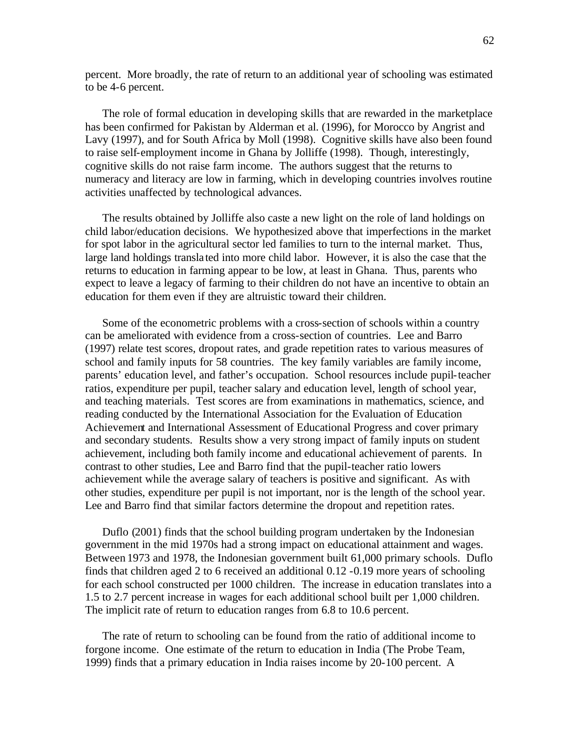percent. More broadly, the rate of return to an additional year of schooling was estimated to be 4-6 percent.

The role of formal education in developing skills that are rewarded in the marketplace has been confirmed for Pakistan by Alderman et al. (1996), for Morocco by Angrist and Lavy (1997), and for South Africa by Moll (1998). Cognitive skills have also been found to raise self-employment income in Ghana by Jolliffe (1998). Though, interestingly, cognitive skills do not raise farm income. The authors suggest that the returns to numeracy and literacy are low in farming, which in developing countries involves routine activities unaffected by technological advances.

The results obtained by Jolliffe also caste a new light on the role of land holdings on child labor/education decisions. We hypothesized above that imperfections in the market for spot labor in the agricultural sector led families to turn to the internal market. Thus, large land holdings translated into more child labor. However, it is also the case that the returns to education in farming appear to be low, at least in Ghana. Thus, parents who expect to leave a legacy of farming to their children do not have an incentive to obtain an education for them even if they are altruistic toward their children.

Some of the econometric problems with a cross-section of schools within a country can be ameliorated with evidence from a cross-section of countries. Lee and Barro (1997) relate test scores, dropout rates, and grade repetition rates to various measures of school and family inputs for 58 countries. The key family variables are family income, parents' education level, and father's occupation. School resources include pupil-teacher ratios, expenditure per pupil, teacher salary and education level, length of school year, and teaching materials. Test scores are from examinations in mathematics, science, and reading conducted by the International Association for the Evaluation of Education Achievement and International Assessment of Educational Progress and cover primary and secondary students. Results show a very strong impact of family inputs on student achievement, including both family income and educational achievement of parents. In contrast to other studies, Lee and Barro find that the pupil-teacher ratio lowers achievement while the average salary of teachers is positive and significant. As with other studies, expenditure per pupil is not important, nor is the length of the school year. Lee and Barro find that similar factors determine the dropout and repetition rates.

Duflo (2001) finds that the school building program undertaken by the Indonesian government in the mid 1970s had a strong impact on educational attainment and wages. Between 1973 and 1978, the Indonesian government built 61,000 primary schools. Duflo finds that children aged 2 to 6 received an additional 0.12 -0.19 more years of schooling for each school constructed per 1000 children. The increase in education translates into a 1.5 to 2.7 percent increase in wages for each additional school built per 1,000 children. The implicit rate of return to education ranges from 6.8 to 10.6 percent.

The rate of return to schooling can be found from the ratio of additional income to forgone income. One estimate of the return to education in India (The Probe Team, 1999) finds that a primary education in India raises income by 20-100 percent. A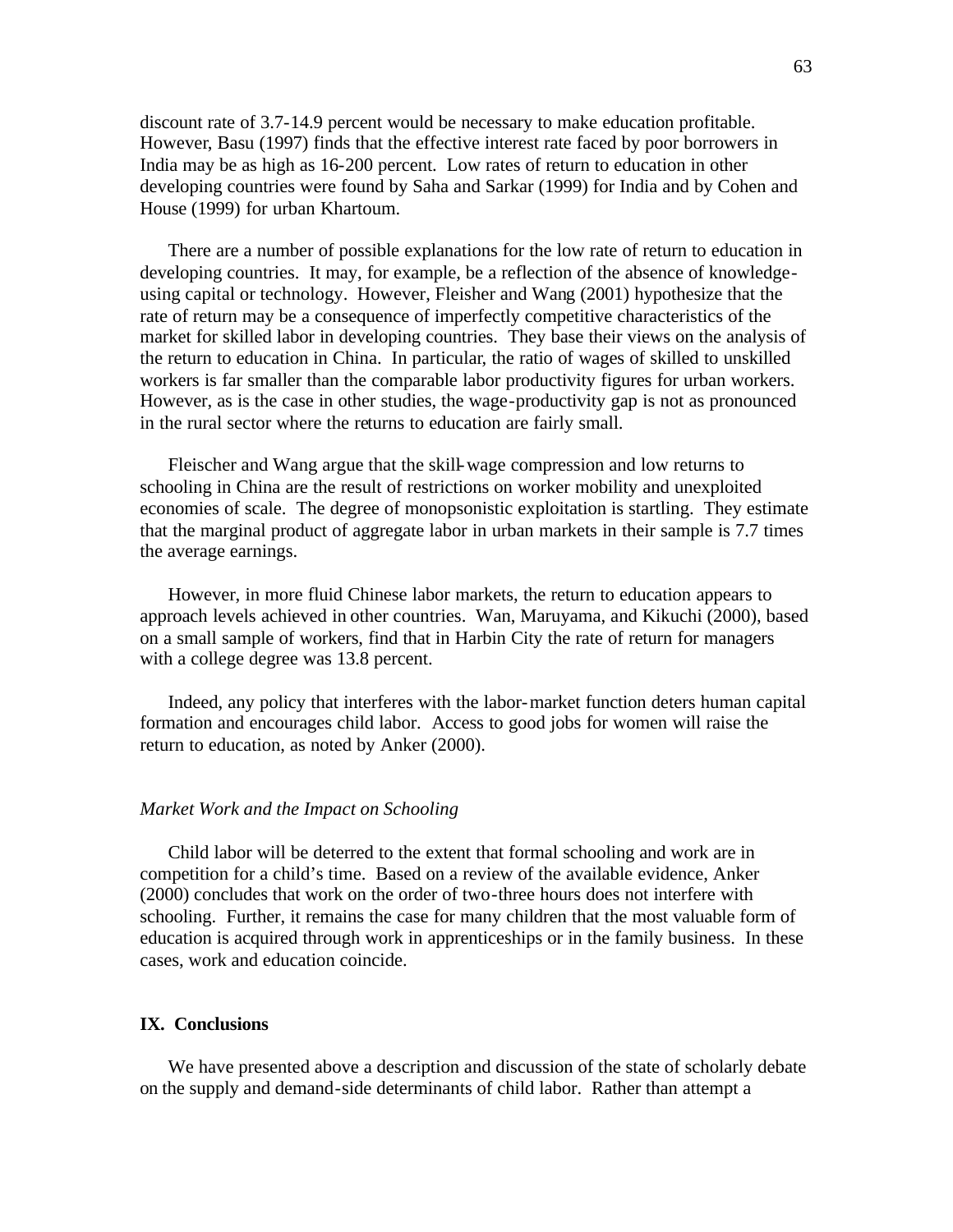discount rate of 3.7-14.9 percent would be necessary to make education profitable. However, Basu (1997) finds that the effective interest rate faced by poor borrowers in India may be as high as 16-200 percent. Low rates of return to education in other developing countries were found by Saha and Sarkar (1999) for India and by Cohen and House (1999) for urban Khartoum.

There are a number of possible explanations for the low rate of return to education in developing countries. It may, for example, be a reflection of the absence of knowledge-using capital or technology. However, Fleisher and Wang (2001) hypothesize that the rate of return may be a consequence of imperfectly competitive characteristics of the market for skilled labor in developing countries. They base their views on the analysis of the return to education in China. In particular, the ratio of wages of skilled to unskilled workers is far smaller than the comparable labor productivity figures for urban workers. However, as is the case in other studies, the wage-productivity gap is not as pronounced in the rural sector where the returns to education are fairly small.

Fleischer and Wang argue that the skill-wage compression and low returns to schooling in China are the result of restrictions on worker mobility and unexploited economies of scale. The degree of monopsonistic exploitation is startling. They estimate that the marginal product of aggregate labor in urban markets in their sample is 7.7 times the average earnings.

However, in more fluid Chinese labor markets, the return to education appears to approach levels achieved in other countries. Wan, Maruyama, and Kikuchi (2000), based on a small sample of workers, find that in Harbin City the rate of return for managers with a college degree was 13.8 percent.

Indeed, any policy that interferes with the labor-market function deters human capital formation and encourages child labor. Access to good jobs for women will raise the return to education, as noted by Anker (2000).

### *Market Work and the Impact on Schooling*

Child labor will be deterred to the extent that formal schooling and work are in competition for a child's time. Based on a review of the available evidence, Anker (2000) concludes that work on the order of two-three hours does not interfere with schooling. Further, it remains the case for many children that the most valuable form of education is acquired through work in apprenticeships or in the family business. In these cases, work and education coincide.

## IX. Conclusions

We have presented above a description and discussion of the state of scholarly debate on the supply and demand-side determinants of child labor. Rather than attempt a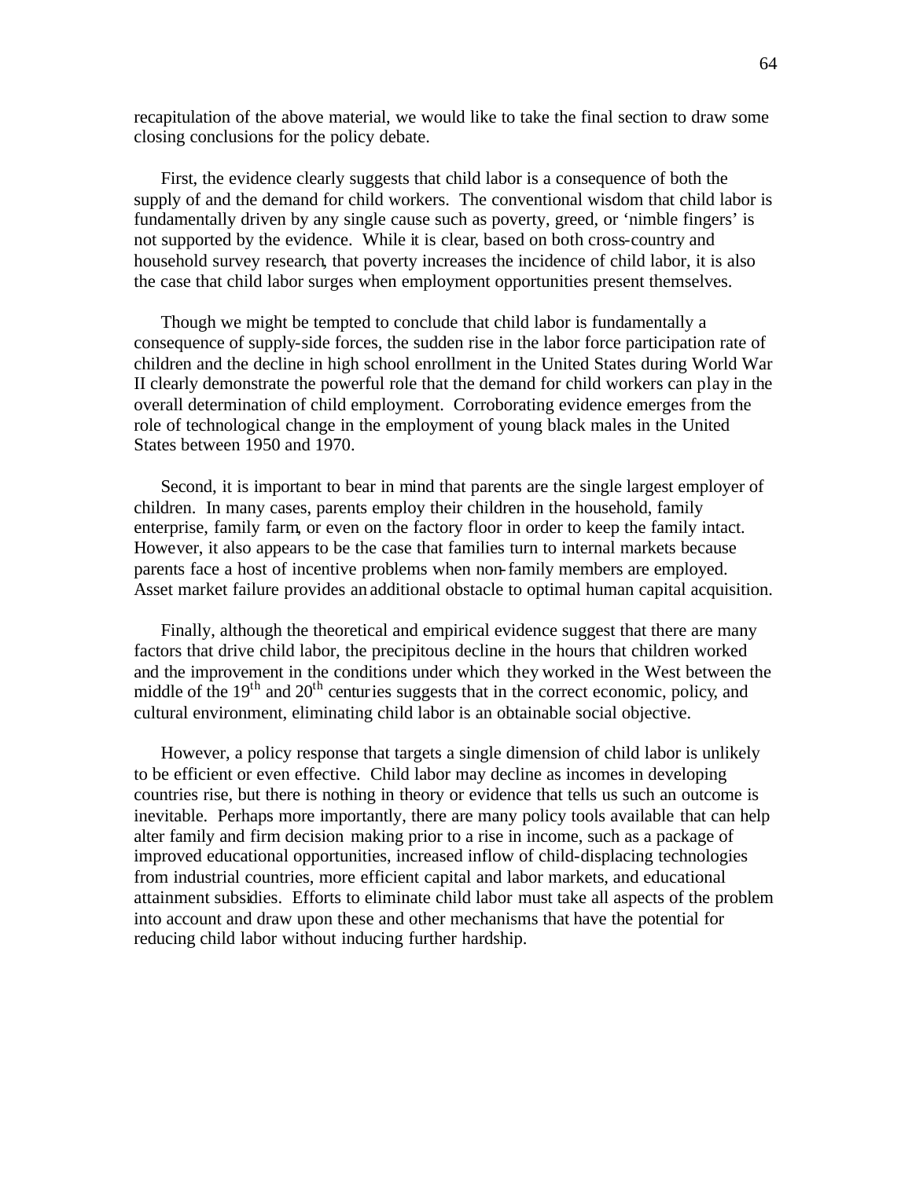recapitulation of the above material, we would like to take the final section to draw some closing conclusions for the policy debate.

First, the evidence clearly suggests that child labor is a consequence of both the supply of and the demand for child workers. The conventional wisdom that child labor is fundamentally driven by any single cause such as poverty, greed, or 'nimble fingers' is not supported by the evidence. While it is clear, based on both cross-country and household survey research, that poverty increases the incidence of child labor, it is also the case that child labor surges when employment opportunities present themselves.

Though we might be tempted to conclude that child labor is fundamentally a consequence of supply-side forces, the sudden rise in the labor force participation rate of children and the decline in high school enrollment in the United States during World War II clearly demonstrate the powerful role that the demand for child workers can play in the overall determination of child employment. Corroborating evidence emerges from the role of technological change in the employment of young black males in the United States between 1950 and 1970.

Second, it is important to bear in mind that parents are the single largest employer of children. In many cases, parents employ their children in the household, family enterprise, family farm, or even on the factory floor in order to keep the family intact. However, it also appears to be the case that families turn to internal markets because parents face a host of incentive problems when non-family members are employed. Asset market failure provides an additional obstacle to optimal human capital acquisition.

Finally, although the theoretical and empirical evidence suggest that there are many factors that drive child labor, the precipitous decline in the hours that children worked and the improvement in the conditions under which they worked in the West between the middle of the 19th and 20th centuries suggests that in the correct economic, policy, and cultural environment, eliminating child labor is an obtainable social objective.

However, a policy response that targets a single dimension of child labor is unlikely to be efficient or even effective. Child labor may decline as incomes in developing countries rise, but there is nothing in theory or evidence that tells us such an outcome is inevitable. Perhaps more importantly, there are many policy tools available that can help alter family and firm decision making prior to a rise in income, such as a package of improved educational opportunities, increased inflow of child-displacing technologies from industrial countries, more efficient capital and labor markets, and educational attainment subsidies. Efforts to eliminate child labor must take all aspects of the problem into account and draw upon these and other mechanisms that have the potential for reducing child labor without inducing further hardship.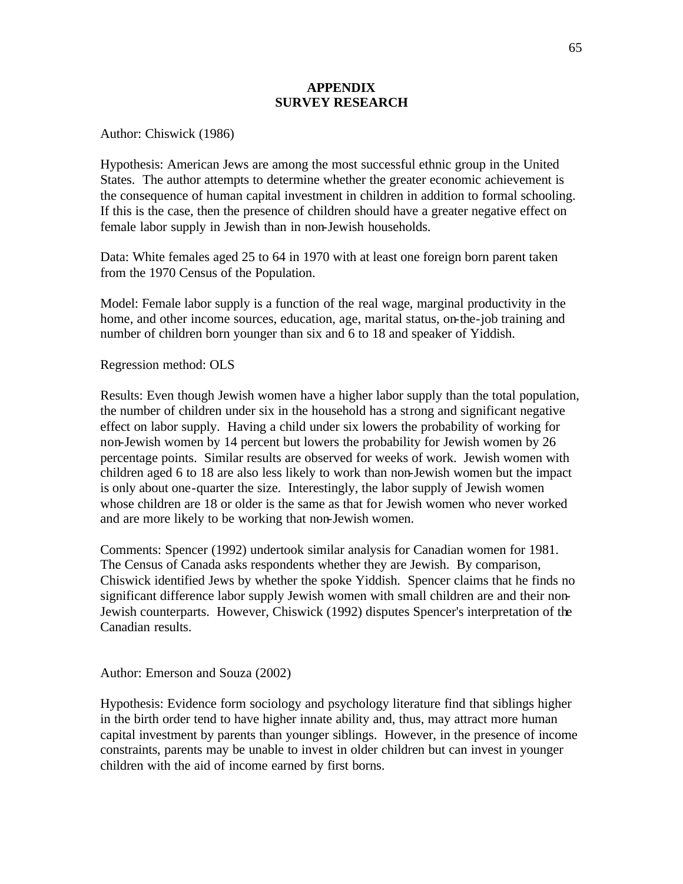## APPENDIX
## SURVEY RESEARCH

Author: Chiswick (1986)

Hypothesis: American Jews are among the most successful ethnic group in the United States. The author attempts to determine whether the greater economic achievement is the consequence of human capital investment in children in addition to formal schooling. If this is the case, then the presence of children should have a greater negative effect on female labor supply in Jewish than in non-Jewish households.

Data: White females aged 25 to 64 in 1970 with at least one foreign born parent taken from the 1970 Census of the Population.

Model: Female labor supply is a function of the real wage, marginal productivity in the home, and other income sources, education, age, marital status, on-the-job training and number of children born younger than six and 6 to 18 and speaker of Yiddish.

Regression method: OLS

Results: Even though Jewish women have a higher labor supply than the total population, the number of children under six in the household has a strong and significant negative effect on labor supply. Having a child under six lowers the probability of working for non-Jewish women by 14 percent but lowers the probability for Jewish women by 26 percentage points. Similar results are observed for weeks of work. Jewish women with children aged 6 to 18 are also less likely to work than non-Jewish women but the impact is only about one-quarter the size. Interestingly, the labor supply of Jewish women whose children are 18 or older is the same as that for Jewish women who never worked and are more likely to be working that non-Jewish women.

Comments: Spencer (1992) undertook similar analysis for Canadian women for 1981. The Census of Canada asks respondents whether they are Jewish. By comparison, Chiswick identified Jews by whether the spoke Yiddish. Spencer claims that he finds no significant difference labor supply Jewish women with small children are and their non-Jewish counterparts. However, Chiswick (1992) disputes Spencer's interpretation of the Canadian results.

Author: Emerson and Souza (2002)

Hypothesis: Evidence form sociology and psychology literature find that siblings higher in the birth order tend to have higher innate ability and, thus, may attract more human capital investment by parents than younger siblings. However, in the presence of income constraints, parents may be unable to invest in older children but can invest in younger children with the aid of income earned by first borns.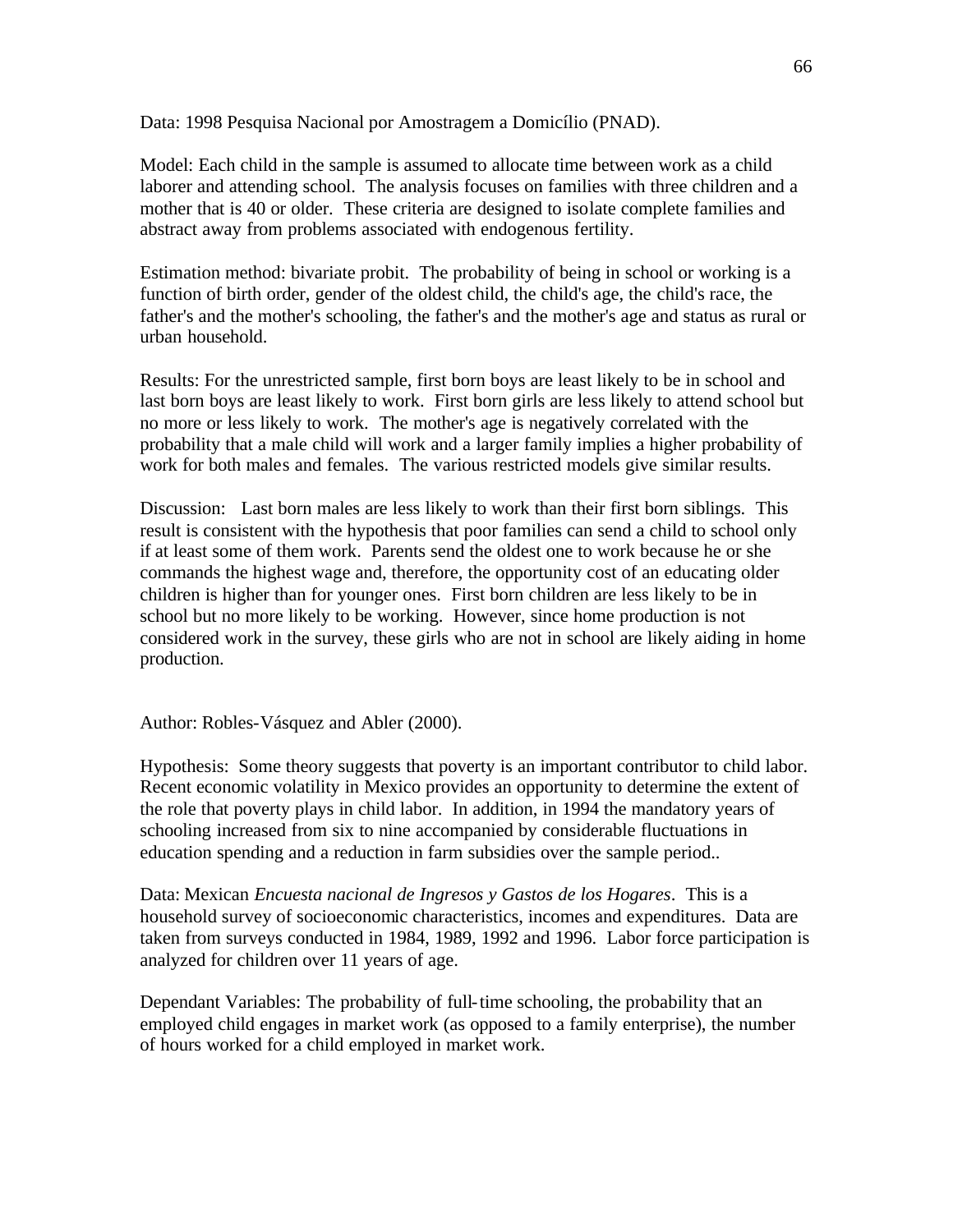Data: 1998 Pesquisa Nacional por Amostragem a Domicílio (PNAD).

Model: Each child in the sample is assumed to allocate time between work as a child laborer and attending school. The analysis focuses on families with three children and a mother that is 40 or older. These criteria are designed to isolate complete families and abstract away from problems associated with endogenous fertility.

Estimation method: bivariate probit. The probability of being in school or working is a function of birth order, gender of the oldest child, the child's age, the child's race, the father's and the mother's schooling, the father's and the mother's age and status as rural or urban household.

Results: For the unrestricted sample, first born boys are least likely to be in school and last born boys are least likely to work. First born girls are less likely to attend school but no more or less likely to work. The mother's age is negatively correlated with the probability that a male child will work and a larger family implies a higher probability of work for both males and females. The various restricted models give similar results.

Discussion: Last born males are less likely to work than their first born siblings. This result is consistent with the hypothesis that poor families can send a child to school only if at least some of them work. Parents send the oldest one to work because he or she commands the highest wage and, therefore, the opportunity cost of an educating older children is higher than for younger ones. First born children are less likely to be in school but no more likely to be working. However, since home production is not considered work in the survey, these girls who are not in school are likely aiding in home production.

Author: Robles-Vásquez and Abler (2000).

Hypothesis: Some theory suggests that poverty is an important contributor to child labor. Recent economic volatility in Mexico provides an opportunity to determine the extent of the role that poverty plays in child labor. In addition, in 1994 the mandatory years of schooling increased from six to nine accompanied by considerable fluctuations in education spending and a reduction in farm subsidies over the sample period..

Data: Mexican *Encuesta nacional de Ingresos y Gastos de los Hogares*. This is a household survey of socioeconomic characteristics, incomes and expenditures. Data are taken from surveys conducted in 1984, 1989, 1992 and 1996. Labor force participation is analyzed for children over 11 years of age.

Dependant Variables: The probability of full-time schooling, the probability that an employed child engages in market work (as opposed to a family enterprise), the number of hours worked for a child employed in market work.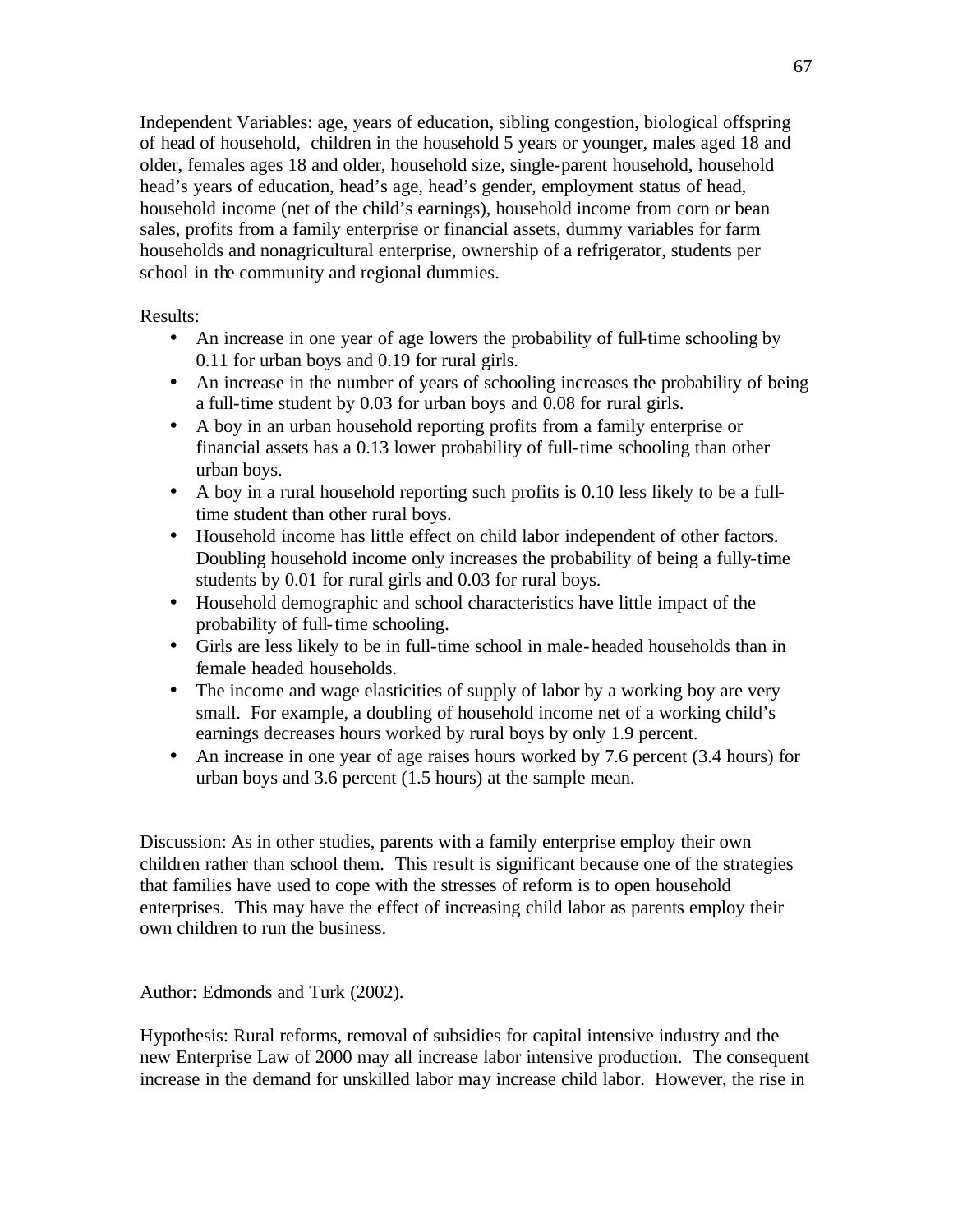Independent Variables: age, years of education, sibling congestion, biological offspring of head of household, children in the household 5 years or younger, males aged 18 and older, females ages 18 and older, household size, single-parent household, household head's years of education, head's age, head's gender, employment status of head, household income (net of the child's earnings), household income from corn or bean sales, profits from a family enterprise or financial assets, dummy variables for farm households and nonagricultural enterprise, ownership of a refrigerator, students per school in the community and regional dummies.

Results:

- An increase in one year of age lowers the probability of full-time schooling by 0.11 for urban boys and 0.19 for rural girls.
- An increase in the number of years of schooling increases the probability of being a full-time student by 0.03 for urban boys and 0.08 for rural girls.
- A boy in an urban household reporting profits from a family enterprise or financial assets has a 0.13 lower probability of full-time schooling than other urban boys.
- A boy in a rural household reporting such profits is 0.10 less likely to be a full-time student than other rural boys.
- Household income has little effect on child labor independent of other factors. Doubling household income only increases the probability of being a fully-time students by 0.01 for rural girls and 0.03 for rural boys.
- Household demographic and school characteristics have little impact of the probability of full-time schooling.
- Girls are less likely to be in full-time school in male-headed households than in female headed households.
- The income and wage elasticities of supply of labor by a working boy are very small. For example, a doubling of household income net of a working child's earnings decreases hours worked by rural boys by only 1.9 percent.
- An increase in one year of age raises hours worked by 7.6 percent (3.4 hours) for urban boys and 3.6 percent (1.5 hours) at the sample mean.

Discussion: As in other studies, parents with a family enterprise employ their own children rather than school them. This result is significant because one of the strategies that families have used to cope with the stresses of reform is to open household enterprises. This may have the effect of increasing child labor as parents employ their own children to run the business.

Author: Edmonds and Turk (2002).

Hypothesis: Rural reforms, removal of subsidies for capital intensive industry and the new Enterprise Law of 2000 may all increase labor intensive production. The consequent increase in the demand for unskilled labor may increase child labor. However, the rise in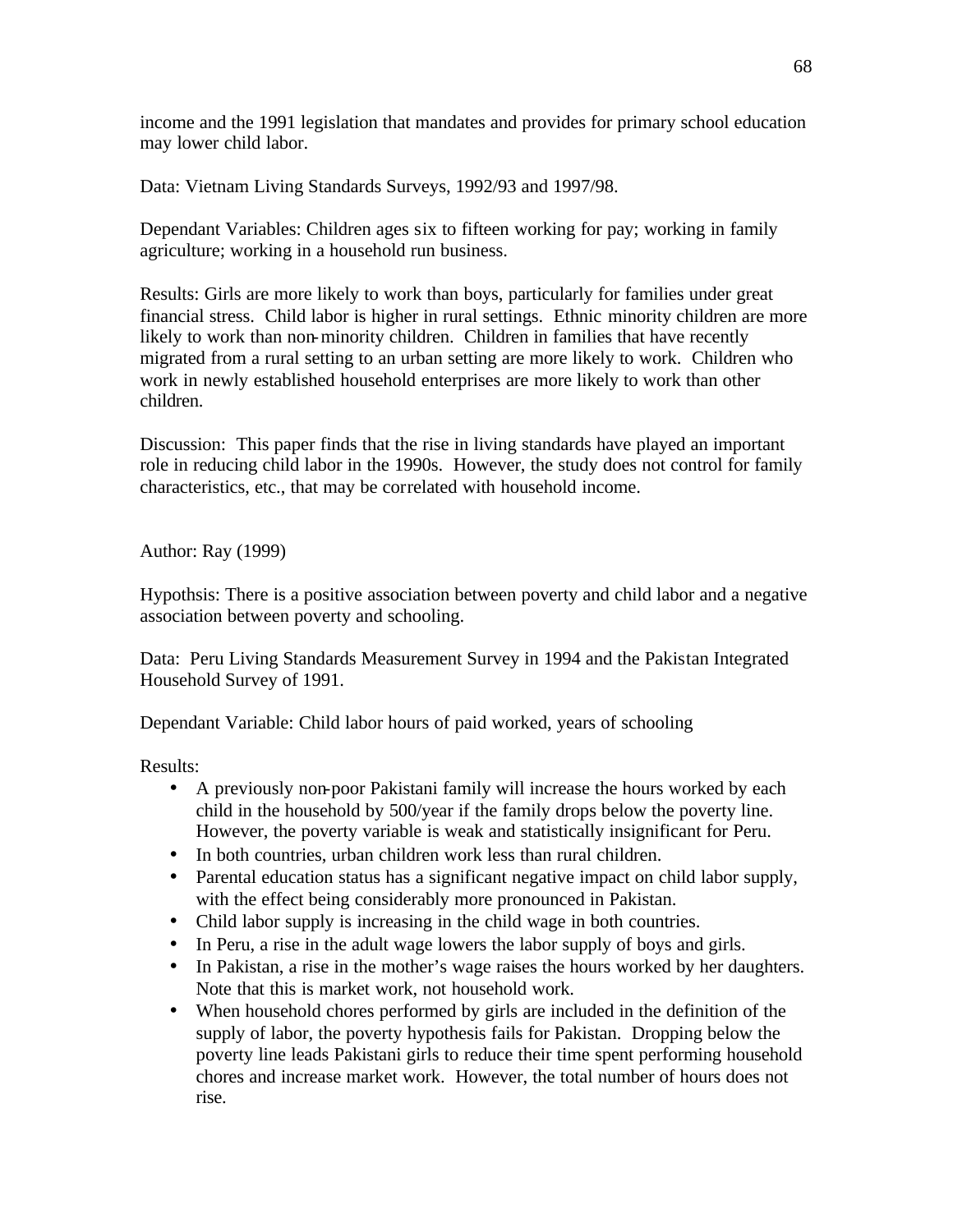income and the 1991 legislation that mandates and provides for primary school education may lower child labor.

Data: Vietnam Living Standards Surveys, 1992/93 and 1997/98.

Dependant Variables: Children ages six to fifteen working for pay; working in family agriculture; working in a household run business.

Results: Girls are more likely to work than boys, particularly for families under great financial stress. Child labor is higher in rural settings. Ethnic minority children are more likely to work than non-minority children. Children in families that have recently migrated from a rural setting to an urban setting are more likely to work. Children who work in newly established household enterprises are more likely to work than other children.

Discussion: This paper finds that the rise in living standards have played an important role in reducing child labor in the 1990s. However, the study does not control for family characteristics, etc., that may be correlated with household income.

Author: Ray (1999)

Hypothsis: There is a positive association between poverty and child labor and a negative association between poverty and schooling.

Data: Peru Living Standards Measurement Survey in 1994 and the Pakistan Integrated Household Survey of 1991.

Dependant Variable: Child labor hours of paid worked, years of schooling

Results:

- A previously non-poor Pakistani family will increase the hours worked by each child in the household by 500/year if the family drops below the poverty line. However, the poverty variable is weak and statistically insignificant for Peru.
- In both countries, urban children work less than rural children.
- Parental education status has a significant negative impact on child labor supply, with the effect being considerably more pronounced in Pakistan.
- Child labor supply is increasing in the child wage in both countries.
- In Peru, a rise in the adult wage lowers the labor supply of boys and girls.
- In Pakistan, a rise in the mother's wage raises the hours worked by her daughters. Note that this is market work, not household work.
- When household chores performed by girls are included in the definition of the supply of labor, the poverty hypothesis fails for Pakistan. Dropping below the poverty line leads Pakistani girls to reduce their time spent performing household chores and increase market work. However, the total number of hours does not rise.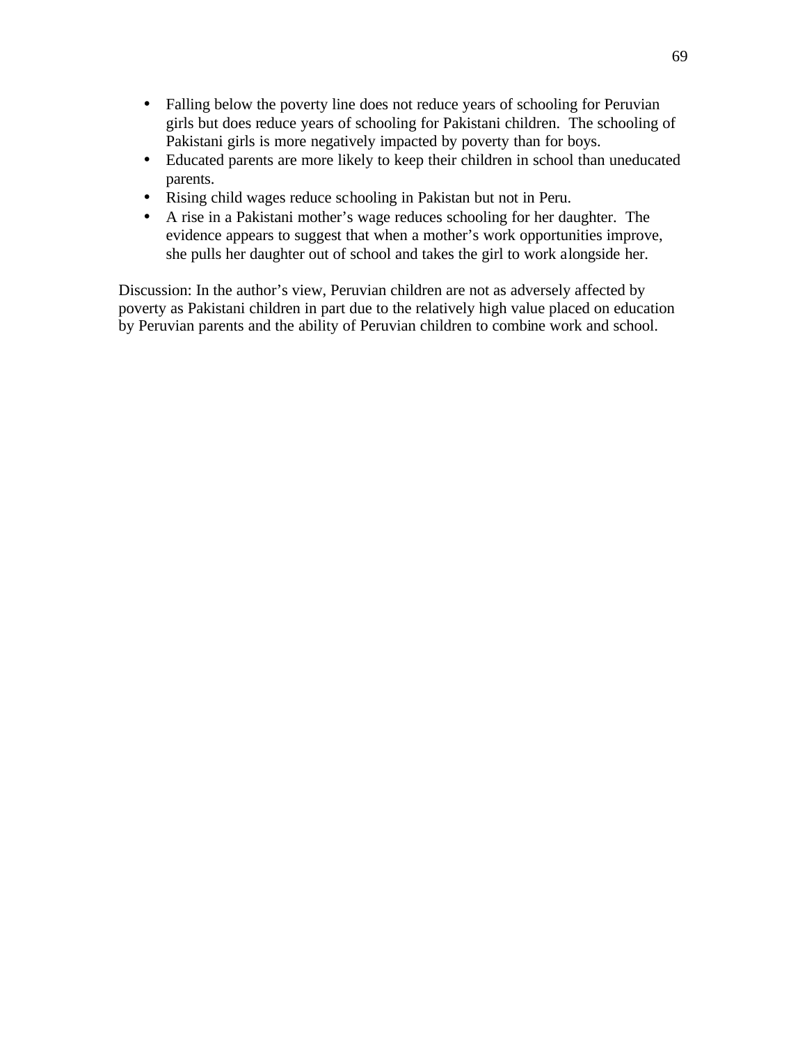- Falling below the poverty line does not reduce years of schooling for Peruvian girls but does reduce years of schooling for Pakistani children. The schooling of Pakistani girls is more negatively impacted by poverty than for boys.
- Educated parents are more likely to keep their children in school than uneducated parents.
- Rising child wages reduce schooling in Pakistan but not in Peru.
- A rise in a Pakistani mother's wage reduces schooling for her daughter. The evidence appears to suggest that when a mother's work opportunities improve, she pulls her daughter out of school and takes the girl to work alongside her.

Discussion: In the author's view, Peruvian children are not as adversely affected by poverty as Pakistani children in part due to the relatively high value placed on education by Peruvian parents and the ability of Peruvian children to combine work and school.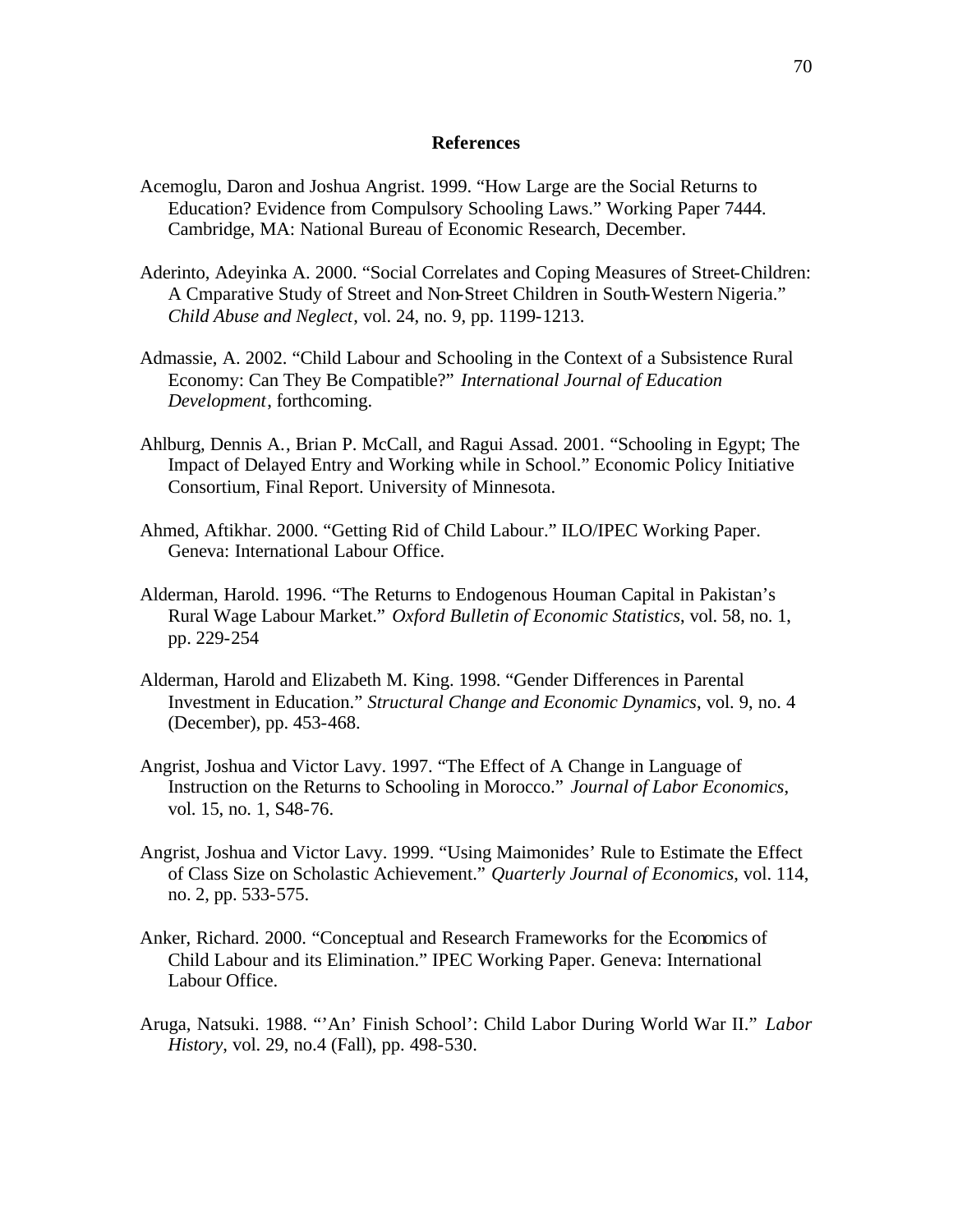## References

Acemoglu, Daron and Joshua Angrist. 1999. "How Large are the Social Returns to Education? Evidence from Compulsory Schooling Laws." Working Paper 7444. Cambridge, MA: National Bureau of Economic Research, December.

Aderinto, Adeyinka A. 2000. "Social Correlates and Coping Measures of Street-Children: A Cmparative Study of Street and Non-Street Children in South-Western Nigeria." *Child Abuse and Neglect*, vol. 24, no. 9, pp. 1199-1213.

Admassie, A. 2002. "Child Labour and Schooling in the Context of a Subsistence Rural Economy: Can They Be Compatible?" *International Journal of Education Development*, forthcoming.

Ahlburg, Dennis A., Brian P. McCall, and Ragui Assad. 2001. "Schooling in Egypt; The Impact of Delayed Entry and Working while in School." Economic Policy Initiative Consortium, Final Report. University of Minnesota.

Ahmed, Aftikhar. 2000. "Getting Rid of Child Labour." ILO/IPEC Working Paper. Geneva: International Labour Office.

Alderman, Harold. 1996. "The Returns to Endogenous Houman Capital in Pakistan's Rural Wage Labour Market." *Oxford Bulletin of Economic Statistics*, vol. 58, no. 1, pp. 229-254

Alderman, Harold and Elizabeth M. King. 1998. "Gender Differences in Parental Investment in Education." *Structural Change and Economic Dynamics*, vol. 9, no. 4 (December), pp. 453-468.

Angrist, Joshua and Victor Lavy. 1997. "The Effect of A Change in Language of Instruction on the Returns to Schooling in Morocco." *Journal of Labor Economics*, vol. 15, no. 1, S48-76.

Angrist, Joshua and Victor Lavy. 1999. "Using Maimonides' Rule to Estimate the Effect of Class Size on Scholastic Achievement." *Quarterly Journal of Economics*, vol. 114, no. 2, pp. 533-575.

Anker, Richard. 2000. "Conceptual and Research Frameworks for the Economics of Child Labour and its Elimination." IPEC Working Paper. Geneva: International Labour Office.

Aruga, Natsuki. 1988. "'An' Finish School': Child Labor During World War II." *Labor History*, vol. 29, no.4 (Fall), pp. 498-530.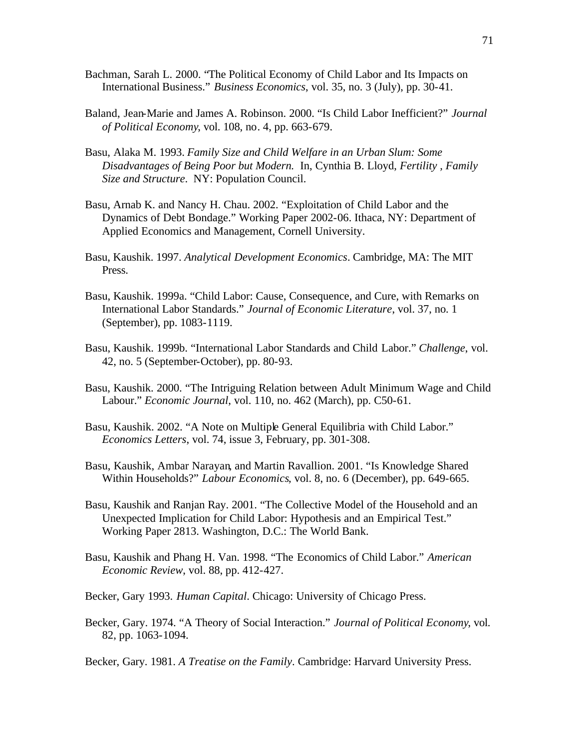Bachman, Sarah L. 2000. "The Political Economy of Child Labor and Its Impacts on International Business." *Business Economics*, vol. 35, no. 3 (July), pp. 30-41.

Baland, Jean-Marie and James A. Robinson. 2000. "Is Child Labor Inefficient?" *Journal of Political Economy*, vol. 108, no. 4, pp. 663-679.

Basu, Alaka M. 1993. *Family Size and Child Welfare in an Urban Slum: Some Disadvantages of Being Poor but Modern.* In, Cynthia B. Lloyd, *Fertility , Family Size and Structure*. NY: Population Council.

Basu, Arnab K. and Nancy H. Chau. 2002. "Exploitation of Child Labor and the Dynamics of Debt Bondage." Working Paper 2002-06. Ithaca, NY: Department of Applied Economics and Management, Cornell University.

Basu, Kaushik. 1997. *Analytical Development Economics*. Cambridge, MA: The MIT Press.

Basu, Kaushik. 1999a. "Child Labor: Cause, Consequence, and Cure, with Remarks on International Labor Standards." *Journal of Economic Literature*, vol. 37, no. 1 (September), pp. 1083-1119.

Basu, Kaushik. 1999b. "International Labor Standards and Child Labor." *Challenge*, vol. 42, no. 5 (September-October), pp. 80-93.

Basu, Kaushik. 2000. "The Intriguing Relation between Adult Minimum Wage and Child Labour." *Economic Journal*, vol. 110, no. 462 (March), pp. C50-61.

Basu, Kaushik. 2002. "A Note on Multiple General Equilibria with Child Labor." *Economics Letters*, vol. 74, issue 3, February, pp. 301-308.

Basu, Kaushik, Ambar Narayan, and Martin Ravallion. 2001. "Is Knowledge Shared Within Households?" *Labour Economics*, vol. 8, no. 6 (December), pp. 649-665.

Basu, Kaushik and Ranjan Ray. 2001. "The Collective Model of the Household and an Unexpected Implication for Child Labor: Hypothesis and an Empirical Test." Working Paper 2813. Washington, D.C.: The World Bank.

Basu, Kaushik and Phang H. Van. 1998. "The Economics of Child Labor." *American Economic Review*, vol. 88, pp. 412-427.

Becker, Gary 1993. *Human Capital*. Chicago: University of Chicago Press.

Becker, Gary. 1974. "A Theory of Social Interaction." *Journal of Political Economy*, vol. 82, pp. 1063-1094.

Becker, Gary. 1981. *A Treatise on the Family*. Cambridge: Harvard University Press.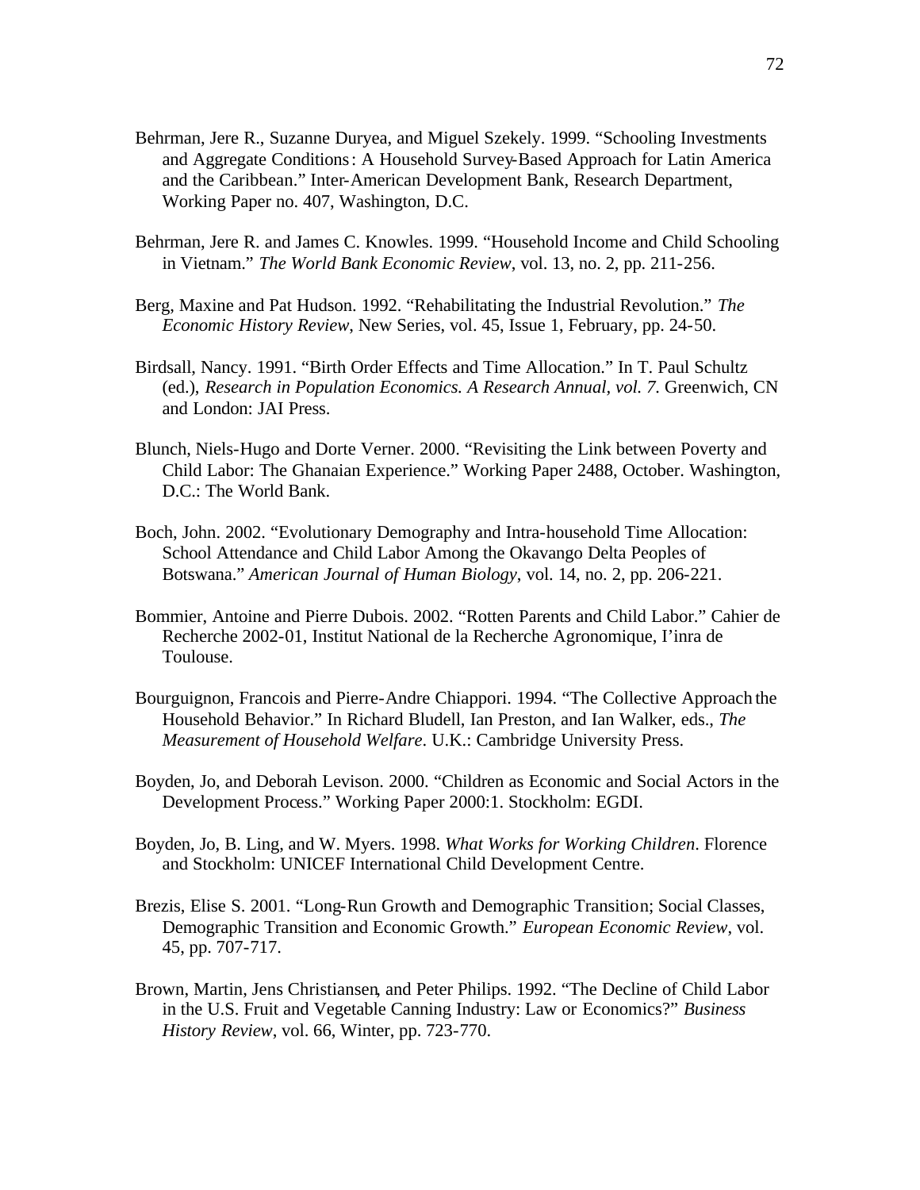Behrman, Jere R., Suzanne Duryea, and Miguel Szekely. 1999. “Schooling Investments and Aggregate Conditions: A Household Survey-Based Approach for Latin America and the Caribbean.” Inter-American Development Bank, Research Department, Working Paper no. 407, Washington, D.C.

Behrman, Jere R. and James C. Knowles. 1999. “Household Income and Child Schooling in Vietnam.” *The World Bank Economic Review*, vol. 13, no. 2, pp. 211-256.

Berg, Maxine and Pat Hudson. 1992. “Rehabilitating the Industrial Revolution.” *The Economic History Review*, New Series, vol. 45, Issue 1, February, pp. 24-50.

Birdsall, Nancy. 1991. “Birth Order Effects and Time Allocation.” In T. Paul Schultz (ed.), *Research in Population Economics. A Research Annual, vol. 7*. Greenwich, CN and London: JAI Press.

Blunch, Niels-Hugo and Dorte Verner. 2000. “Revisiting the Link between Poverty and Child Labor: The Ghanaian Experience.” Working Paper 2488, October. Washington, D.C.: The World Bank.

Boch, John. 2002. “Evolutionary Demography and Intra-household Time Allocation: School Attendance and Child Labor Among the Okavango Delta Peoples of Botswana.” *American Journal of Human Biology*, vol. 14, no. 2, pp. 206-221.

Bommier, Antoine and Pierre Dubois. 2002. “Rotten Parents and Child Labor.” Cahier de Recherche 2002-01, Institut National de la Recherche Agronomique, I’inra de Toulouse.

Bourguignon, Francois and Pierre-Andre Chiappori. 1994. “The Collective Approach the Household Behavior.” In Richard Bludell, Ian Preston, and Ian Walker, eds., *The Measurement of Household Welfare*. U.K.: Cambridge University Press.

Boyden, Jo, and Deborah Levison. 2000. “Children as Economic and Social Actors in the Development Process.” Working Paper 2000:1. Stockholm: EGDI.

Boyden, Jo, B. Ling, and W. Myers. 1998. *What Works for Working Children*. Florence and Stockholm: UNICEF International Child Development Centre.

Brezis, Elise S. 2001. “Long-Run Growth and Demographic Transition; Social Classes, Demographic Transition and Economic Growth.” *European Economic Review*, vol. 45, pp. 707-717.

Brown, Martin, Jens Christiansen, and Peter Philips. 1992. “The Decline of Child Labor in the U.S. Fruit and Vegetable Canning Industry: Law or Economics?” *Business History Review*, vol. 66, Winter, pp. 723-770.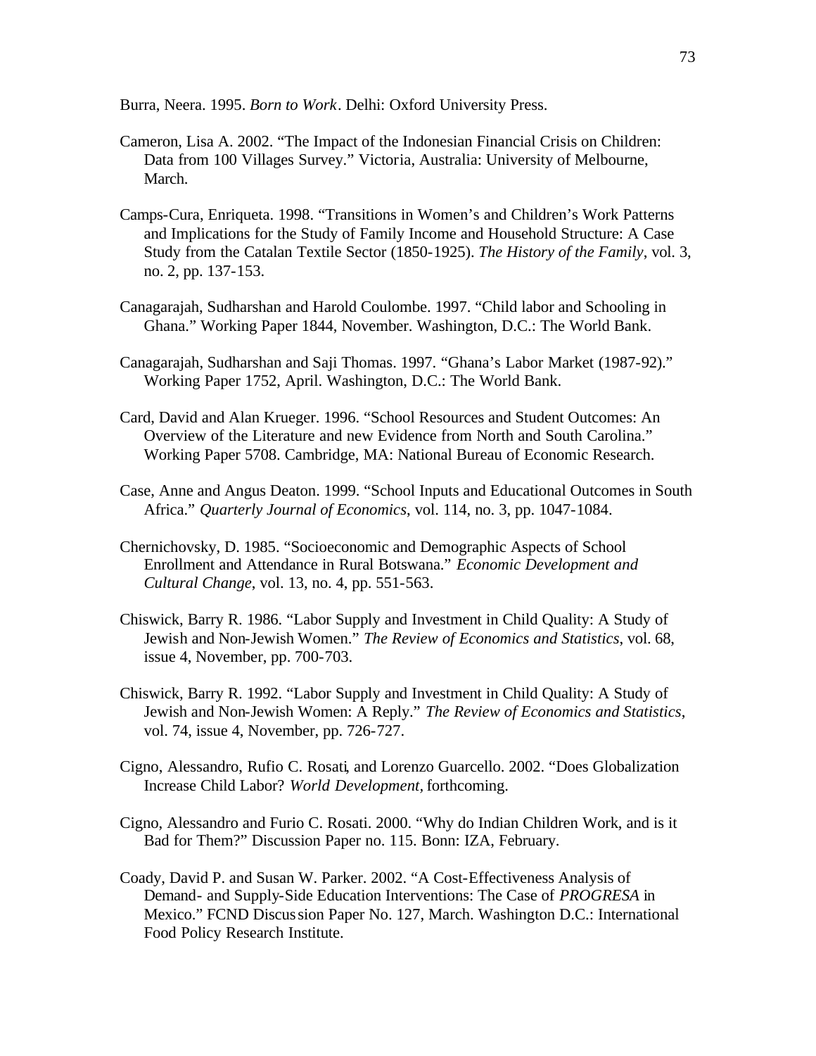Burra, Neera. 1995. *Born to Work*. Delhi: Oxford University Press.

Cameron, Lisa A. 2002. "The Impact of the Indonesian Financial Crisis on Children: Data from 100 Villages Survey." Victoria, Australia: University of Melbourne, March.

Camps-Cura, Enriqueta. 1998. "Transitions in Women's and Children's Work Patterns and Implications for the Study of Family Income and Household Structure: A Case Study from the Catalan Textile Sector (1850-1925). *The History of the Family*, vol. 3, no. 2, pp. 137-153.

Canagarajah, Sudharshan and Harold Coulombe. 1997. "Child labor and Schooling in Ghana." Working Paper 1844, November. Washington, D.C.: The World Bank.

Canagarajah, Sudharshan and Saji Thomas. 1997. "Ghana's Labor Market (1987-92)." Working Paper 1752, April. Washington, D.C.: The World Bank.

Card, David and Alan Krueger. 1996. "School Resources and Student Outcomes: An Overview of the Literature and new Evidence from North and South Carolina." Working Paper 5708. Cambridge, MA: National Bureau of Economic Research.

Case, Anne and Angus Deaton. 1999. "School Inputs and Educational Outcomes in South Africa." *Quarterly Journal of Economics*, vol. 114, no. 3, pp. 1047-1084.

Chernichovsky, D. 1985. "Socioeconomic and Demographic Aspects of School Enrollment and Attendance in Rural Botswana." *Economic Development and Cultural Change*, vol. 13, no. 4, pp. 551-563.

Chiswick, Barry R. 1986. "Labor Supply and Investment in Child Quality: A Study of Jewish and Non-Jewish Women." *The Review of Economics and Statistics*, vol. 68, issue 4, November, pp. 700-703.

Chiswick, Barry R. 1992. "Labor Supply and Investment in Child Quality: A Study of Jewish and Non-Jewish Women: A Reply." *The Review of Economics and Statistics*, vol. 74, issue 4, November, pp. 726-727.

Cigno, Alessandro, Rufio C. Rosati, and Lorenzo Guarcello. 2002. "Does Globalization Increase Child Labor? *World Development*, forthcoming.

Cigno, Alessandro and Furio C. Rosati. 2000. "Why do Indian Children Work, and is it Bad for Them?" Discussion Paper no. 115. Bonn: IZA, February.

Coady, David P. and Susan W. Parker. 2002. "A Cost-Effectiveness Analysis of Demand- and Supply-Side Education Interventions: The Case of *PROGRESA* in Mexico." FCND Discussion Paper No. 127, March. Washington D.C.: International Food Policy Research Institute.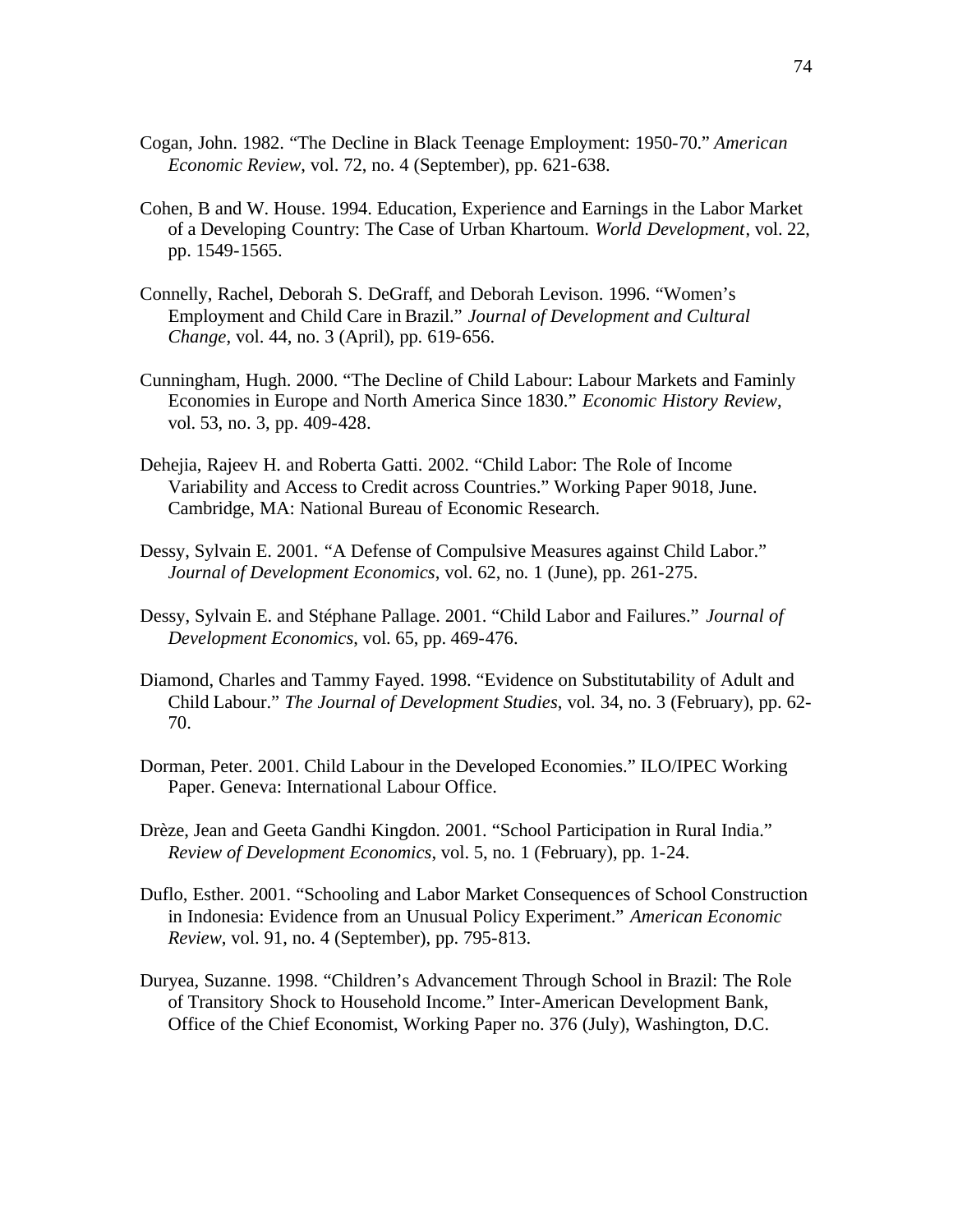Cogan, John. 1982. "The Decline in Black Teenage Employment: 1950-70." *American Economic Review*, vol. 72, no. 4 (September), pp. 621-638.

Cohen, B and W. House. 1994. Education, Experience and Earnings in the Labor Market of a Developing Country: The Case of Urban Khartoum. *World Development*, vol. 22, pp. 1549-1565.

Connelly, Rachel, Deborah S. DeGraff, and Deborah Levison. 1996. "Women's Employment and Child Care in Brazil." *Journal of Development and Cultural Change*, vol. 44, no. 3 (April), pp. 619-656.

Cunningham, Hugh. 2000. "The Decline of Child Labour: Labour Markets and Faminly Economies in Europe and North America Since 1830." *Economic History Review*, vol. 53, no. 3, pp. 409-428.

Dehejia, Rajeev H. and Roberta Gatti. 2002. "Child Labor: The Role of Income Variability and Access to Credit across Countries." Working Paper 9018, June. Cambridge, MA: National Bureau of Economic Research.

Dessy, Sylvain E. 2001. "A Defense of Compulsive Measures against Child Labor." *Journal of Development Economics*, vol. 62, no. 1 (June), pp. 261-275.

Dessy, Sylvain E. and Stéphane Pallage. 2001. "Child Labor and Failures." *Journal of Development Economics*, vol. 65, pp. 469-476.

Diamond, Charles and Tammy Fayed. 1998. "Evidence on Substitutability of Adult and Child Labour." *The Journal of Development Studies*, vol. 34, no. 3 (February), pp. 62-70.

Dorman, Peter. 2001. Child Labour in the Developed Economies." ILO/IPEC Working Paper. Geneva: International Labour Office.

Drèze, Jean and Geeta Gandhi Kingdon. 2001. "School Participation in Rural India." *Review of Development Economics*, vol. 5, no. 1 (February), pp. 1-24.

Duflo, Esther. 2001. "Schooling and Labor Market Consequences of School Construction in Indonesia: Evidence from an Unusual Policy Experiment." *American Economic Review*, vol. 91, no. 4 (September), pp. 795-813.

Duryea, Suzanne. 1998. "Children's Advancement Through School in Brazil: The Role of Transitory Shock to Household Income." Inter-American Development Bank, Office of the Chief Economist, Working Paper no. 376 (July), Washington, D.C.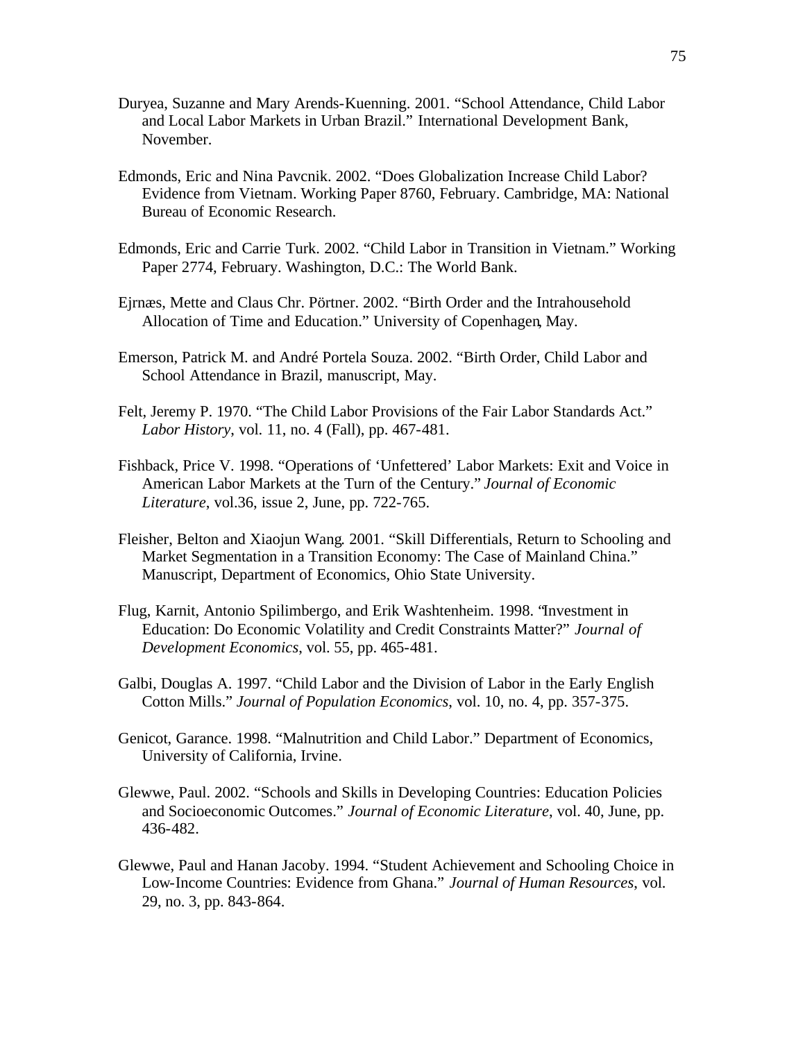Duryea, Suzanne and Mary Arends-Kuenning. 2001. "School Attendance, Child Labor and Local Labor Markets in Urban Brazil." International Development Bank, November.

Edmonds, Eric and Nina Pavcnik. 2002. "Does Globalization Increase Child Labor? Evidence from Vietnam. Working Paper 8760, February. Cambridge, MA: National Bureau of Economic Research.

Edmonds, Eric and Carrie Turk. 2002. "Child Labor in Transition in Vietnam." Working Paper 2774, February. Washington, D.C.: The World Bank.

Ejrnæs, Mette and Claus Chr. Pörtner. 2002. "Birth Order and the Intrahousehold Allocation of Time and Education." University of Copenhagen, May.

Emerson, Patrick M. and André Portela Souza. 2002. "Birth Order, Child Labor and School Attendance in Brazil, manuscript, May.

Felt, Jeremy P. 1970. "The Child Labor Provisions of the Fair Labor Standards Act." *Labor History*, vol. 11, no. 4 (Fall), pp. 467-481.

Fishback, Price V. 1998. "Operations of 'Unfettered' Labor Markets: Exit and Voice in American Labor Markets at the Turn of the Century." *Journal of Economic Literature*, vol.36, issue 2, June, pp. 722-765.

Fleisher, Belton and Xiaojun Wang. 2001. "Skill Differentials, Return to Schooling and Market Segmentation in a Transition Economy: The Case of Mainland China." Manuscript, Department of Economics, Ohio State University.

Flug, Karnit, Antonio Spilimbergo, and Erik Washtenheim. 1998. "Investment in Education: Do Economic Volatility and Credit Constraints Matter?" *Journal of Development Economics*, vol. 55, pp. 465-481.

Galbi, Douglas A. 1997. "Child Labor and the Division of Labor in the Early English Cotton Mills." *Journal of Population Economics*, vol. 10, no. 4, pp. 357-375.

Genicot, Garance. 1998. "Malnutrition and Child Labor." Department of Economics, University of California, Irvine.

Glewwe, Paul. 2002. "Schools and Skills in Developing Countries: Education Policies and Socioeconomic Outcomes." *Journal of Economic Literature*, vol. 40, June, pp. 436-482.

Glewwe, Paul and Hanan Jacoby. 1994. "Student Achievement and Schooling Choice in Low-Income Countries: Evidence from Ghana." *Journal of Human Resources*, vol. 29, no. 3, pp. 843-864.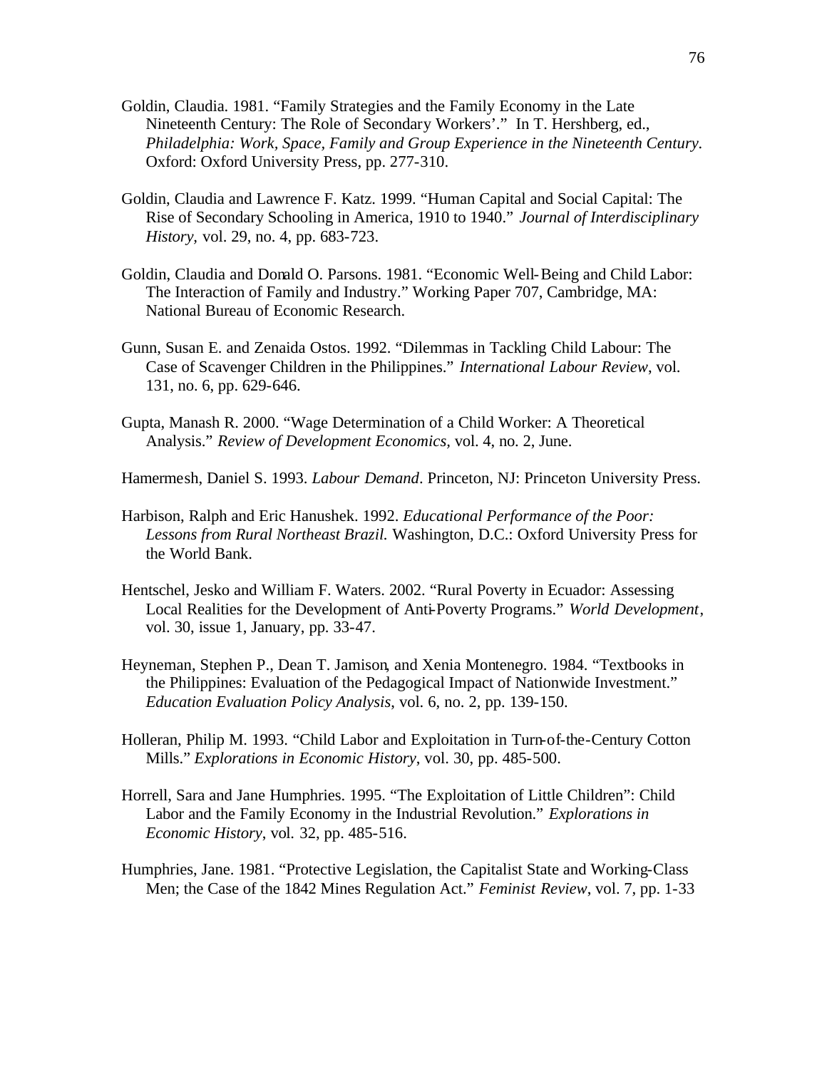Goldin, Claudia. 1981. "Family Strategies and the Family Economy in the Late Nineteenth Century: The Role of Secondary Workers'." In T. Hershberg, ed., *Philadelphia: Work, Space, Family and Group Experience in the Nineteenth Century.* Oxford: Oxford University Press, pp. 277-310.

Goldin, Claudia and Lawrence F. Katz. 1999. "Human Capital and Social Capital: The Rise of Secondary Schooling in America, 1910 to 1940." *Journal of Interdisciplinary History,* vol. 29, no. 4, pp. 683-723.

Goldin, Claudia and Donald O. Parsons. 1981. "Economic Well-Being and Child Labor: The Interaction of Family and Industry." Working Paper 707, Cambridge, MA: National Bureau of Economic Research.

Gunn, Susan E. and Zenaida Ostos. 1992. "Dilemmas in Tackling Child Labour: The Case of Scavenger Children in the Philippines." *International Labour Review*, vol. 131, no. 6, pp. 629-646.

Gupta, Manash R. 2000. "Wage Determination of a Child Worker: A Theoretical Analysis." *Review of Development Economics,* vol. 4, no. 2, June.

Hamermesh, Daniel S. 1993. *Labour Demand*. Princeton, NJ: Princeton University Press.

Harbison, Ralph and Eric Hanushek. 1992. *Educational Performance of the Poor: Lessons from Rural Northeast Brazil.* Washington, D.C.: Oxford University Press for the World Bank.

Hentschel, Jesko and William F. Waters. 2002. "Rural Poverty in Ecuador: Assessing Local Realities for the Development of Anti-Poverty Programs." *World Development*, vol. 30, issue 1, January, pp. 33-47.

Heyneman, Stephen P., Dean T. Jamison, and Xenia Montenegro. 1984. "Textbooks in the Philippines: Evaluation of the Pedagogical Impact of Nationwide Investment." *Education Evaluation Policy Analysis*, vol. 6, no. 2, pp. 139-150.

Holleran, Philip M. 1993. "Child Labor and Exploitation in Turn-of-the-Century Cotton Mills." *Explorations in Economic History*, vol. 30, pp. 485-500.

Horrell, Sara and Jane Humphries. 1995. "The Exploitation of Little Children": Child Labor and the Family Economy in the Industrial Revolution." *Explorations in Economic History*, vol. 32, pp. 485-516.

Humphries, Jane. 1981. "Protective Legislation, the Capitalist State and Working-Class Men; the Case of the 1842 Mines Regulation Act." *Feminist Review*, vol. 7, pp. 1-33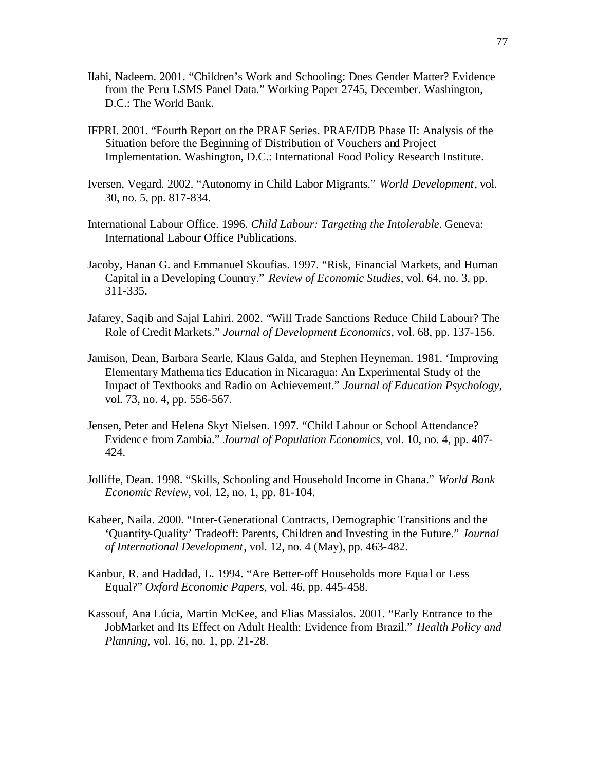Ilahi, Nadeem. 2001. "Children's Work and Schooling: Does Gender Matter? Evidence from the Peru LSMS Panel Data." Working Paper 2745, December. Washington, D.C.: The World Bank.

IFPRI. 2001. "Fourth Report on the PRAF Series. PRAF/IDB Phase II: Analysis of the Situation before the Beginning of Distribution of Vouchers and Project Implementation. Washington, D.C.: International Food Policy Research Institute.

Iversen, Vegard. 2002. "Autonomy in Child Labor Migrants." *World Development*, vol. 30, no. 5, pp. 817-834.

International Labour Office. 1996. *Child Labour: Targeting the Intolerable*. Geneva: International Labour Office Publications.

Jacoby, Hanan G. and Emmanuel Skoufias. 1997. "Risk, Financial Markets, and Human Capital in a Developing Country." *Review of Economic Studies*, vol. 64, no. 3, pp. 311-335.

Jafarey, Saqib and Sajal Lahiri. 2002. "Will Trade Sanctions Reduce Child Labour? The Role of Credit Markets." *Journal of Development Economics*, vol. 68, pp. 137-156.

Jamison, Dean, Barbara Searle, Klaus Galda, and Stephen Heyneman. 1981. 'Improving Elementary Mathematics Education in Nicaragua: An Experimental Study of the Impact of Textbooks and Radio on Achievement." *Journal of Education Psychology*, vol. 73, no. 4, pp. 556-567.

Jensen, Peter and Helena Skyt Nielsen. 1997. "Child Labour or School Attendance? Evidence from Zambia." *Journal of Population Economics*, vol. 10, no. 4, pp. 407-424.

Jolliffe, Dean. 1998. "Skills, Schooling and Household Income in Ghana." *World Bank Economic Review*, vol. 12, no. 1, pp. 81-104.

Kabeer, Naila. 2000. "Inter-Generational Contracts, Demographic Transitions and the 'Quantity-Quality' Tradeoff: Parents, Children and Investing in the Future." *Journal of International Development*, vol. 12, no. 4 (May), pp. 463-482.

Kanbur, R. and Haddad, L. 1994. "Are Better-off Households more Equal or Less Equal?" *Oxford Economic Papers*, vol. 46, pp. 445-458.

Kassouf, Ana Lúcia, Martin McKee, and Elias Massialos. 2001. "Early Entrance to the JobMarket and Its Effect on Adult Health: Evidence from Brazil." *Health Policy and Planning*, vol. 16, no. 1, pp. 21-28.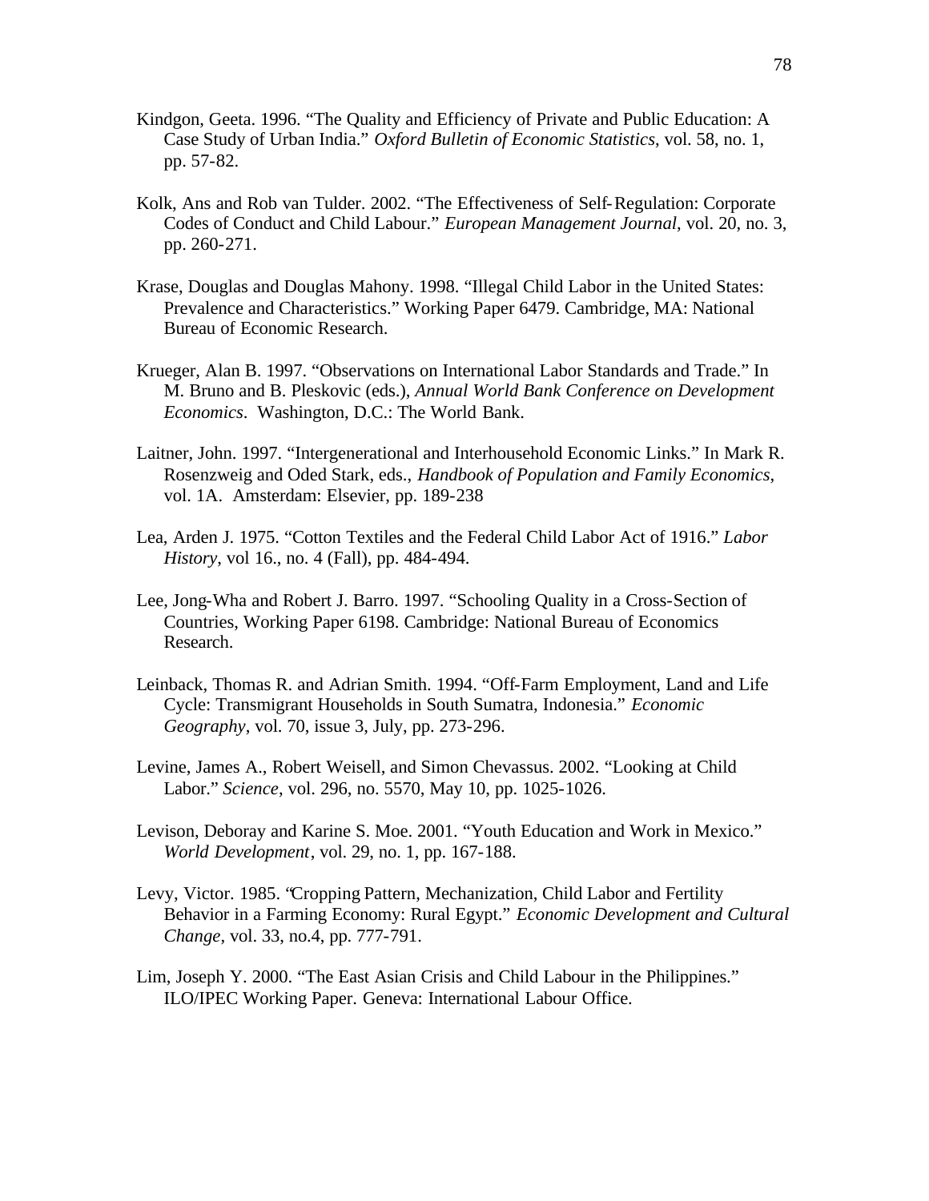Kindgon, Geeta. 1996. “The Quality and Efficiency of Private and Public Education: A Case Study of Urban India.” *Oxford Bulletin of Economic Statistics*, vol. 58, no. 1, pp. 57-82.

Kolk, Ans and Rob van Tulder. 2002. “The Effectiveness of Self-Regulation: Corporate Codes of Conduct and Child Labour.” *European Management Journal*, vol. 20, no. 3, pp. 260-271.

Krase, Douglas and Douglas Mahony. 1998. “Illegal Child Labor in the United States: Prevalence and Characteristics.” Working Paper 6479. Cambridge, MA: National Bureau of Economic Research.

Krueger, Alan B. 1997. “Observations on International Labor Standards and Trade.” In M. Bruno and B. Pleskovic (eds.), *Annual World Bank Conference on Development Economics*. Washington, D.C.: The World Bank.

Laitner, John. 1997. “Intergenerational and Interhousehold Economic Links.” In Mark R. Rosenzweig and Oded Stark, eds., *Handbook of Population and Family Economics*, vol. 1A. Amsterdam: Elsevier, pp. 189-238

Lea, Arden J. 1975. “Cotton Textiles and the Federal Child Labor Act of 1916.” *Labor History*, vol 16., no. 4 (Fall), pp. 484-494.

Lee, Jong-Wha and Robert J. Barro. 1997. “Schooling Quality in a Cross-Section of Countries, Working Paper 6198. Cambridge: National Bureau of Economics Research.

Leinback, Thomas R. and Adrian Smith. 1994. “Off-Farm Employment, Land and Life Cycle: Transmigrant Households in South Sumatra, Indonesia.” *Economic Geography*, vol. 70, issue 3, July, pp. 273-296.

Levine, James A., Robert Weisell, and Simon Chevassus. 2002. “Looking at Child Labor.” *Science*, vol. 296, no. 5570, May 10, pp. 1025-1026.

Levison, Deboray and Karine S. Moe. 2001. “Youth Education and Work in Mexico.” *World Development*, vol. 29, no. 1, pp. 167-188.

Levy, Victor. 1985. “Cropping Pattern, Mechanization, Child Labor and Fertility Behavior in a Farming Economy: Rural Egypt.” *Economic Development and Cultural Change*, vol. 33, no.4, pp. 777-791.

Lim, Joseph Y. 2000. “The East Asian Crisis and Child Labour in the Philippines.” ILO/IPEC Working Paper. Geneva: International Labour Office.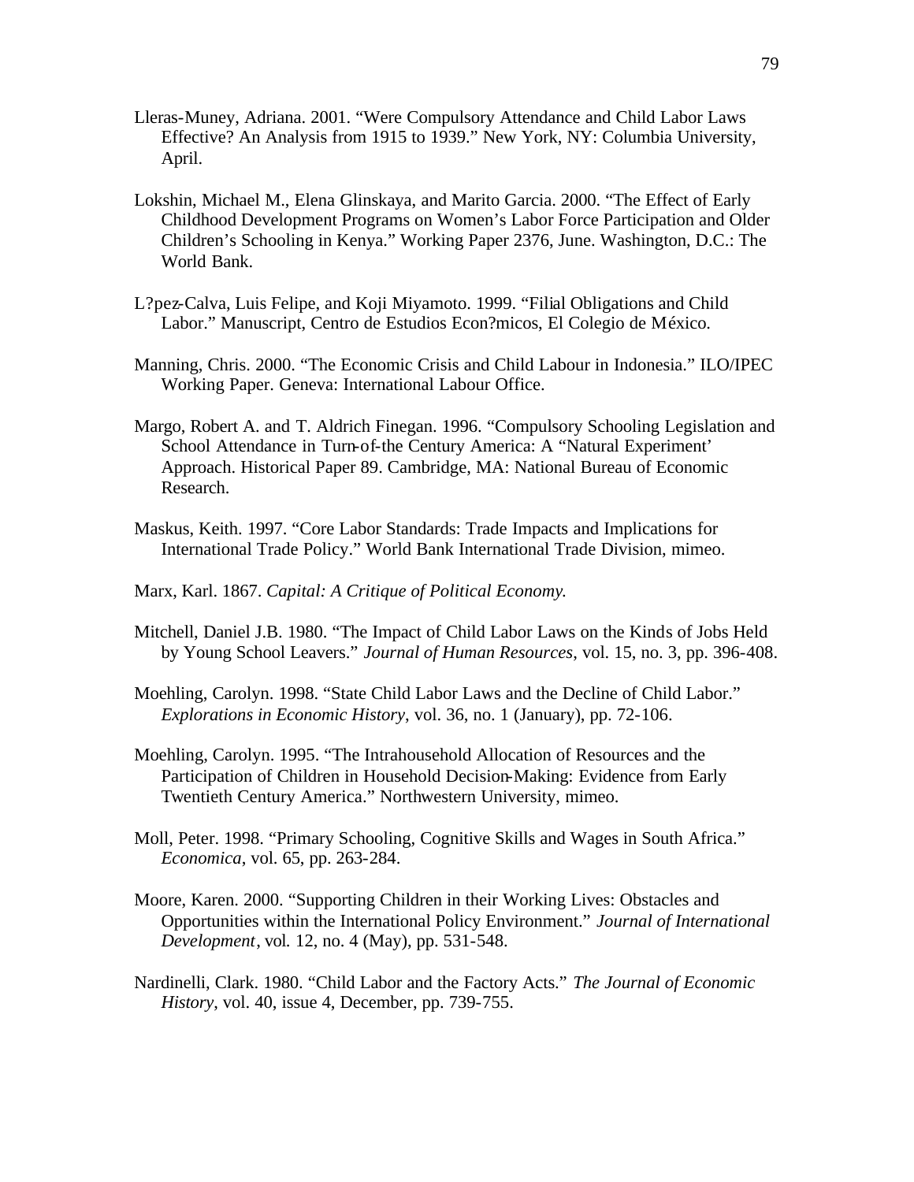Lleras-Muney, Adriana. 2001. "Were Compulsory Attendance and Child Labor Laws Effective? An Analysis from 1915 to 1939." New York, NY: Columbia University, April.

Lokshin, Michael M., Elena Glinskaya, and Marito Garcia. 2000. "The Effect of Early Childhood Development Programs on Women's Labor Force Participation and Older Children's Schooling in Kenya." Working Paper 2376, June. Washington, D.C.: The World Bank.

L?pez-Calva, Luis Felipe, and Koji Miyamoto. 1999. "Filial Obligations and Child Labor." Manuscript, Centro de Estudios Econ?micos, El Colegio de México.

Manning, Chris. 2000. "The Economic Crisis and Child Labour in Indonesia." ILO/IPEC Working Paper. Geneva: International Labour Office.

Margo, Robert A. and T. Aldrich Finegan. 1996. "Compulsory Schooling Legislation and School Attendance in Turn-of-the Century America: A "Natural Experiment' Approach. Historical Paper 89. Cambridge, MA: National Bureau of Economic Research.

Maskus, Keith. 1997. "Core Labor Standards: Trade Impacts and Implications for International Trade Policy." World Bank International Trade Division, mimeo.

Marx, Karl. 1867. *Capital: A Critique of Political Economy.*

Mitchell, Daniel J.B. 1980. "The Impact of Child Labor Laws on the Kinds of Jobs Held by Young School Leavers." *Journal of Human Resources*, vol. 15, no. 3, pp. 396-408.

Moehling, Carolyn. 1998. "State Child Labor Laws and the Decline of Child Labor." *Explorations in Economic History*, vol. 36, no. 1 (January), pp. 72-106.

Moehling, Carolyn. 1995. "The Intrahousehold Allocation of Resources and the Participation of Children in Household Decision-Making: Evidence from Early Twentieth Century America." Northwestern University, mimeo.

Moll, Peter. 1998. "Primary Schooling, Cognitive Skills and Wages in South Africa." *Economica*, vol. 65, pp. 263-284.

Moore, Karen. 2000. "Supporting Children in their Working Lives: Obstacles and Opportunities within the International Policy Environment." *Journal of International Development*, vol. 12, no. 4 (May), pp. 531-548.

Nardinelli, Clark. 1980. "Child Labor and the Factory Acts." *The Journal of Economic History*, vol. 40, issue 4, December, pp. 739-755.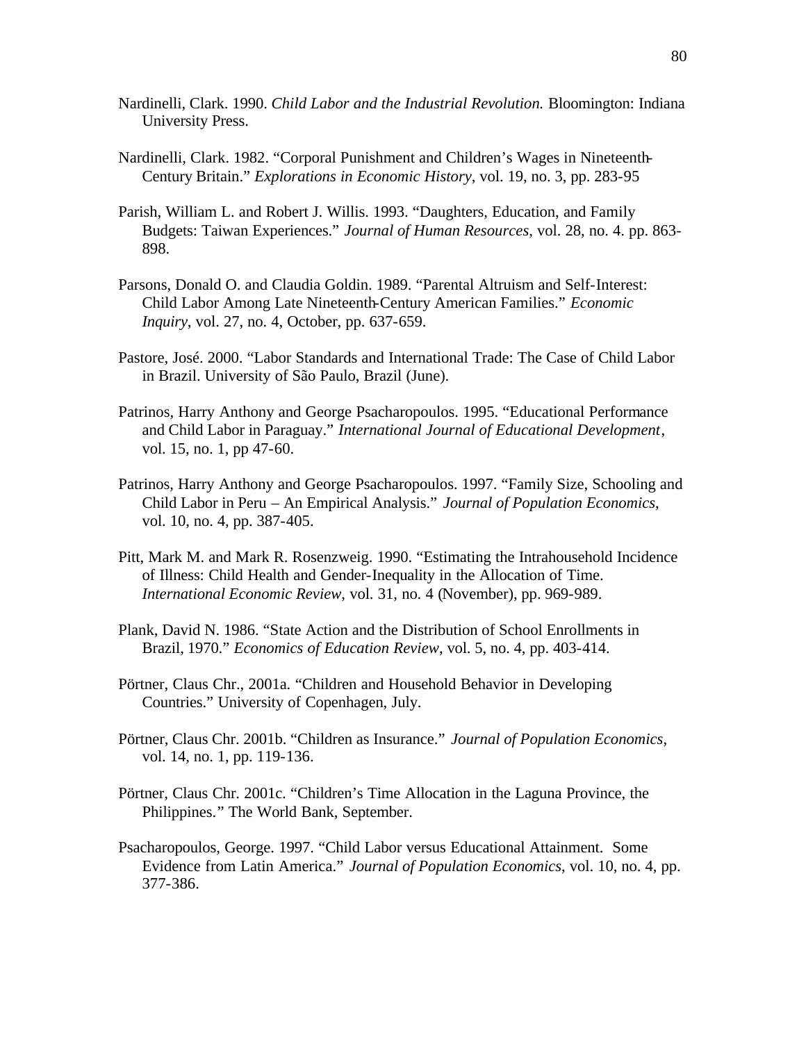Nardinelli, Clark. 1990. *Child Labor and the Industrial Revolution.* Bloomington: Indiana University Press.

Nardinelli, Clark. 1982. "Corporal Punishment and Children's Wages in Nineteenth-Century Britain." *Explorations in Economic History*, vol. 19, no. 3, pp. 283-95

Parish, William L. and Robert J. Willis. 1993. "Daughters, Education, and Family Budgets: Taiwan Experiences." *Journal of Human Resources*, vol. 28, no. 4. pp. 863-898.

Parsons, Donald O. and Claudia Goldin. 1989. "Parental Altruism and Self-Interest: Child Labor Among Late Nineteenth-Century American Families." *Economic Inquiry*, vol. 27, no. 4, October, pp. 637-659.

Pastore, José. 2000. "Labor Standards and International Trade: The Case of Child Labor in Brazil. University of São Paulo, Brazil (June).

Patrinos, Harry Anthony and George Psacharopoulos. 1995. "Educational Performance and Child Labor in Paraguay." *International Journal of Educational Development*, vol. 15, no. 1, pp 47-60.

Patrinos, Harry Anthony and George Psacharopoulos. 1997. "Family Size, Schooling and Child Labor in Peru – An Empirical Analysis." *Journal of Population Economics*, vol. 10, no. 4, pp. 387-405.

Pitt, Mark M. and Mark R. Rosenzweig. 1990. "Estimating the Intrahousehold Incidence of Illness: Child Health and Gender-Inequality in the Allocation of Time. *International Economic Review*, vol. 31, no. 4 (November), pp. 969-989.

Plank, David N. 1986. "State Action and the Distribution of School Enrollments in Brazil, 1970." *Economics of Education Review*, vol. 5, no. 4, pp. 403-414.

Pörtner, Claus Chr., 2001a. "Children and Household Behavior in Developing Countries." University of Copenhagen, July.

Pörtner, Claus Chr. 2001b. "Children as Insurance." *Journal of Population Economics*, vol. 14, no. 1, pp. 119-136.

Pörtner, Claus Chr. 2001c. "Children's Time Allocation in the Laguna Province, the Philippines." The World Bank, September.

Psacharopoulos, George. 1997. "Child Labor versus Educational Attainment. Some Evidence from Latin America." *Journal of Population Economics*, vol. 10, no. 4, pp. 377-386.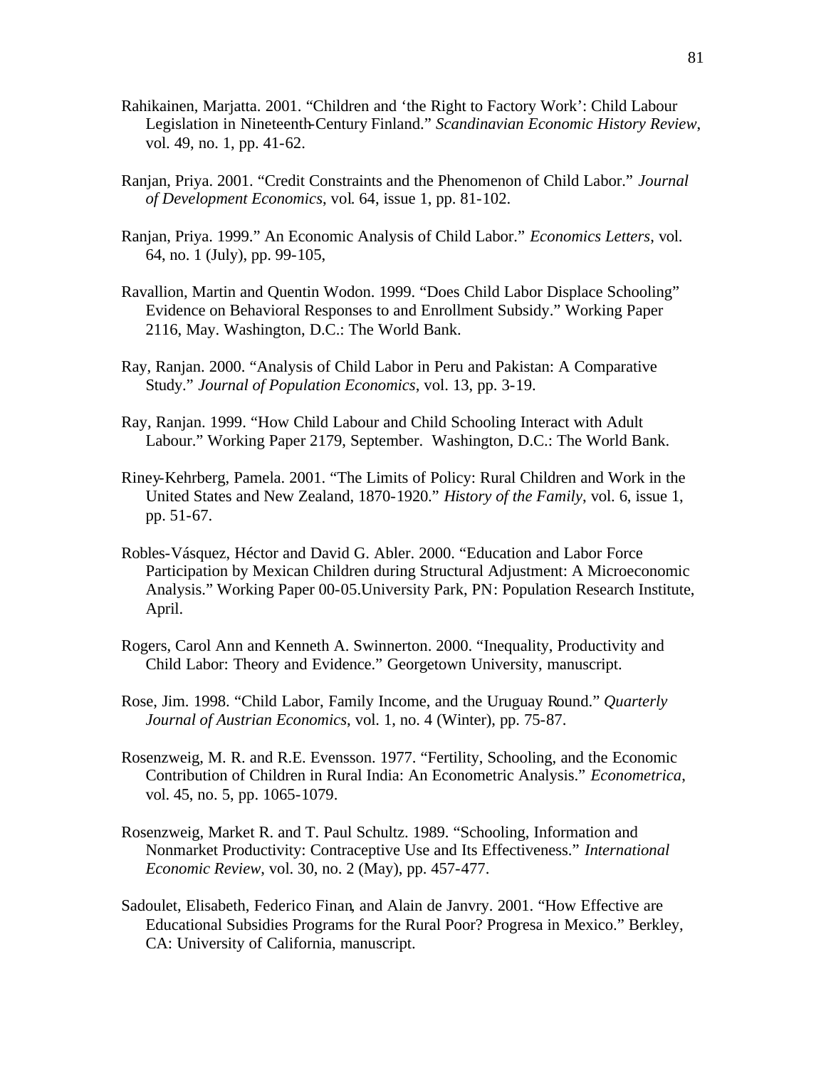Rahikainen, Marjatta. 2001. “Children and ‘the Right to Factory Work’: Child Labour Legislation in Nineteenth-Century Finland.” *Scandinavian Economic History Review*, vol. 49, no. 1, pp. 41-62.

Ranjan, Priya. 2001. “Credit Constraints and the Phenomenon of Child Labor.” *Journal of Development Economics*, vol. 64, issue 1, pp. 81-102.

Ranjan, Priya. 1999.” An Economic Analysis of Child Labor.” *Economics Letters*, vol. 64, no. 1 (July), pp. 99-105,

Ravallion, Martin and Quentin Wodon. 1999. “Does Child Labor Displace Schooling” Evidence on Behavioral Responses to and Enrollment Subsidy.” Working Paper 2116, May. Washington, D.C.: The World Bank.

Ray, Ranjan. 2000. “Analysis of Child Labor in Peru and Pakistan: A Comparative Study.” *Journal of Population Economics*, vol. 13, pp. 3-19.

Ray, Ranjan. 1999. “How Child Labour and Child Schooling Interact with Adult Labour.” Working Paper 2179, September. Washington, D.C.: The World Bank.

Riney-Kehrberg, Pamela. 2001. “The Limits of Policy: Rural Children and Work in the United States and New Zealand, 1870-1920.” *History of the Family*, vol. 6, issue 1, pp. 51-67.

Robles-Vásquez, Héctor and David G. Abler. 2000. “Education and Labor Force Participation by Mexican Children during Structural Adjustment: A Microeconomic Analysis.” Working Paper 00-05.University Park, PN: Population Research Institute, April.

Rogers, Carol Ann and Kenneth A. Swinnerton. 2000. “Inequality, Productivity and Child Labor: Theory and Evidence.” Georgetown University, manuscript.

Rose, Jim. 1998. “Child Labor, Family Income, and the Uruguay Round.” *Quarterly Journal of Austrian Economics*, vol. 1, no. 4 (Winter), pp. 75-87.

Rosenzweig, M. R. and R.E. Evensson. 1977. “Fertility, Schooling, and the Economic Contribution of Children in Rural India: An Econometric Analysis.” *Econometrica*, vol. 45, no. 5, pp. 1065-1079.

Rosenzweig, Market R. and T. Paul Schultz. 1989. “Schooling, Information and Nonmarket Productivity: Contraceptive Use and Its Effectiveness.” *International Economic Review*, vol. 30, no. 2 (May), pp. 457-477.

Sadoulet, Elisabeth, Federico Finan, and Alain de Janvry. 2001. “How Effective are Educational Subsidies Programs for the Rural Poor? Progresa in Mexico.” Berkley, CA: University of California, manuscript.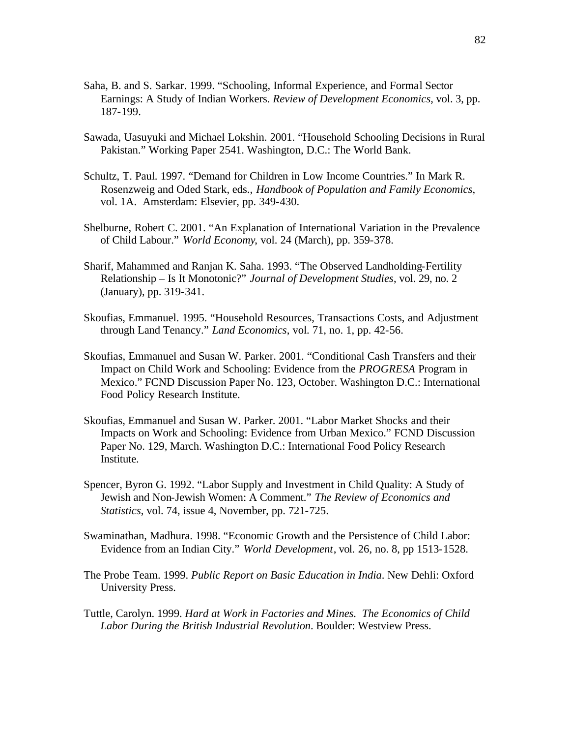Saha, B. and S. Sarkar. 1999. "Schooling, Informal Experience, and Formal Sector Earnings: A Study of Indian Workers. *Review of Development Economics*, vol. 3, pp. 187-199.

Sawada, Uasuyuki and Michael Lokshin. 2001. "Household Schooling Decisions in Rural Pakistan." Working Paper 2541. Washington, D.C.: The World Bank.

Schultz, T. Paul. 1997. "Demand for Children in Low Income Countries." In Mark R. Rosenzweig and Oded Stark, eds., *Handbook of Population and Family Economics*, vol. 1A. Amsterdam: Elsevier, pp. 349-430.

Shelburne, Robert C. 2001. "An Explanation of International Variation in the Prevalence of Child Labour." *World Economy*, vol. 24 (March), pp. 359-378.

Sharif, Mahammed and Ranjan K. Saha. 1993. "The Observed Landholding-Fertility Relationship – Is It Monotonic?" *Journal of Development Studies*, vol. 29, no. 2 (January), pp. 319-341.

Skoufias, Emmanuel. 1995. "Household Resources, Transactions Costs, and Adjustment through Land Tenancy." *Land Economics*, vol. 71, no. 1, pp. 42-56.

Skoufias, Emmanuel and Susan W. Parker. 2001. "Conditional Cash Transfers and their Impact on Child Work and Schooling: Evidence from the *PROGRESA* Program in Mexico." FCND Discussion Paper No. 123, October. Washington D.C.: International Food Policy Research Institute.

Skoufias, Emmanuel and Susan W. Parker. 2001. "Labor Market Shocks and their Impacts on Work and Schooling: Evidence from Urban Mexico." FCND Discussion Paper No. 129, March. Washington D.C.: International Food Policy Research Institute.

Spencer, Byron G. 1992. "Labor Supply and Investment in Child Quality: A Study of Jewish and Non-Jewish Women: A Comment." *The Review of Economics and Statistics*, vol. 74, issue 4, November, pp. 721-725.

Swaminathan, Madhura. 1998. "Economic Growth and the Persistence of Child Labor: Evidence from an Indian City." *World Development*, vol. 26, no. 8, pp 1513-1528.

The Probe Team. 1999. *Public Report on Basic Education in India*. New Dehli: Oxford University Press.

Tuttle, Carolyn. 1999. *Hard at Work in Factories and Mines. The Economics of Child Labor During the British Industrial Revolution*. Boulder: Westview Press.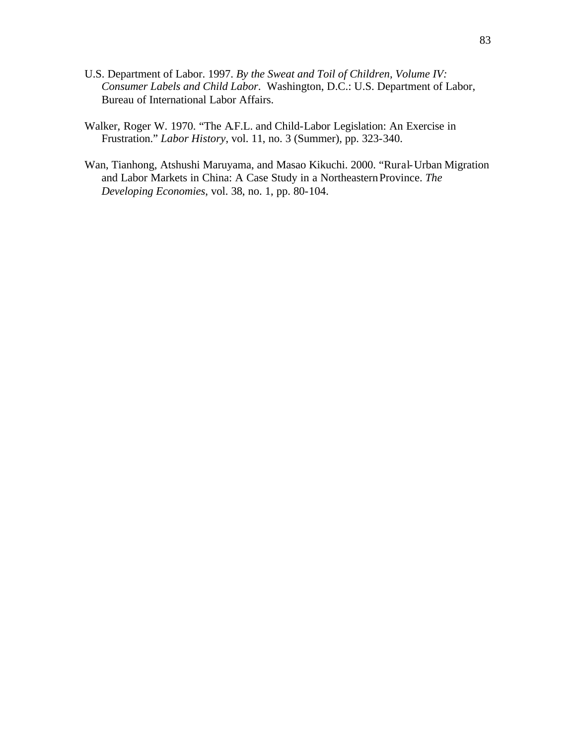U.S. Department of Labor. 1997. *By the Sweat and Toil of Children, Volume IV: Consumer Labels and Child Labor*. Washington, D.C.: U.S. Department of Labor, Bureau of International Labor Affairs.

Walker, Roger W. 1970. "The A.F.L. and Child-Labor Legislation: An Exercise in Frustration." *Labor History*, vol. 11, no. 3 (Summer), pp. 323-340.

Wan, Tianhong, Atshushi Maruyama, and Masao Kikuchi. 2000. "Rural-Urban Migration and Labor Markets in China: A Case Study in a Northeastern Province. *The Developing Economies*, vol. 38, no. 1, pp. 80-104.